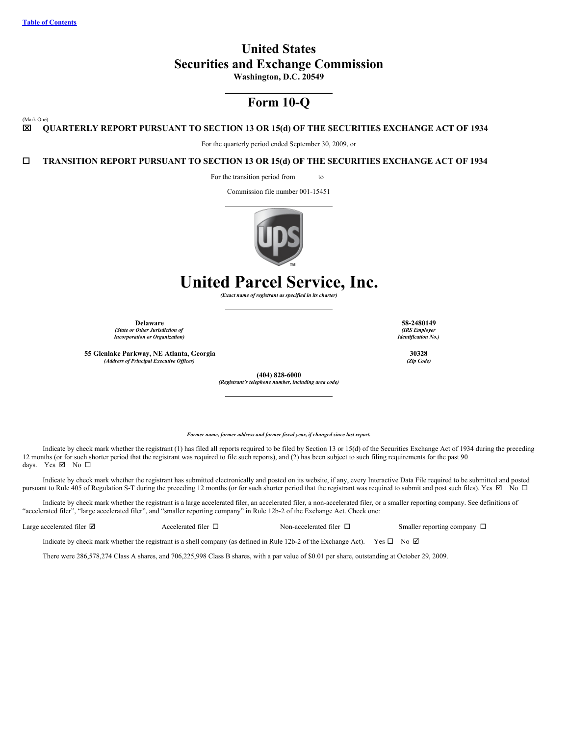Table of Contents

# United States
# Securities and Exchange Commission
**Washington, D.C. 20549**

## Form 10-Q

(Mark One)

☒ **QUARTERLY REPORT PURSUANT TO SECTION 13 OR 15(d) OF THE SECURITIES EXCHANGE ACT OF 1934**

For the quarterly period ended September 30, 2009, or

☐ **TRANSITION REPORT PURSUANT TO SECTION 13 OR 15(d) OF THE SECURITIES EXCHANGE ACT OF 1934**

For the transition period from to

Commission file number 001-15451

# United Parcel Service, Inc.
*(Exact name of registrant as specified in its charter)*

| | |
|---|---|
| **Delaware** | **58-2480149** |
| *(State or Other Jurisdiction of Incorporation or Organization)* | *(IRS Employer Identification No.)* |
| **55 Glenlake Parkway, NE Atlanta, Georgia** | **30328** |
| *(Address of Principal Executive Offices)* | *(Zip Code)* |

**(404) 828-6000**
*(Registrant's telephone number, including area code)*

*Former name, former address and former fiscal year, if changed since last report.*

Indicate by check mark whether the registrant (1) has filed all reports required to be filed by Section 13 or 15(d) of the Securities Exchange Act of 1934 during the preceding 12 months (or for such shorter period that the registrant was required to file such reports), and (2) has been subject to such filing requirements for the past 90 days. Yes ☑ No ☐

Indicate by check mark whether the registrant has submitted electronically and posted on its website, if any, every Interactive Data File required to be submitted and posted pursuant to Rule 405 of Regulation S-T during the preceding 12 months (or for such shorter period that the registrant was required to submit and post such files). Yes ☑ No ☐

Indicate by check mark whether the registrant is a large accelerated filer, an accelerated filer, a non-accelerated filer, or a smaller reporting company. See definitions of "accelerated filer", "large accelerated filer", and "smaller reporting company" in Rule 12b-2 of the Exchange Act. Check one:

Large accelerated filer ☑ Accelerated filer ☐ Non-accelerated filer ☐ Smaller reporting company ☐

Indicate by check mark whether the registrant is a shell company (as defined in Rule 12b-2 of the Exchange Act). Yes ☐ No ☑

There were 286,578,274 Class A shares, and 706,225,998 Class B shares, with a par value of $0.01 per share, outstanding at October 29, 2009.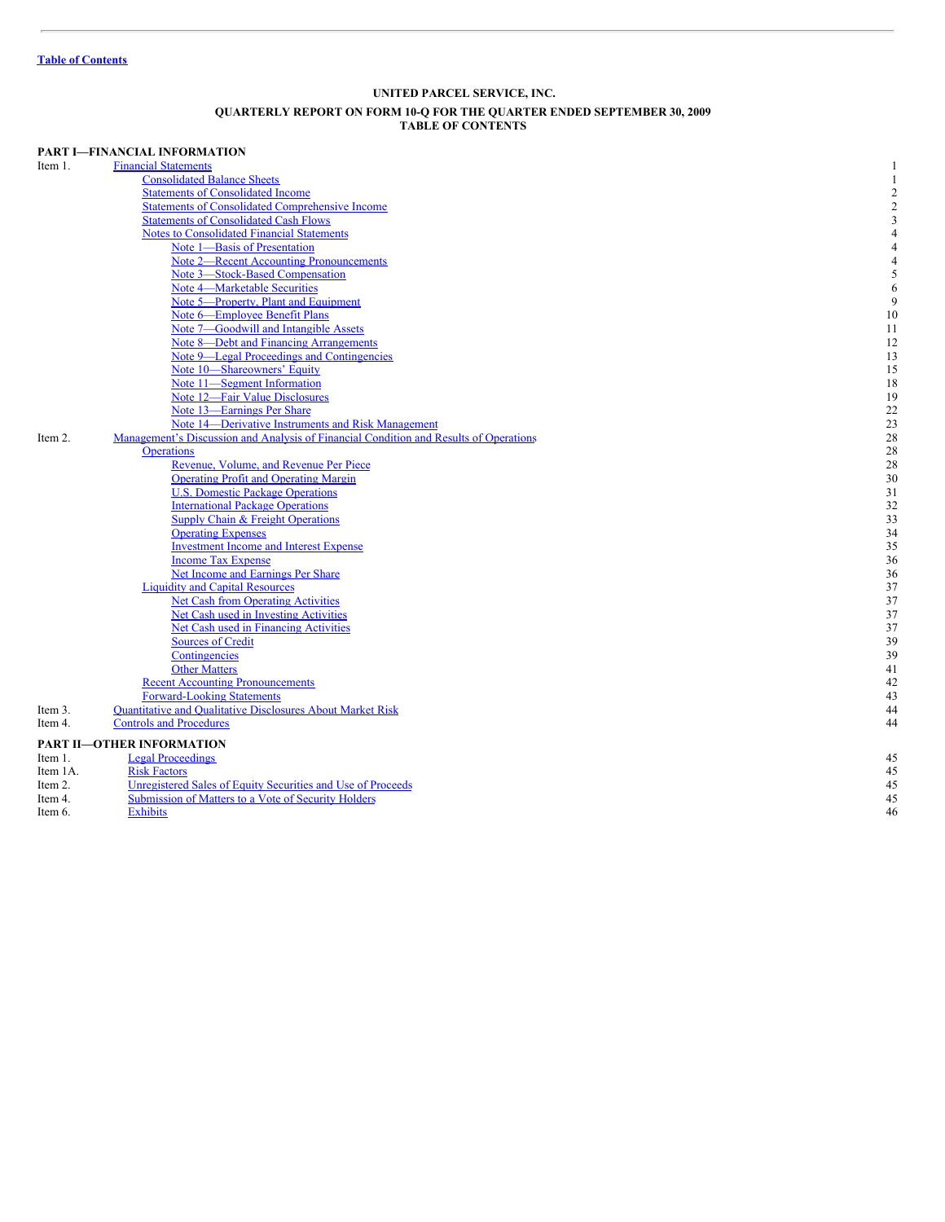Table of Contents

**UNITED PARCEL SERVICE, INC.**

**QUARTERLY REPORT ON FORM 10-Q FOR THE QUARTER ENDED SEPTEMBER 30, 2009**
**TABLE OF CONTENTS**

**PART I—FINANCIAL INFORMATION**

| | | |
|---|---|---|
| Item 1. | Financial Statements | 1 |
| | Consolidated Balance Sheets | 1 |
| | Statements of Consolidated Income | 2 |
| | Statements of Consolidated Comprehensive Income | 2 |
| | Statements of Consolidated Cash Flows | 3 |
| | Notes to Consolidated Financial Statements | 4 |
| | Note 1—Basis of Presentation | 4 |
| | Note 2—Recent Accounting Pronouncements | 4 |
| | Note 3—Stock-Based Compensation | 5 |
| | Note 4—Marketable Securities | 6 |
| | Note 5—Property, Plant and Equipment | 9 |
| | Note 6—Employee Benefit Plans | 10 |
| | Note 7—Goodwill and Intangible Assets | 11 |
| | Note 8—Debt and Financing Arrangements | 12 |
| | Note 9—Legal Proceedings and Contingencies | 13 |
| | Note 10—Shareowners' Equity | 15 |
| | Note 11—Segment Information | 18 |
| | Note 12—Fair Value Disclosures | 19 |
| | Note 13—Earnings Per Share | 22 |
| | Note 14—Derivative Instruments and Risk Management | 23 |
| Item 2. | Management's Discussion and Analysis of Financial Condition and Results of Operations | 28 |
| | Operations | 28 |
| | Revenue, Volume, and Revenue Per Piece | 28 |
| | Operating Profit and Operating Margin | 30 |
| | U.S. Domestic Package Operations | 31 |
| | International Package Operations | 32 |
| | Supply Chain & Freight Operations | 33 |
| | Operating Expenses | 34 |
| | Investment Income and Interest Expense | 35 |
| | Income Tax Expense | 36 |
| | Net Income and Earnings Per Share | 36 |
| | Liquidity and Capital Resources | 37 |
| | Net Cash from Operating Activities | 37 |
| | Net Cash used in Investing Activities | 37 |
| | Net Cash used in Financing Activities | 37 |
| | Sources of Credit | 39 |
| | Contingencies | 39 |
| | Other Matters | 41 |
| | Recent Accounting Pronouncements | 42 |
| | Forward-Looking Statements | 43 |
| Item 3. | Quantitative and Qualitative Disclosures About Market Risk | 44 |
| Item 4. | Controls and Procedures | 44 |

**PART II—OTHER INFORMATION**

| | | |
|---|---|---|
| Item 1. | Legal Proceedings | 45 |
| Item 1A. | Risk Factors | 45 |
| Item 2. | Unregistered Sales of Equity Securities and Use of Proceeds | 45 |
| Item 4. | Submission of Matters to a Vote of Security Holders | 45 |
| Item 6. | Exhibits | 46 |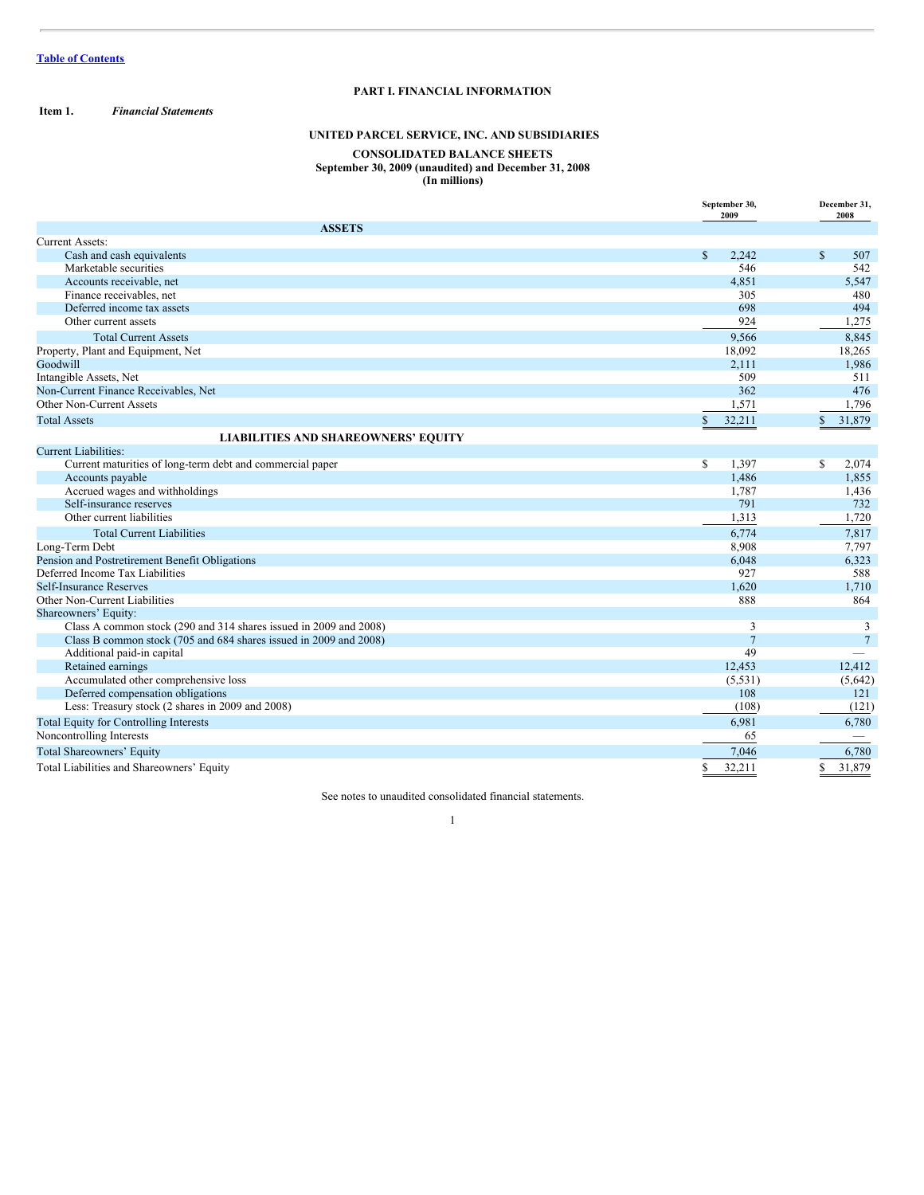[Table of Contents](#)

## PART I. FINANCIAL INFORMATION

**Item 1.** ***Financial Statements***

### UNITED PARCEL SERVICE, INC. AND SUBSIDIARIES

### CONSOLIDATED BALANCE SHEETS
**September 30, 2009 (unaudited) and December 31, 2008**
**(In millions)**

| | September 30, 2009 | December 31, 2008 |
|---|---|---|
| **ASSETS** | | |
| Current Assets: | | |
| Cash and cash equivalents | $ 2,242 | $ 507 |
| Marketable securities | 546 | 542 |
| Accounts receivable, net | 4,851 | 5,547 |
| Finance receivables, net | 305 | 480 |
| Deferred income tax assets | 698 | 494 |
| Other current assets | 924 | 1,275 |
| Total Current Assets | 9,566 | 8,845 |
| Property, Plant and Equipment, Net | 18,092 | 18,265 |
| Goodwill | 2,111 | 1,986 |
| Intangible Assets, Net | 509 | 511 |
| Non-Current Finance Receivables, Net | 362 | 476 |
| Other Non-Current Assets | 1,571 | 1,796 |
| Total Assets | $ 32,211 | $ 31,879 |
| **LIABILITIES AND SHAREOWNERS' EQUITY** | | |
| Current Liabilities: | | |
| Current maturities of long-term debt and commercial paper | $ 1,397 | $ 2,074 |
| Accounts payable | 1,486 | 1,855 |
| Accrued wages and withholdings | 1,787 | 1,436 |
| Self-insurance reserves | 791 | 732 |
| Other current liabilities | 1,313 | 1,720 |
| Total Current Liabilities | 6,774 | 7,817 |
| Long-Term Debt | 8,908 | 7,797 |
| Pension and Postretirement Benefit Obligations | 6,048 | 6,323 |
| Deferred Income Tax Liabilities | 927 | 588 |
| Self-Insurance Reserves | 1,620 | 1,710 |
| Other Non-Current Liabilities | 888 | 864 |
| Shareowners' Equity: | | |
| Class A common stock (290 and 314 shares issued in 2009 and 2008) | 3 | 3 |
| Class B common stock (705 and 684 shares issued in 2009 and 2008) | 7 | 7 |
| Additional paid-in capital | 49 | — |
| Retained earnings | 12,453 | 12,412 |
| Accumulated other comprehensive loss | (5,531) | (5,642) |
| Deferred compensation obligations | 108 | 121 |
| Less: Treasury stock (2 shares in 2009 and 2008) | (108) | (121) |
| Total Equity for Controlling Interests | 6,981 | 6,780 |
| Noncontrolling Interests | 65 | — |
| Total Shareowners' Equity | 7,046 | 6,780 |
| Total Liabilities and Shareowners' Equity | $ 32,211 | $ 31,879 |

See notes to unaudited consolidated financial statements.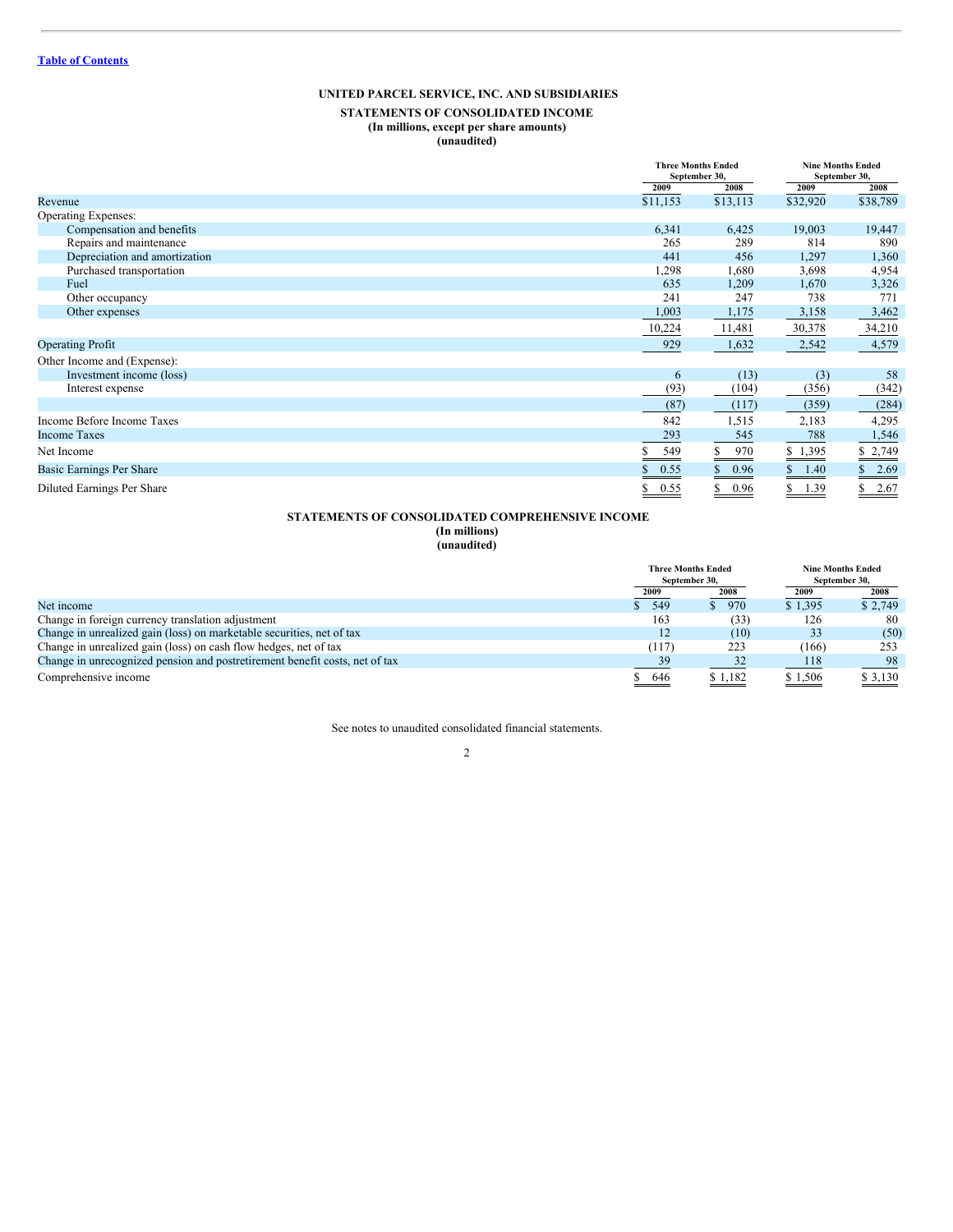[Table of Contents](#)

## UNITED PARCEL SERVICE, INC. AND SUBSIDIARIES

### STATEMENTS OF CONSOLIDATED INCOME

**(In millions, except per share amounts)**
**(unaudited)**

| | Three Months Ended September 30, | | Nine Months Ended September 30, | |
|---|---|---|---|---|
| | 2009 | 2008 | 2009 | 2008 |
| Revenue | $11,153 | $13,113 | $32,920 | $38,789 |
| Operating Expenses: | | | | |
| Compensation and benefits | 6,341 | 6,425 | 19,003 | 19,447 |
| Repairs and maintenance | 265 | 289 | 814 | 890 |
| Depreciation and amortization | 441 | 456 | 1,297 | 1,360 |
| Purchased transportation | 1,298 | 1,680 | 3,698 | 4,954 |
| Fuel | 635 | 1,209 | 1,670 | 3,326 |
| Other occupancy | 241 | 247 | 738 | 771 |
| Other expenses | 1,003 | 1,175 | 3,158 | 3,462 |
| | 10,224 | 11,481 | 30,378 | 34,210 |
| Operating Profit | 929 | 1,632 | 2,542 | 4,579 |
| Other Income and (Expense): | | | | |
| Investment income (loss) | 6 | (13) | (3) | 58 |
| Interest expense | (93) | (104) | (356) | (342) |
| | (87) | (117) | (359) | (284) |
| Income Before Income Taxes | 842 | 1,515 | 2,183 | 4,295 |
| Income Taxes | 293 | 545 | 788 | 1,546 |
| Net Income | $ 549 | $ 970 | $ 1,395 | $ 2,749 |
| Basic Earnings Per Share | $ 0.55 | $ 0.96 | $ 1.40 | $ 2.69 |
| Diluted Earnings Per Share | $ 0.55 | $ 0.96 | $ 1.39 | $ 2.67 |

### STATEMENTS OF CONSOLIDATED COMPREHENSIVE INCOME

**(In millions)**
**(unaudited)**

| | Three Months Ended September 30, | | Nine Months Ended September 30, | |
|---|---|---|---|---|
| | 2009 | 2008 | 2009 | 2008 |
| Net income | $ 549 | $ 970 | $ 1,395 | $ 2,749 |
| Change in foreign currency translation adjustment | 163 | (33) | 126 | 80 |
| Change in unrealized gain (loss) on marketable securities, net of tax | 12 | (10) | 33 | (50) |
| Change in unrealized gain (loss) on cash flow hedges, net of tax | (117) | 223 | (166) | 253 |
| Change in unrecognized pension and postretirement benefit costs, net of tax | 39 | 32 | 118 | 98 |
| Comprehensive income | $ 646 | $ 1,182 | $ 1,506 | $ 3,130 |

See notes to unaudited consolidated financial statements.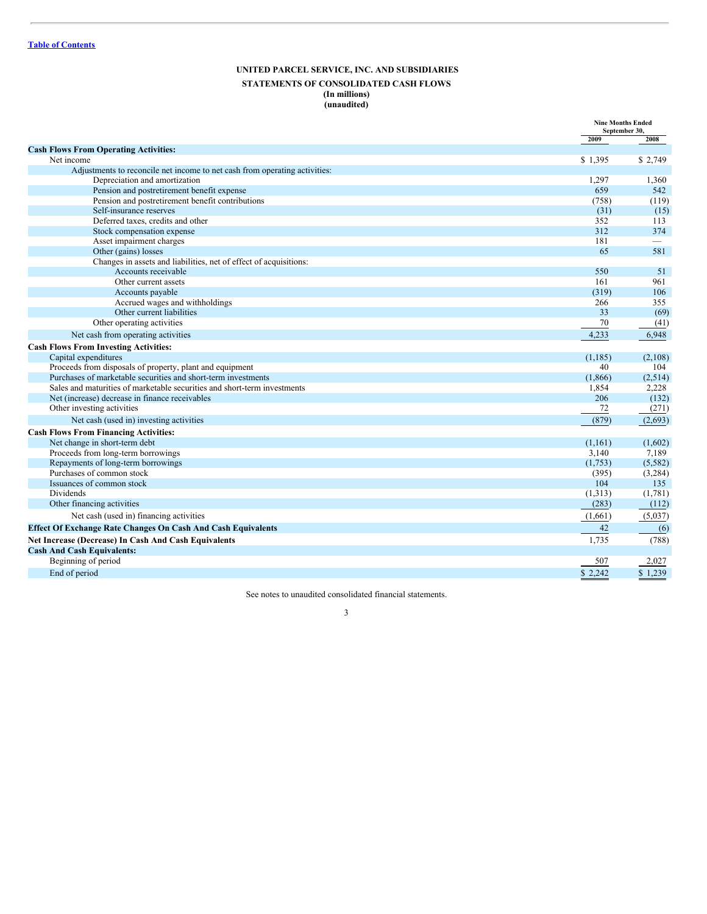[Table of Contents](#)

**UNITED PARCEL SERVICE, INC. AND SUBSIDIARIES**

**STATEMENTS OF CONSOLIDATED CASH FLOWS**

**(In millions)**

**(unaudited)**

| | Nine Months Ended September 30, | |
|---|---|---|
| | 2009 | 2008 |
| **Cash Flows From Operating Activities:** | | |
| Net income | $ 1,395 | $ 2,749 |
| Adjustments to reconcile net income to net cash from operating activities: | | |
| Depreciation and amortization | 1,297 | 1,360 |
| Pension and postretirement benefit expense | 659 | 542 |
| Pension and postretirement benefit contributions | (758) | (119) |
| Self-insurance reserves | (31) | (15) |
| Deferred taxes, credits and other | 352 | 113 |
| Stock compensation expense | 312 | 374 |
| Asset impairment charges | 181 | — |
| Other (gains) losses | 65 | 581 |
| Changes in assets and liabilities, net of effect of acquisitions: | | |
| Accounts receivable | 550 | 51 |
| Other current assets | 161 | 961 |
| Accounts payable | (319) | 106 |
| Accrued wages and withholdings | 266 | 355 |
| Other current liabilities | 33 | (69) |
| Other operating activities | 70 | (41) |
| Net cash from operating activities | 4,233 | 6,948 |
| **Cash Flows From Investing Activities:** | | |
| Capital expenditures | (1,185) | (2,108) |
| Proceeds from disposals of property, plant and equipment | 40 | 104 |
| Purchases of marketable securities and short-term investments | (1,866) | (2,514) |
| Sales and maturities of marketable securities and short-term investments | 1,854 | 2,228 |
| Net (increase) decrease in finance receivables | 206 | (132) |
| Other investing activities | 72 | (271) |
| Net cash (used in) investing activities | (879) | (2,693) |
| **Cash Flows From Financing Activities:** | | |
| Net change in short-term debt | (1,161) | (1,602) |
| Proceeds from long-term borrowings | 3,140 | 7,189 |
| Repayments of long-term borrowings | (1,753) | (5,582) |
| Purchases of common stock | (395) | (3,284) |
| Issuances of common stock | 104 | 135 |
| Dividends | (1,313) | (1,781) |
| Other financing activities | (283) | (112) |
| Net cash (used in) financing activities | (1,661) | (5,037) |
| **Effect Of Exchange Rate Changes On Cash And Cash Equivalents** | 42 | (6) |
| **Net Increase (Decrease) In Cash And Cash Equivalents** | 1,735 | (788) |
| **Cash And Cash Equivalents:** | | |
| Beginning of period | 507 | 2,027 |
| End of period | $ 2,242 | $ 1,239 |

See notes to unaudited consolidated financial statements.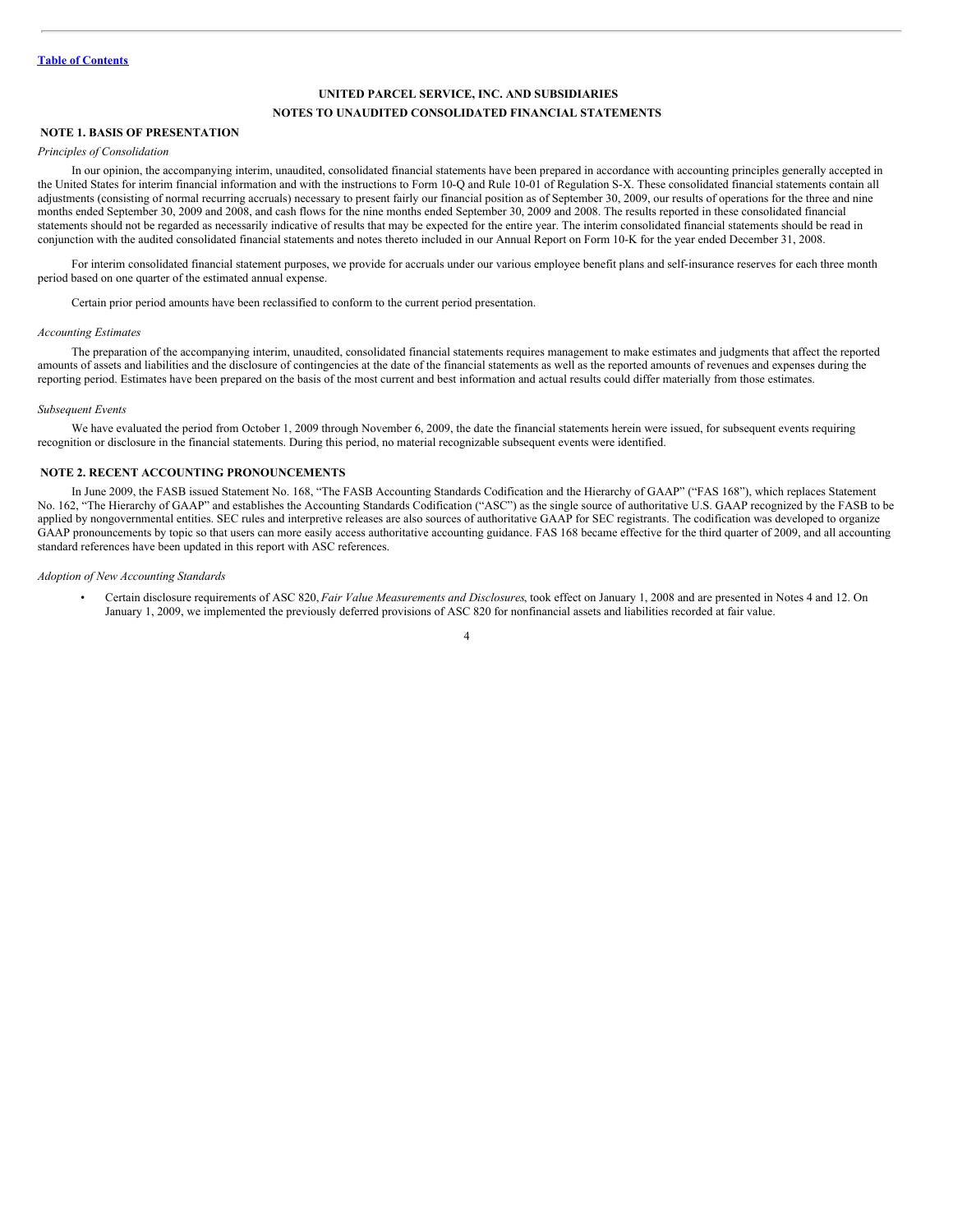## UNITED PARCEL SERVICE, INC. AND SUBSIDIARIES

## NOTES TO UNAUDITED CONSOLIDATED FINANCIAL STATEMENTS

### NOTE 1. BASIS OF PRESENTATION

*Principles of Consolidation*

In our opinion, the accompanying interim, unaudited, consolidated financial statements have been prepared in accordance with accounting principles generally accepted in the United States for interim financial information and with the instructions to Form 10-Q and Rule 10-01 of Regulation S-X. These consolidated financial statements contain all adjustments (consisting of normal recurring accruals) necessary to present fairly our financial position as of September 30, 2009, our results of operations for the three and nine months ended September 30, 2009 and 2008, and cash flows for the nine months ended September 30, 2009 and 2008. The results reported in these consolidated financial statements should not be regarded as necessarily indicative of results that may be expected for the entire year. The interim consolidated financial statements should be read in conjunction with the audited consolidated financial statements and notes thereto included in our Annual Report on Form 10-K for the year ended December 31, 2008.

For interim consolidated financial statement purposes, we provide for accruals under our various employee benefit plans and self-insurance reserves for each three month period based on one quarter of the estimated annual expense.

Certain prior period amounts have been reclassified to conform to the current period presentation.

*Accounting Estimates*

The preparation of the accompanying interim, unaudited, consolidated financial statements requires management to make estimates and judgments that affect the reported amounts of assets and liabilities and the disclosure of contingencies at the date of the financial statements as well as the reported amounts of revenues and expenses during the reporting period. Estimates have been prepared on the basis of the most current and best information and actual results could differ materially from those estimates.

*Subsequent Events*

We have evaluated the period from October 1, 2009 through November 6, 2009, the date the financial statements herein were issued, for subsequent events requiring recognition or disclosure in the financial statements. During this period, no material recognizable subsequent events were identified.

### NOTE 2. RECENT ACCOUNTING PRONOUNCEMENTS

In June 2009, the FASB issued Statement No. 168, "The FASB Accounting Standards Codification and the Hierarchy of GAAP" ("FAS 168"), which replaces Statement No. 162, "The Hierarchy of GAAP" and establishes the Accounting Standards Codification ("ASC") as the single source of authoritative U.S. GAAP recognized by the FASB to be applied by nongovernmental entities. SEC rules and interpretive releases are also sources of authoritative GAAP for SEC registrants. The codification was developed to organize GAAP pronouncements by topic so that users can more easily access authoritative accounting guidance. FAS 168 became effective for the third quarter of 2009, and all accounting standard references have been updated in this report with ASC references.

*Adoption of New Accounting Standards*

- Certain disclosure requirements of ASC 820, *Fair Value Measurements and Disclosures*, took effect on January 1, 2008 and are presented in Notes 4 and 12. On January 1, 2009, we implemented the previously deferred provisions of ASC 820 for nonfinancial assets and liabilities recorded at fair value.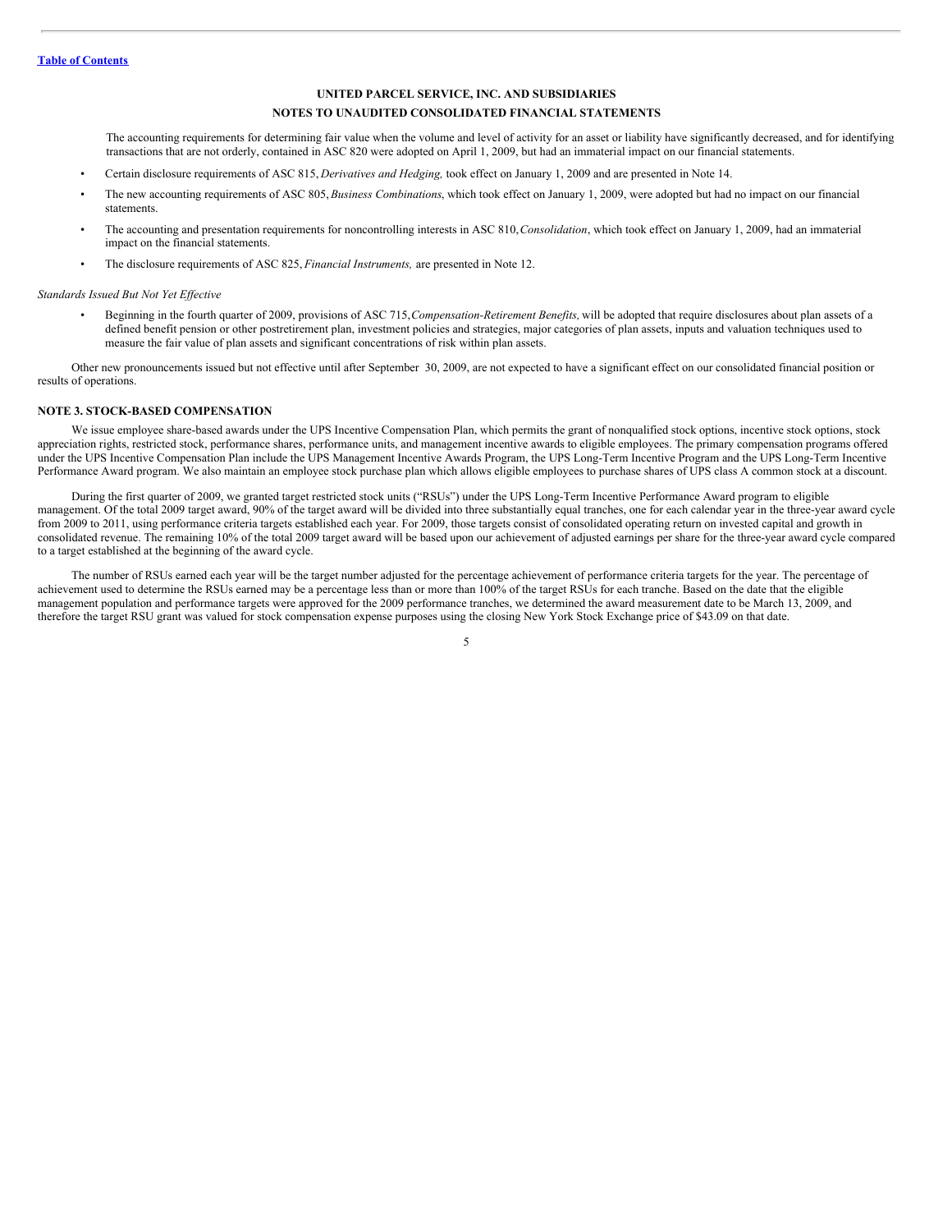The accounting requirements for determining fair value when the volume and level of activity for an asset or liability have significantly decreased, and for identifying transactions that are not orderly, contained in ASC 820 were adopted on April 1, 2009, but had an immaterial impact on our financial statements.

- Certain disclosure requirements of ASC 815, *Derivatives and Hedging,* took effect on January 1, 2009 and are presented in Note 14.
- The new accounting requirements of ASC 805, *Business Combinations*, which took effect on January 1, 2009, were adopted but had no impact on our financial statements.
- The accounting and presentation requirements for noncontrolling interests in ASC 810, *Consolidation*, which took effect on January 1, 2009, had an immaterial impact on the financial statements.
- The disclosure requirements of ASC 825, *Financial Instruments,* are presented in Note 12.

*Standards Issued But Not Yet Effective*

- Beginning in the fourth quarter of 2009, provisions of ASC 715, *Compensation-Retirement Benefits,* will be adopted that require disclosures about plan assets of a defined benefit pension or other postretirement plan, investment policies and strategies, major categories of plan assets, inputs and valuation techniques used to measure the fair value of plan assets and significant concentrations of risk within plan assets.

Other new pronouncements issued but not effective until after September 30, 2009, are not expected to have a significant effect on our consolidated financial position or results of operations.

## NOTE 3. STOCK-BASED COMPENSATION

We issue employee share-based awards under the UPS Incentive Compensation Plan, which permits the grant of nonqualified stock options, incentive stock options, stock appreciation rights, restricted stock, performance shares, performance units, and management incentive awards to eligible employees. The primary compensation programs offered under the UPS Incentive Compensation Plan include the UPS Management Incentive Awards Program, the UPS Long-Term Incentive Program and the UPS Long-Term Incentive Performance Award program. We also maintain an employee stock purchase plan which allows eligible employees to purchase shares of UPS class A common stock at a discount.

During the first quarter of 2009, we granted target restricted stock units ("RSUs") under the UPS Long-Term Incentive Performance Award program to eligible management. Of the total 2009 target award, 90% of the target award will be divided into three substantially equal tranches, one for each calendar year in the three-year award cycle from 2009 to 2011, using performance criteria targets established each year. For 2009, those targets consist of consolidated operating return on invested capital and growth in consolidated revenue. The remaining 10% of the total 2009 target award will be based upon our achievement of adjusted earnings per share for the three-year award cycle compared to a target established at the beginning of the award cycle.

The number of RSUs earned each year will be the target number adjusted for the percentage achievement of performance criteria targets for the year. The percentage of achievement used to determine the RSUs earned may be a percentage less than or more than 100% of the target RSUs for each tranche. Based on the date that the eligible management population and performance targets were approved for the 2009 performance tranches, we determined the award measurement date to be March 13, 2009, and therefore the target RSU grant was valued for stock compensation expense purposes using the closing New York Stock Exchange price of $43.09 on that date.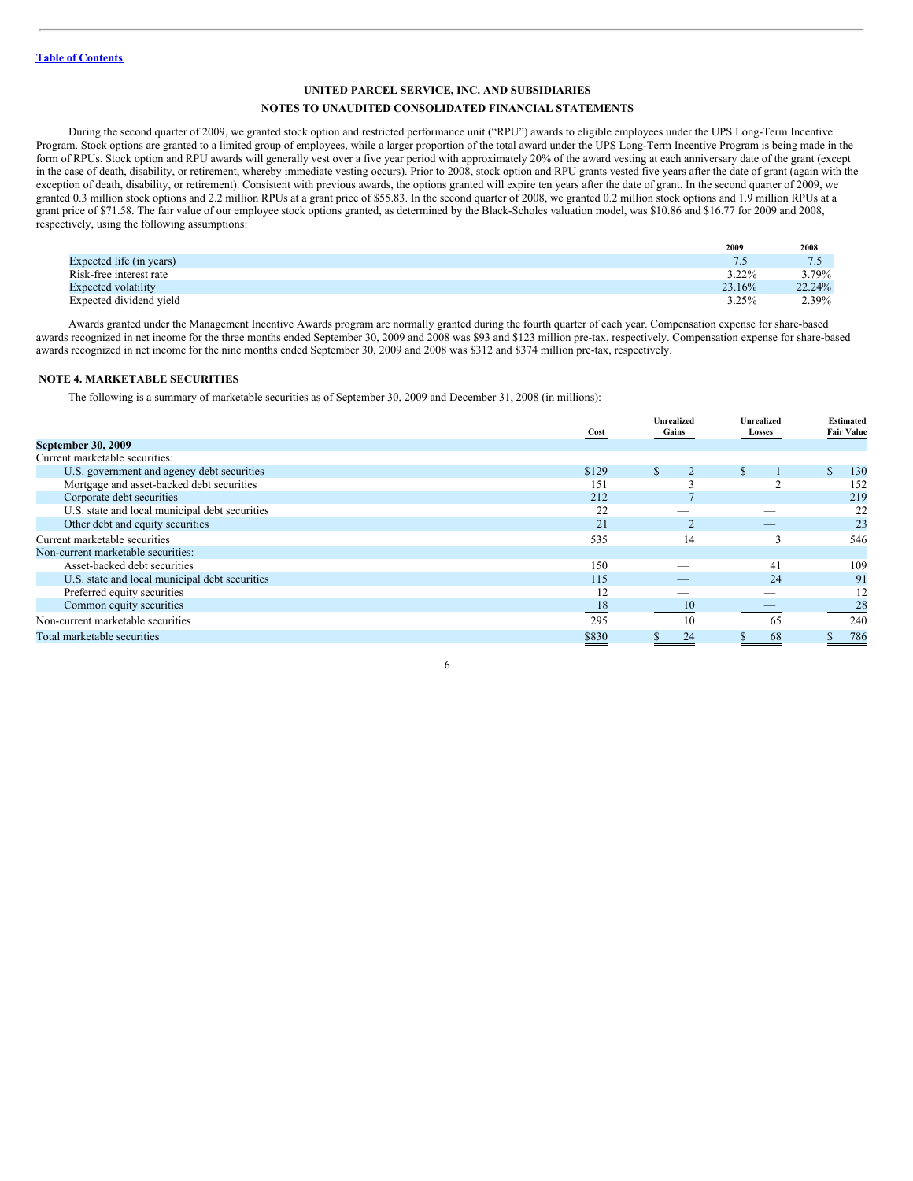[Table of Contents](#)

**UNITED PARCEL SERVICE, INC. AND SUBSIDIARIES**

**NOTES TO UNAUDITED CONSOLIDATED FINANCIAL STATEMENTS**

During the second quarter of 2009, we granted stock option and restricted performance unit ("RPU") awards to eligible employees under the UPS Long-Term Incentive Program. Stock options are granted to a limited group of employees, while a larger proportion of the total award under the UPS Long-Term Incentive Program is being made in the form of RPUs. Stock option and RPU awards will generally vest over a five year period with approximately 20% of the award vesting at each anniversary date of the grant (except in the case of death, disability, or retirement, whereby immediate vesting occurs). Prior to 2008, stock option and RPU grants vested five years after the date of grant (again with the exception of death, disability, or retirement). Consistent with previous awards, the options granted will expire ten years after the date of grant. In the second quarter of 2009, we granted 0.3 million stock options and 2.2 million RPUs at a grant price of $55.83. In the second quarter of 2008, we granted 0.2 million stock options and 1.9 million RPUs at a grant price of $71.58. The fair value of our employee stock options granted, as determined by the Black-Scholes valuation model, was $10.86 and $16.77 for 2009 and 2008, respectively, using the following assumptions:

| | 2009 | 2008 |
|---|---|---|
| Expected life (in years) | 7.5 | 7.5 |
| Risk-free interest rate | 3.22% | 3.79% |
| Expected volatility | 23.16% | 22.24% |
| Expected dividend yield | 3.25% | 2.39% |

Awards granted under the Management Incentive Awards program are normally granted during the fourth quarter of each year. Compensation expense for share-based awards recognized in net income for the three months ended September 30, 2009 and 2008 was $93 and $123 million pre-tax, respectively. Compensation expense for share-based awards recognized in net income for the nine months ended September 30, 2009 and 2008 was $312 and $374 million pre-tax, respectively.

## NOTE 4. MARKETABLE SECURITIES

The following is a summary of marketable securities as of September 30, 2009 and December 31, 2008 (in millions):

| | Cost | Unrealized Gains | Unrealized Losses | Estimated Fair Value |
|---|---|---|---|---|
| **September 30, 2009** | | | | |
| Current marketable securities: | | | | |
| U.S. government and agency debt securities | $129 | $ 2 | $ 1 | $ 130 |
| Mortgage and asset-backed debt securities | 151 | 3 | 2 | 152 |
| Corporate debt securities | 212 | 7 | — | 219 |
| U.S. state and local municipal debt securities | 22 | — | — | 22 |
| Other debt and equity securities | 21 | 2 | — | 23 |
| Current marketable securities | 535 | 14 | 3 | 546 |
| Non-current marketable securities: | | | | |
| Asset-backed debt securities | 150 | — | 41 | 109 |
| U.S. state and local municipal debt securities | 115 | — | 24 | 91 |
| Preferred equity securities | 12 | — | — | 12 |
| Common equity securities | 18 | 10 | — | 28 |
| Non-current marketable securities | 295 | 10 | 65 | 240 |
| Total marketable securities | $830 | $ 24 | $ 68 | $ 786 |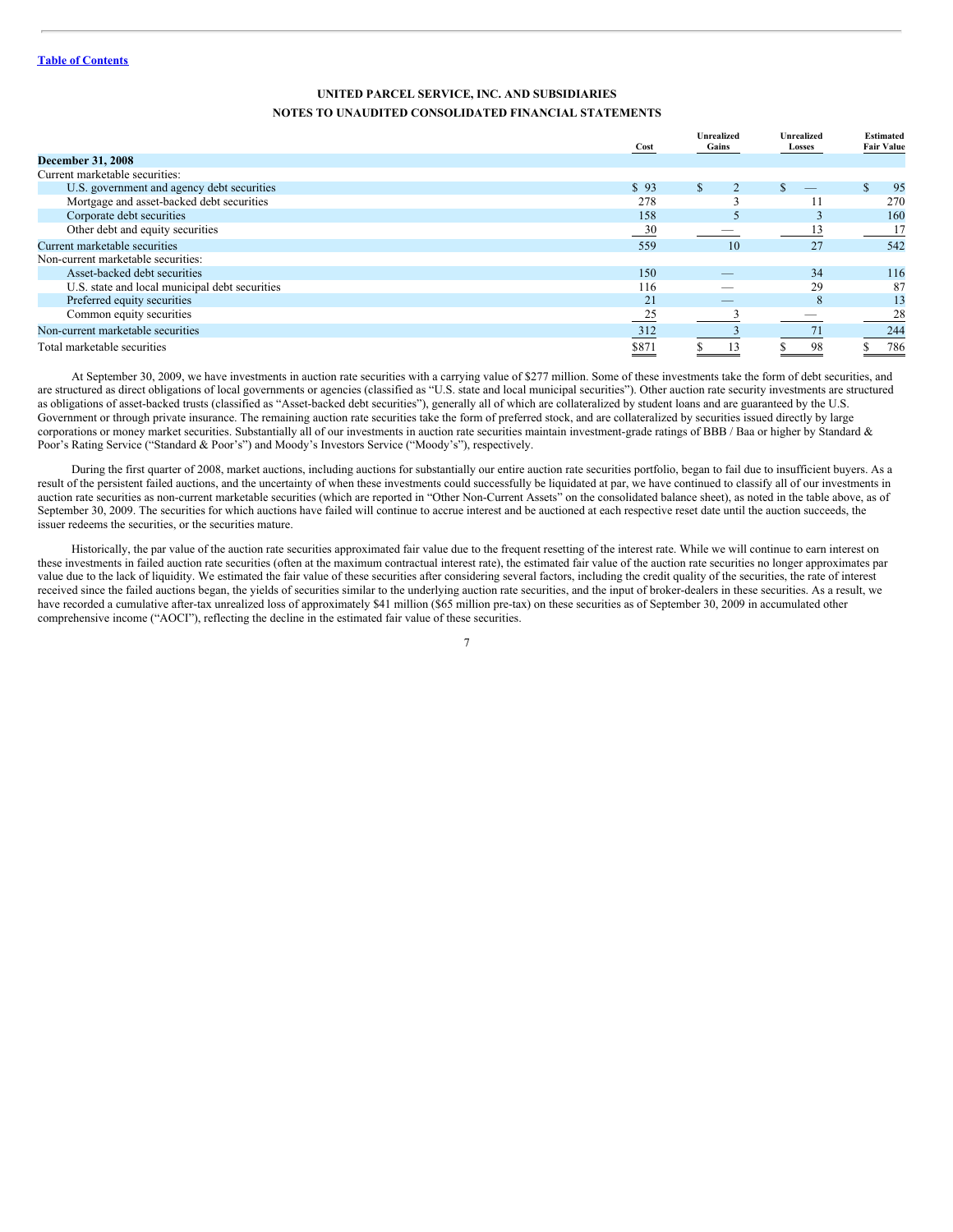Table of Contents

**UNITED PARCEL SERVICE, INC. AND SUBSIDIARIES**

**NOTES TO UNAUDITED CONSOLIDATED FINANCIAL STATEMENTS**

| | Cost | Unrealized Gains | Unrealized Losses | Estimated Fair Value |
|---|---|---|---|---|
| **December 31, 2008** | | | | |
| Current marketable securities: | | | | |
| U.S. government and agency debt securities | $ 93 | $ 2 | $ — | $ 95 |
| Mortgage and asset-backed debt securities | 278 | 3 | 11 | 270 |
| Corporate debt securities | 158 | 5 | 3 | 160 |
| Other debt and equity securities | 30 | — | 13 | 17 |
| Current marketable securities | 559 | 10 | 27 | 542 |
| Non-current marketable securities: | | | | |
| Asset-backed debt securities | 150 | — | 34 | 116 |
| U.S. state and local municipal debt securities | 116 | — | 29 | 87 |
| Preferred equity securities | 21 | — | 8 | 13 |
| Common equity securities | 25 | 3 | — | 28 |
| Non-current marketable securities | 312 | 3 | 71 | 244 |
| Total marketable securities | $871 | $ 13 | $ 98 | $ 786 |

At September 30, 2009, we have investments in auction rate securities with a carrying value of $277 million. Some of these investments take the form of debt securities, and are structured as direct obligations of local governments or agencies (classified as "U.S. state and local municipal securities"). Other auction rate security investments are structured as obligations of asset-backed trusts (classified as "Asset-backed debt securities"), generally all of which are collateralized by student loans and are guaranteed by the U.S. Government or through private insurance. The remaining auction rate securities take the form of preferred stock, and are collateralized by securities issued directly by large corporations or money market securities. Substantially all of our investments in auction rate securities maintain investment-grade ratings of BBB / Baa or higher by Standard & Poor's Rating Service ("Standard & Poor's") and Moody's Investors Service ("Moody's"), respectively.

During the first quarter of 2008, market auctions, including auctions for substantially our entire auction rate securities portfolio, began to fail due to insufficient buyers. As a result of the persistent failed auctions, and the uncertainty of when these investments could successfully be liquidated at par, we have continued to classify all of our investments in auction rate securities as non-current marketable securities (which are reported in "Other Non-Current Assets" on the consolidated balance sheet), as noted in the table above, as of September 30, 2009. The securities for which auctions have failed will continue to accrue interest and be auctioned at each respective reset date until the auction succeeds, the issuer redeems the securities, or the securities mature.

Historically, the par value of the auction rate securities approximated fair value due to the frequent resetting of the interest rate. While we will continue to earn interest on these investments in failed auction rate securities (often at the maximum contractual interest rate), the estimated fair value of the auction rate securities no longer approximates par value due to the lack of liquidity. We estimated the fair value of these securities after considering several factors, including the credit quality of the securities, the rate of interest received since the failed auctions began, the yields of securities similar to the underlying auction rate securities, and the input of broker-dealers in these securities. As a result, we have recorded a cumulative after-tax unrealized loss of approximately $41 million ($65 million pre-tax) on these securities as of September 30, 2009 in accumulated other comprehensive income ("AOCI"), reflecting the decline in the estimated fair value of these securities.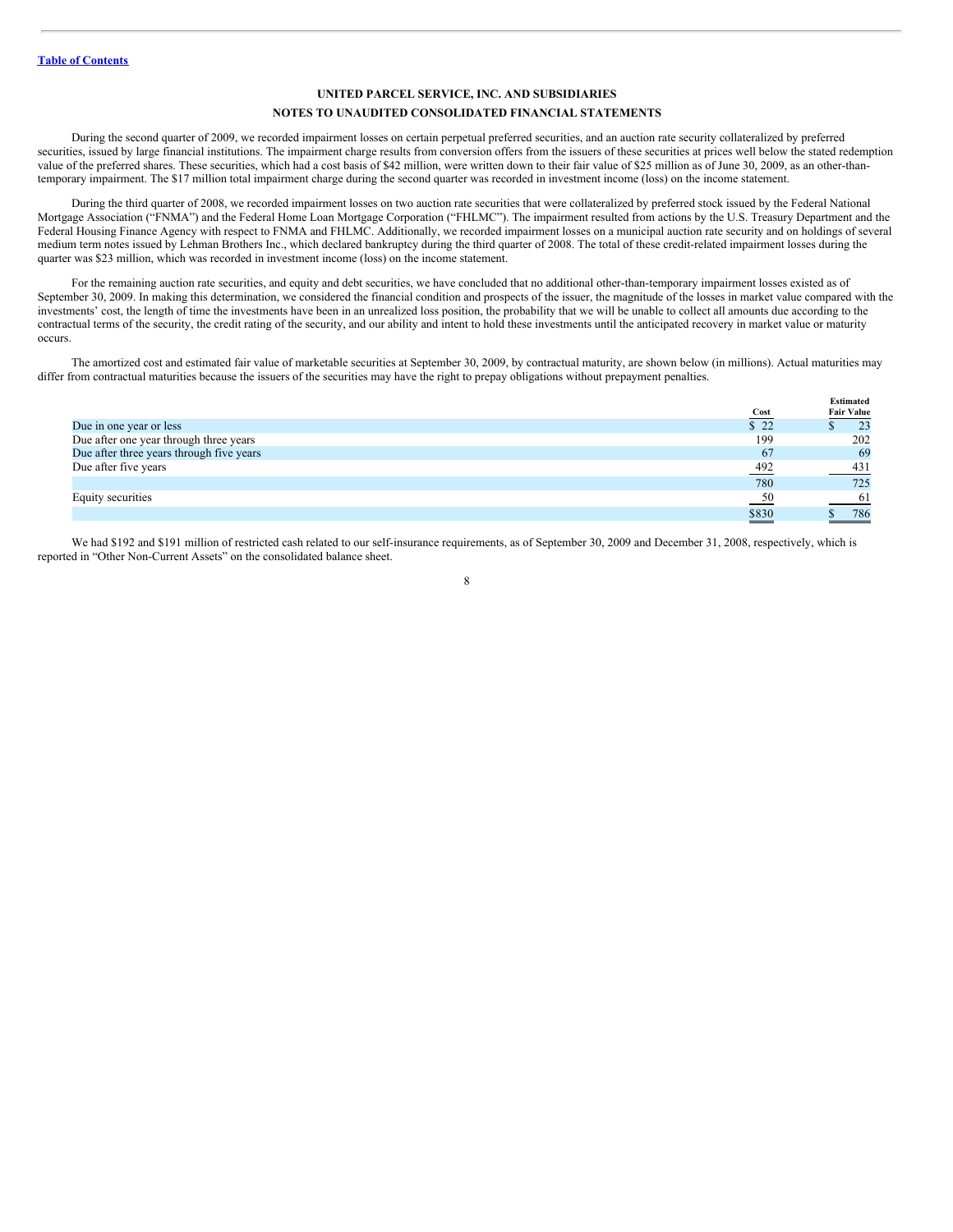[Table of Contents](#)

**UNITED PARCEL SERVICE, INC. AND SUBSIDIARIES**

**NOTES TO UNAUDITED CONSOLIDATED FINANCIAL STATEMENTS**

During the second quarter of 2009, we recorded impairment losses on certain perpetual preferred securities, and an auction rate security collateralized by preferred securities, issued by large financial institutions. The impairment charge results from conversion offers from the issuers of these securities at prices well below the stated redemption value of the preferred shares. These securities, which had a cost basis of $42 million, were written down to their fair value of $25 million as of June 30, 2009, as an other-than-temporary impairment. The $17 million total impairment charge during the second quarter was recorded in investment income (loss) on the income statement.

During the third quarter of 2008, we recorded impairment losses on two auction rate securities that were collateralized by preferred stock issued by the Federal National Mortgage Association ("FNMA") and the Federal Home Loan Mortgage Corporation ("FHLMC"). The impairment resulted from actions by the U.S. Treasury Department and the Federal Housing Finance Agency with respect to FNMA and FHLMC. Additionally, we recorded impairment losses on a municipal auction rate security and on holdings of several medium term notes issued by Lehman Brothers Inc., which declared bankruptcy during the third quarter of 2008. The total of these credit-related impairment losses during the quarter was $23 million, which was recorded in investment income (loss) on the income statement.

For the remaining auction rate securities, and equity and debt securities, we have concluded that no additional other-than-temporary impairment losses existed as of September 30, 2009. In making this determination, we considered the financial condition and prospects of the issuer, the magnitude of the losses in market value compared with the investments' cost, the length of time the investments have been in an unrealized loss position, the probability that we will be unable to collect all amounts due according to the contractual terms of the security, the credit rating of the security, and our ability and intent to hold these investments until the anticipated recovery in market value or maturity occurs.

The amortized cost and estimated fair value of marketable securities at September 30, 2009, by contractual maturity, are shown below (in millions). Actual maturities may differ from contractual maturities because the issuers of the securities may have the right to prepay obligations without prepayment penalties.

| | Cost | Estimated Fair Value |
|---|---|---|
| Due in one year or less | $ 22 | $ 23 |
| Due after one year through three years | 199 | 202 |
| Due after three years through five years | 67 | 69 |
| Due after five years | 492 | 431 |
| | 780 | 725 |
| Equity securities | 50 | 61 |
| | $830 | $ 786 |

We had $192 and $191 million of restricted cash related to our self-insurance requirements, as of September 30, 2009 and December 31, 2008, respectively, which is reported in "Other Non-Current Assets" on the consolidated balance sheet.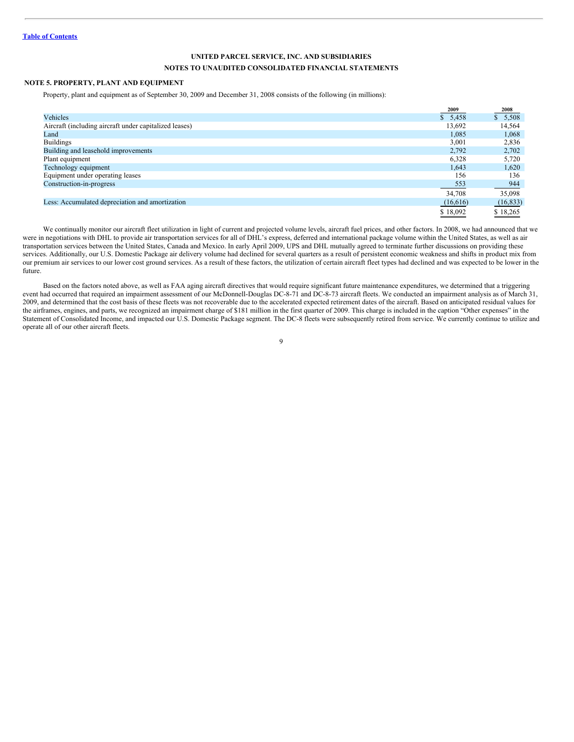[Table of Contents](#)

**UNITED PARCEL SERVICE, INC. AND SUBSIDIARIES**

**NOTES TO UNAUDITED CONSOLIDATED FINANCIAL STATEMENTS**

## NOTE 5. PROPERTY, PLANT AND EQUIPMENT

Property, plant and equipment as of September 30, 2009 and December 31, 2008 consists of the following (in millions):

| | 2009 | 2008 |
|---|---|---|
| Vehicles | $ 5,458 | $ 5,508 |
| Aircraft (including aircraft under capitalized leases) | 13,692 | 14,564 |
| Land | 1,085 | 1,068 |
| Buildings | 3,001 | 2,836 |
| Building and leasehold improvements | 2,792 | 2,702 |
| Plant equipment | 6,328 | 5,720 |
| Technology equipment | 1,643 | 1,620 |
| Equipment under operating leases | 156 | 136 |
| Construction-in-progress | 553 | 944 |
| | 34,708 | 35,098 |
| Less: Accumulated depreciation and amortization | (16,616) | (16,833) |
| | $ 18,092 | $ 18,265 |

We continually monitor our aircraft fleet utilization in light of current and projected volume levels, aircraft fuel prices, and other factors. In 2008, we had announced that we were in negotiations with DHL to provide air transportation services for all of DHL's express, deferred and international package volume within the United States, as well as air transportation services between the United States, Canada and Mexico. In early April 2009, UPS and DHL mutually agreed to terminate further discussions on providing these services. Additionally, our U.S. Domestic Package air delivery volume had declined for several quarters as a result of persistent economic weakness and shifts in product mix from our premium air services to our lower cost ground services. As a result of these factors, the utilization of certain aircraft fleet types had declined and was expected to be lower in the future.

Based on the factors noted above, as well as FAA aging aircraft directives that would require significant future maintenance expenditures, we determined that a triggering event had occurred that required an impairment assessment of our McDonnell-Douglas DC-8-71 and DC-8-73 aircraft fleets. We conducted an impairment analysis as of March 31, 2009, and determined that the cost basis of these fleets was not recoverable due to the accelerated expected retirement dates of the aircraft. Based on anticipated residual values for the airframes, engines, and parts, we recognized an impairment charge of $181 million in the first quarter of 2009. This charge is included in the caption "Other expenses" in the Statement of Consolidated Income, and impacted our U.S. Domestic Package segment. The DC-8 fleets were subsequently retired from service. We currently continue to utilize and operate all of our other aircraft fleets.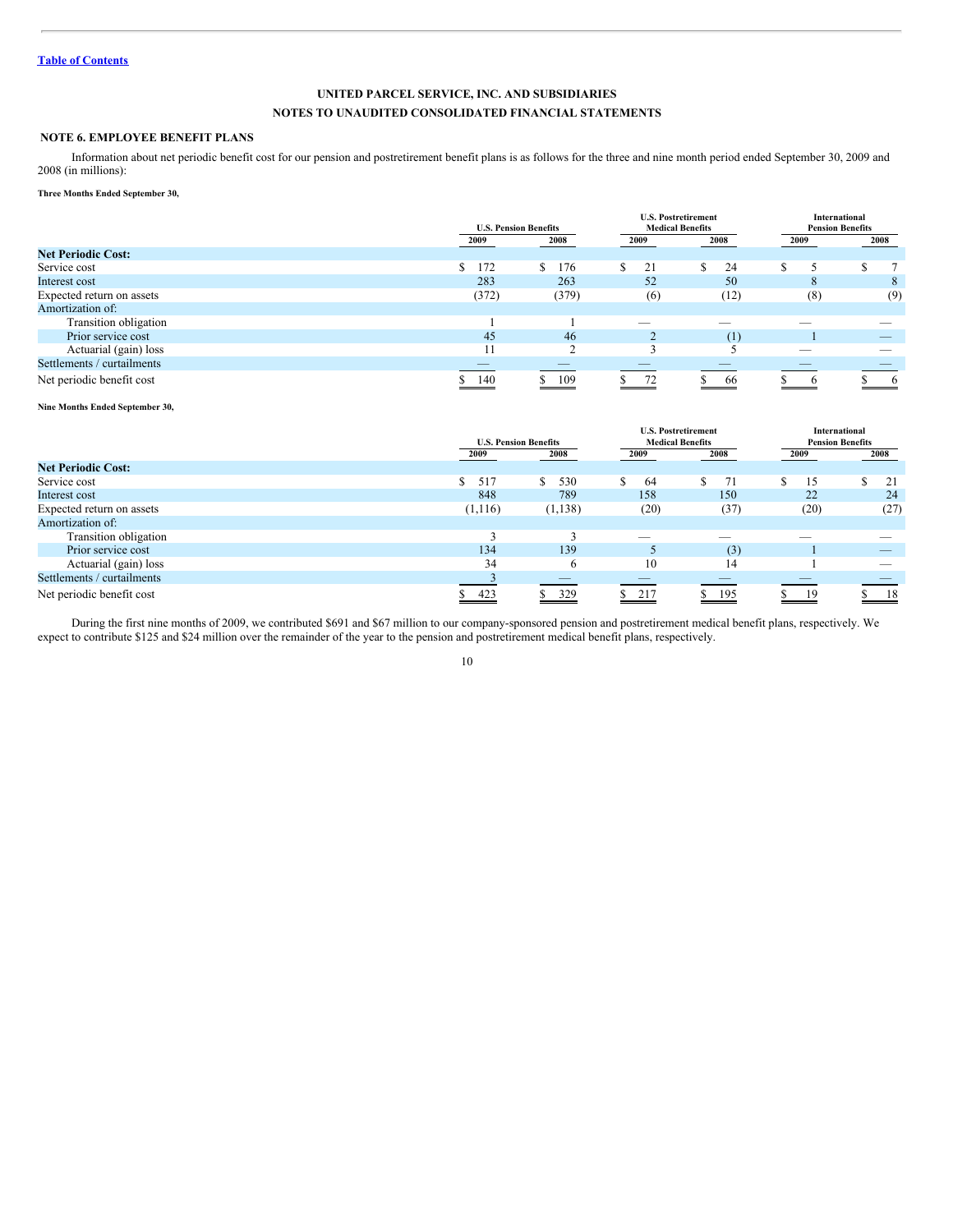Table of Contents

**UNITED PARCEL SERVICE, INC. AND SUBSIDIARIES**

**NOTES TO UNAUDITED CONSOLIDATED FINANCIAL STATEMENTS**

## NOTE 6. EMPLOYEE BENEFIT PLANS

Information about net periodic benefit cost for our pension and postretirement benefit plans is as follows for the three and nine month period ended September 30, 2009 and 2008 (in millions):

**Three Months Ended September 30,**

| | U.S. Pension Benefits | | U.S. Postretirement Medical Benefits | | International Pension Benefits | |
|---|---|---|---|---|---|---|
| | 2009 | 2008 | 2009 | 2008 | 2009 | 2008 |
| **Net Periodic Cost:** | | | | | | |
| Service cost | $ 172 | $ 176 | $ 21 | $ 24 | $ 5 | $ 7 |
| Interest cost | 283 | 263 | 52 | 50 | 8 | 8 |
| Expected return on assets | (372) | (379) | (6) | (12) | (8) | (9) |
| Amortization of: | | | | | | |
| Transition obligation | 1 | 1 | — | — | — | — |
| Prior service cost | 45 | 46 | 2 | (1) | 1 | — |
| Actuarial (gain) loss | 11 | 2 | 3 | 5 | — | — |
| Settlements / curtailments | — | — | — | — | — | — |
| Net periodic benefit cost | $ 140 | $ 109 | $ 72 | $ 66 | $ 6 | $ 6 |

**Nine Months Ended September 30,**

| | U.S. Pension Benefits | | U.S. Postretirement Medical Benefits | | International Pension Benefits | |
|---|---|---|---|---|---|---|
| | 2009 | 2008 | 2009 | 2008 | 2009 | 2008 |
| **Net Periodic Cost:** | | | | | | |
| Service cost | $ 517 | $ 530 | $ 64 | $ 71 | $ 15 | $ 21 |
| Interest cost | 848 | 789 | 158 | 150 | 22 | 24 |
| Expected return on assets | (1,116) | (1,138) | (20) | (37) | (20) | (27) |
| Amortization of: | | | | | | |
| Transition obligation | 3 | 3 | — | — | — | — |
| Prior service cost | 134 | 139 | 5 | (3) | 1 | — |
| Actuarial (gain) loss | 34 | 6 | 10 | 14 | 1 | — |
| Settlements / curtailments | 3 | — | — | — | — | — |
| Net periodic benefit cost | $ 423 | $ 329 | $ 217 | $ 195 | $ 19 | $ 18 |

During the first nine months of 2009, we contributed $691 and $67 million to our company-sponsored pension and postretirement medical benefit plans, respectively. We expect to contribute $125 and $24 million over the remainder of the year to the pension and postretirement medical benefit plans, respectively.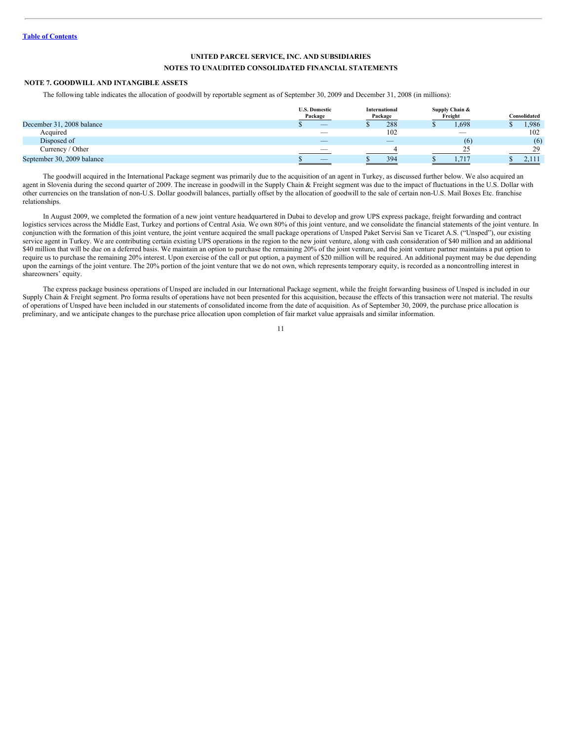[Table of Contents](#)

**UNITED PARCEL SERVICE, INC. AND SUBSIDIARIES**

**NOTES TO UNAUDITED CONSOLIDATED FINANCIAL STATEMENTS**

## NOTE 7. GOODWILL AND INTANGIBLE ASSETS

The following table indicates the allocation of goodwill by reportable segment as of September 30, 2009 and December 31, 2008 (in millions):

| | U.S. Domestic Package | International Package | Supply Chain & Freight | Consolidated |
|---|---|---|---|---|
| December 31, 2008 balance | $ — | $ 288 | $ 1,698 | $ 1,986 |
| Acquired | — | 102 | — | 102 |
| Disposed of | — | — | (6) | (6) |
| Currency / Other | — | 4 | 25 | 29 |
| September 30, 2009 balance | $ — | $ 394 | $ 1,717 | $ 2,111 |

The goodwill acquired in the International Package segment was primarily due to the acquisition of an agent in Turkey, as discussed further below. We also acquired an agent in Slovenia during the second quarter of 2009. The increase in goodwill in the Supply Chain & Freight segment was due to the impact of fluctuations in the U.S. Dollar with other currencies on the translation of non-U.S. Dollar goodwill balances, partially offset by the allocation of goodwill to the sale of certain non-U.S. Mail Boxes Etc. franchise relationships.

In August 2009, we completed the formation of a new joint venture headquartered in Dubai to develop and grow UPS express package, freight forwarding and contract logistics services across the Middle East, Turkey and portions of Central Asia. We own 80% of this joint venture, and we consolidate the financial statements of the joint venture. In conjunction with the formation of this joint venture, the joint venture acquired the small package operations of Unsped Paket Servisi San ve Ticaret A.S. ("Unsped"), our existing service agent in Turkey. We are contributing certain existing UPS operations in the region to the new joint venture, along with cash consideration of $40 million and an additional $40 million that will be due on a deferred basis. We maintain an option to purchase the remaining 20% of the joint venture, and the joint venture partner maintains a put option to require us to purchase the remaining 20% interest. Upon exercise of the call or put option, a payment of $20 million will be required. An additional payment may be due depending upon the earnings of the joint venture. The 20% portion of the joint venture that we do not own, which represents temporary equity, is recorded as a noncontrolling interest in shareowners' equity.

The express package business operations of Unsped are included in our International Package segment, while the freight forwarding business of Unsped is included in our Supply Chain & Freight segment. Pro forma results of operations have not been presented for this acquisition, because the effects of this transaction were not material. The results of operations of Unsped have been included in our statements of consolidated income from the date of acquisition. As of September 30, 2009, the purchase price allocation is preliminary, and we anticipate changes to the purchase price allocation upon completion of fair market value appraisals and similar information.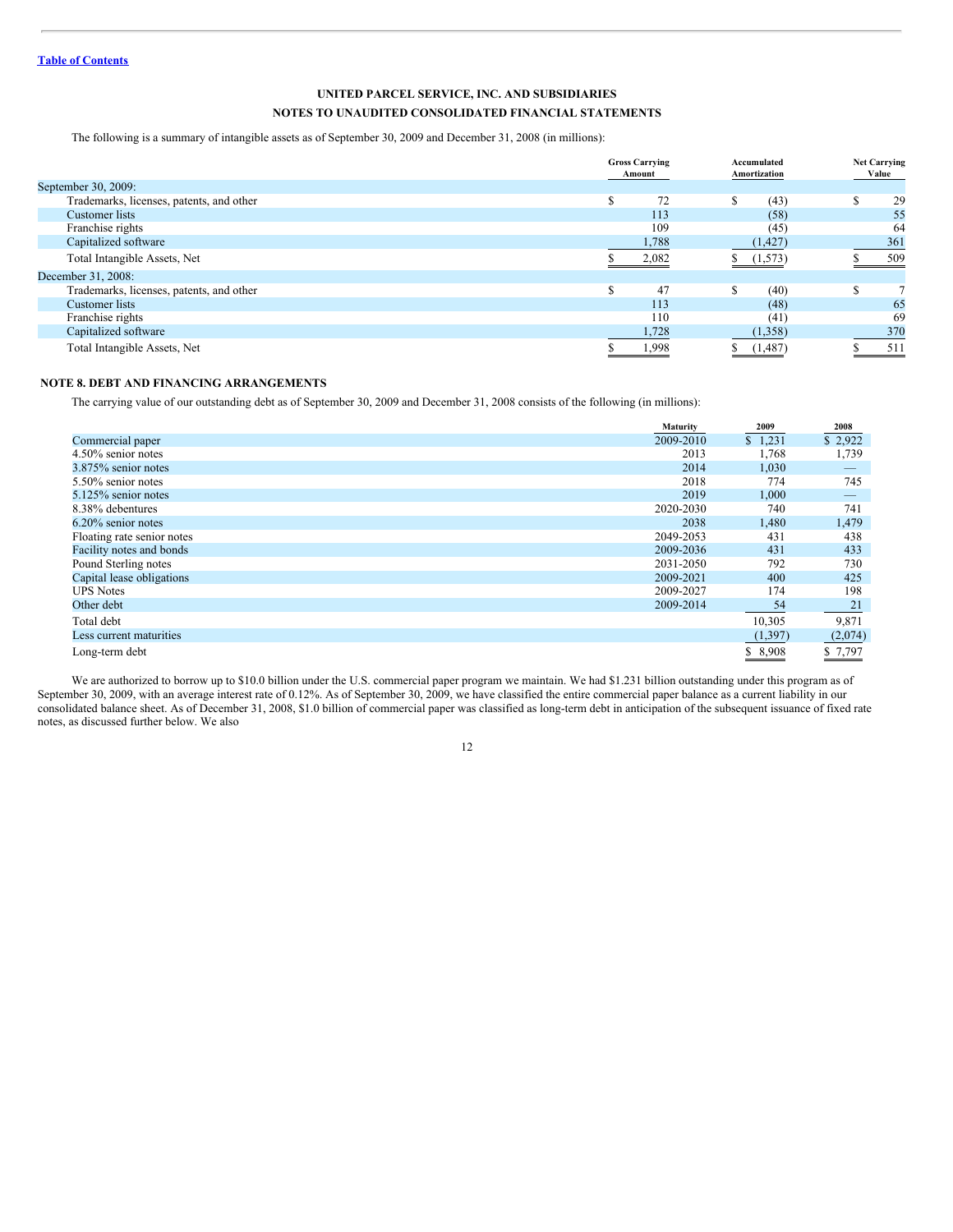[Table of Contents](#)

**UNITED PARCEL SERVICE, INC. AND SUBSIDIARIES**

**NOTES TO UNAUDITED CONSOLIDATED FINANCIAL STATEMENTS**

The following is a summary of intangible assets as of September 30, 2009 and December 31, 2008 (in millions):

| | Gross Carrying Amount | Accumulated Amortization | Net Carrying Value |
|---|---|---|---|
| September 30, 2009: | | | |
| Trademarks, licenses, patents, and other | $ 72 | $ (43) | $ 29 |
| Customer lists | 113 | (58) | 55 |
| Franchise rights | 109 | (45) | 64 |
| Capitalized software | 1,788 | (1,427) | 361 |
| Total Intangible Assets, Net | $ 2,082 | $ (1,573) | $ 509 |
| December 31, 2008: | | | |
| Trademarks, licenses, patents, and other | $ 47 | $ (40) | $ 7 |
| Customer lists | 113 | (48) | 65 |
| Franchise rights | 110 | (41) | 69 |
| Capitalized software | 1,728 | (1,358) | 370 |
| Total Intangible Assets, Net | $ 1,998 | $ (1,487) | $ 511 |

## NOTE 8. DEBT AND FINANCING ARRANGEMENTS

The carrying value of our outstanding debt as of September 30, 2009 and December 31, 2008 consists of the following (in millions):

| | Maturity | 2009 | 2008 |
|---|---|---|---|
| Commercial paper | 2009-2010 | $ 1,231 | $ 2,922 |
| 4.50% senior notes | 2013 | 1,768 | 1,739 |
| 3.875% senior notes | 2014 | 1,030 | — |
| 5.50% senior notes | 2018 | 774 | 745 |
| 5.125% senior notes | 2019 | 1,000 | — |
| 8.38% debentures | 2020-2030 | 740 | 741 |
| 6.20% senior notes | 2038 | 1,480 | 1,479 |
| Floating rate senior notes | 2049-2053 | 431 | 438 |
| Facility notes and bonds | 2009-2036 | 431 | 433 |
| Pound Sterling notes | 2031-2050 | 792 | 730 |
| Capital lease obligations | 2009-2021 | 400 | 425 |
| UPS Notes | 2009-2027 | 174 | 198 |
| Other debt | 2009-2014 | 54 | 21 |
| Total debt | | 10,305 | 9,871 |
| Less current maturities | | (1,397) | (2,074) |
| Long-term debt | | $ 8,908 | $ 7,797 |

We are authorized to borrow up to $10.0 billion under the U.S. commercial paper program we maintain. We had $1.231 billion outstanding under this program as of September 30, 2009, with an average interest rate of 0.12%. As of September 30, 2009, we have classified the entire commercial paper balance as a current liability in our consolidated balance sheet. As of December 31, 2008, $1.0 billion of commercial paper was classified as long-term debt in anticipation of the subsequent issuance of fixed rate notes, as discussed further below. We also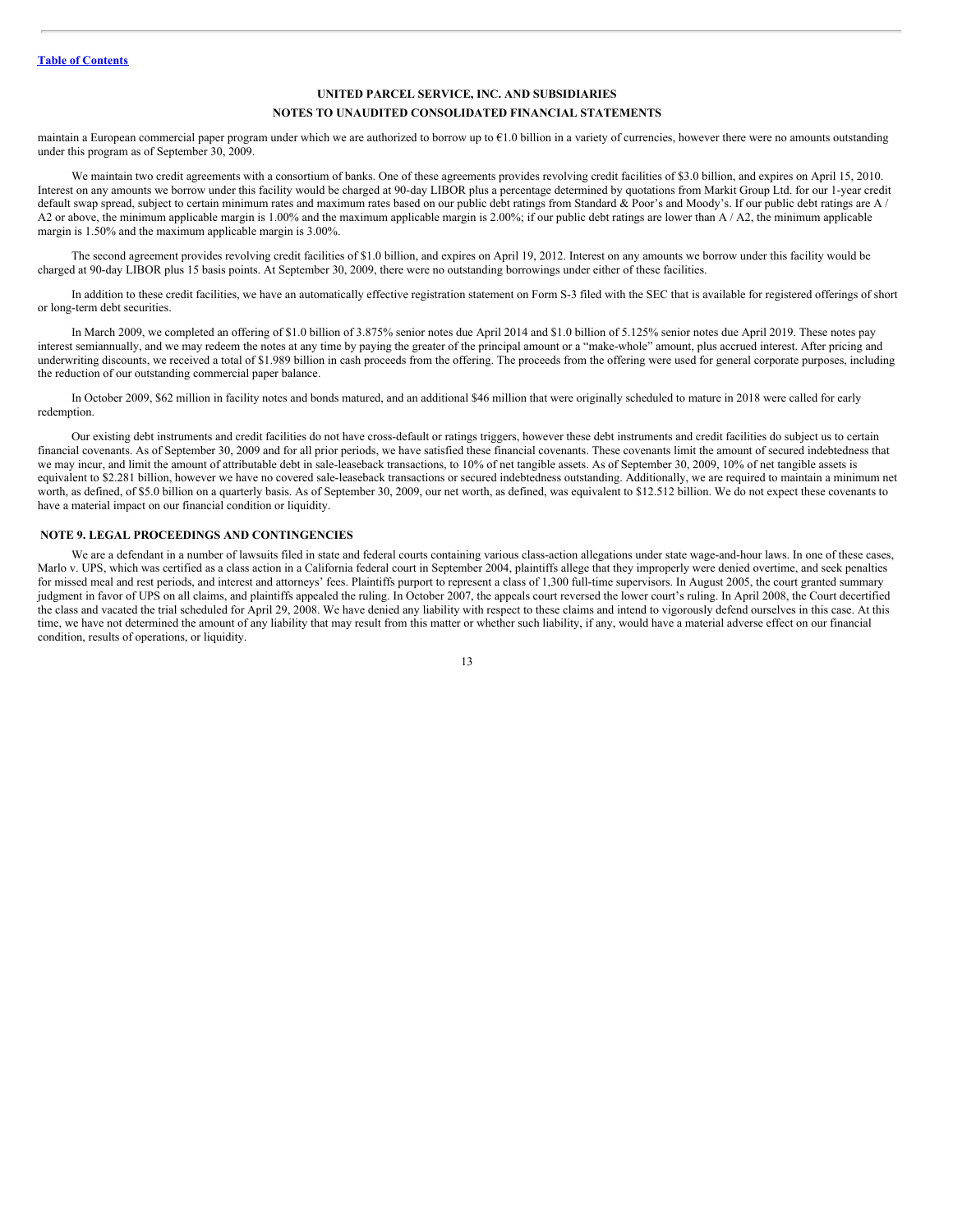maintain a European commercial paper program under which we are authorized to borrow up to €1.0 billion in a variety of currencies, however there were no amounts outstanding under this program as of September 30, 2009.

We maintain two credit agreements with a consortium of banks. One of these agreements provides revolving credit facilities of $3.0 billion, and expires on April 15, 2010. Interest on any amounts we borrow under this facility would be charged at 90-day LIBOR plus a percentage determined by quotations from Markit Group Ltd. for our 1-year credit default swap spread, subject to certain minimum rates and maximum rates based on our public debt ratings from Standard & Poor's and Moody's. If our public debt ratings are A / A2 or above, the minimum applicable margin is 1.00% and the maximum applicable margin is 2.00%; if our public debt ratings are lower than A / A2, the minimum applicable margin is 1.50% and the maximum applicable margin is 3.00%.

The second agreement provides revolving credit facilities of $1.0 billion, and expires on April 19, 2012. Interest on any amounts we borrow under this facility would be charged at 90-day LIBOR plus 15 basis points. At September 30, 2009, there were no outstanding borrowings under either of these facilities.

In addition to these credit facilities, we have an automatically effective registration statement on Form S-3 filed with the SEC that is available for registered offerings of short or long-term debt securities.

In March 2009, we completed an offering of $1.0 billion of 3.875% senior notes due April 2014 and $1.0 billion of 5.125% senior notes due April 2019. These notes pay interest semiannually, and we may redeem the notes at any time by paying the greater of the principal amount or a "make-whole" amount, plus accrued interest. After pricing and underwriting discounts, we received a total of $1.989 billion in cash proceeds from the offering. The proceeds from the offering were used for general corporate purposes, including the reduction of our outstanding commercial paper balance.

In October 2009, $62 million in facility notes and bonds matured, and an additional $46 million that were originally scheduled to mature in 2018 were called for early redemption.

Our existing debt instruments and credit facilities do not have cross-default or ratings triggers, however these debt instruments and credit facilities do subject us to certain financial covenants. As of September 30, 2009 and for all prior periods, we have satisfied these financial covenants. These covenants limit the amount of secured indebtedness that we may incur, and limit the amount of attributable debt in sale-leaseback transactions, to 10% of net tangible assets. As of September 30, 2009, 10% of net tangible assets is equivalent to $2.281 billion, however we have no covered sale-leaseback transactions or secured indebtedness outstanding. Additionally, we are required to maintain a minimum net worth, as defined, of $5.0 billion on a quarterly basis. As of September 30, 2009, our net worth, as defined, was equivalent to $12.512 billion. We do not expect these covenants to have a material impact on our financial condition or liquidity.

## NOTE 9. LEGAL PROCEEDINGS AND CONTINGENCIES

We are a defendant in a number of lawsuits filed in state and federal courts containing various class-action allegations under state wage-and-hour laws. In one of these cases, Marlo v. UPS, which was certified as a class action in a California federal court in September 2004, plaintiffs allege that they improperly were denied overtime, and seek penalties for missed meal and rest periods, and interest and attorneys' fees. Plaintiffs purport to represent a class of 1,300 full-time supervisors. In August 2005, the court granted summary judgment in favor of UPS on all claims, and plaintiffs appealed the ruling. In October 2007, the appeals court reversed the lower court's ruling. In April 2008, the Court decertified the class and vacated the trial scheduled for April 29, 2008. We have denied any liability with respect to these claims and intend to vigorously defend ourselves in this case. At this time, we have not determined the amount of any liability that may result from this matter or whether such liability, if any, would have a material adverse effect on our financial condition, results of operations, or liquidity.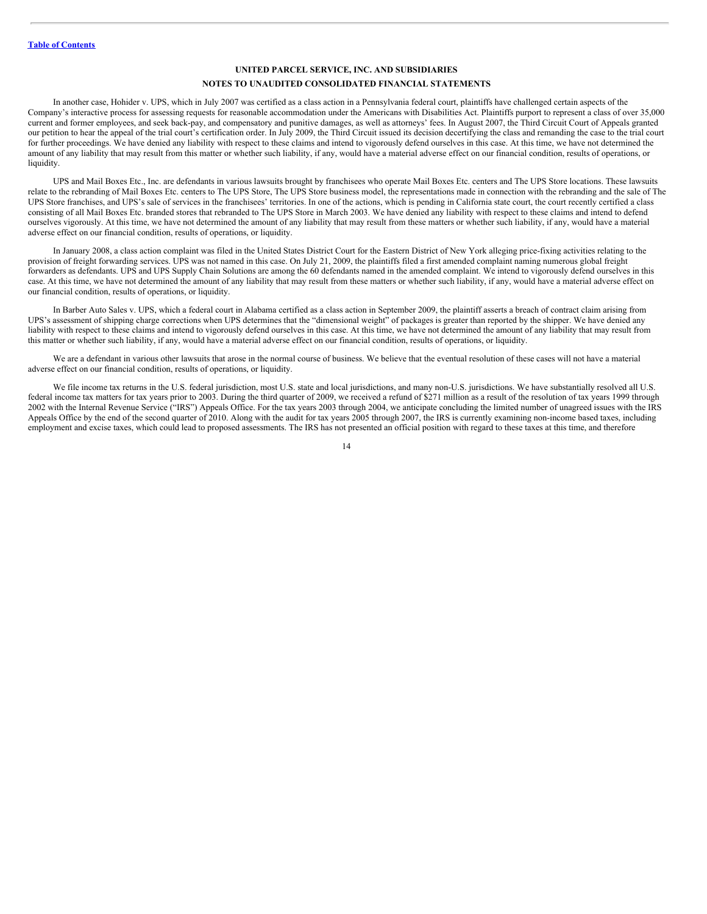[Table of Contents](#)

**UNITED PARCEL SERVICE, INC. AND SUBSIDIARIES**

**NOTES TO UNAUDITED CONSOLIDATED FINANCIAL STATEMENTS**

In another case, Hohider v. UPS, which in July 2007 was certified as a class action in a Pennsylvania federal court, plaintiffs have challenged certain aspects of the Company's interactive process for assessing requests for reasonable accommodation under the Americans with Disabilities Act. Plaintiffs purport to represent a class of over 35,000 current and former employees, and seek back-pay, and compensatory and punitive damages, as well as attorneys' fees. In August 2007, the Third Circuit Court of Appeals granted our petition to hear the appeal of the trial court's certification order. In July 2009, the Third Circuit issued its decision decertifying the class and remanding the case to the trial court for further proceedings. We have denied any liability with respect to these claims and intend to vigorously defend ourselves in this case. At this time, we have not determined the amount of any liability that may result from this matter or whether such liability, if any, would have a material adverse effect on our financial condition, results of operations, or liquidity.

UPS and Mail Boxes Etc., Inc. are defendants in various lawsuits brought by franchisees who operate Mail Boxes Etc. centers and The UPS Store locations. These lawsuits relate to the rebranding of Mail Boxes Etc. centers to The UPS Store, The UPS Store business model, the representations made in connection with the rebranding and the sale of The UPS Store franchises, and UPS's sale of services in the franchisees' territories. In one of the actions, which is pending in California state court, the court recently certified a class consisting of all Mail Boxes Etc. branded stores that rebranded to The UPS Store in March 2003. We have denied any liability with respect to these claims and intend to defend ourselves vigorously. At this time, we have not determined the amount of any liability that may result from these matters or whether such liability, if any, would have a material adverse effect on our financial condition, results of operations, or liquidity.

In January 2008, a class action complaint was filed in the United States District Court for the Eastern District of New York alleging price-fixing activities relating to the provision of freight forwarding services. UPS was not named in this case. On July 21, 2009, the plaintiffs filed a first amended complaint naming numerous global freight forwarders as defendants. UPS and UPS Supply Chain Solutions are among the 60 defendants named in the amended complaint. We intend to vigorously defend ourselves in this case. At this time, we have not determined the amount of any liability that may result from these matters or whether such liability, if any, would have a material adverse effect on our financial condition, results of operations, or liquidity.

In Barber Auto Sales v. UPS, which a federal court in Alabama certified as a class action in September 2009, the plaintiff asserts a breach of contract claim arising from UPS's assessment of shipping charge corrections when UPS determines that the "dimensional weight" of packages is greater than reported by the shipper. We have denied any liability with respect to these claims and intend to vigorously defend ourselves in this case. At this time, we have not determined the amount of any liability that may result from this matter or whether such liability, if any, would have a material adverse effect on our financial condition, results of operations, or liquidity.

We are a defendant in various other lawsuits that arose in the normal course of business. We believe that the eventual resolution of these cases will not have a material adverse effect on our financial condition, results of operations, or liquidity.

We file income tax returns in the U.S. federal jurisdiction, most U.S. state and local jurisdictions, and many non-U.S. jurisdictions. We have substantially resolved all U.S. federal income tax matters for tax years prior to 2003. During the third quarter of 2009, we received a refund of $271 million as a result of the resolution of tax years 1999 through 2002 with the Internal Revenue Service ("IRS") Appeals Office. For the tax years 2003 through 2004, we anticipate concluding the limited number of unagreed issues with the IRS Appeals Office by the end of the second quarter of 2010. Along with the audit for tax years 2005 through 2007, the IRS is currently examining non-income based taxes, including employment and excise taxes, which could lead to proposed assessments. The IRS has not presented an official position with regard to these taxes at this time, and therefore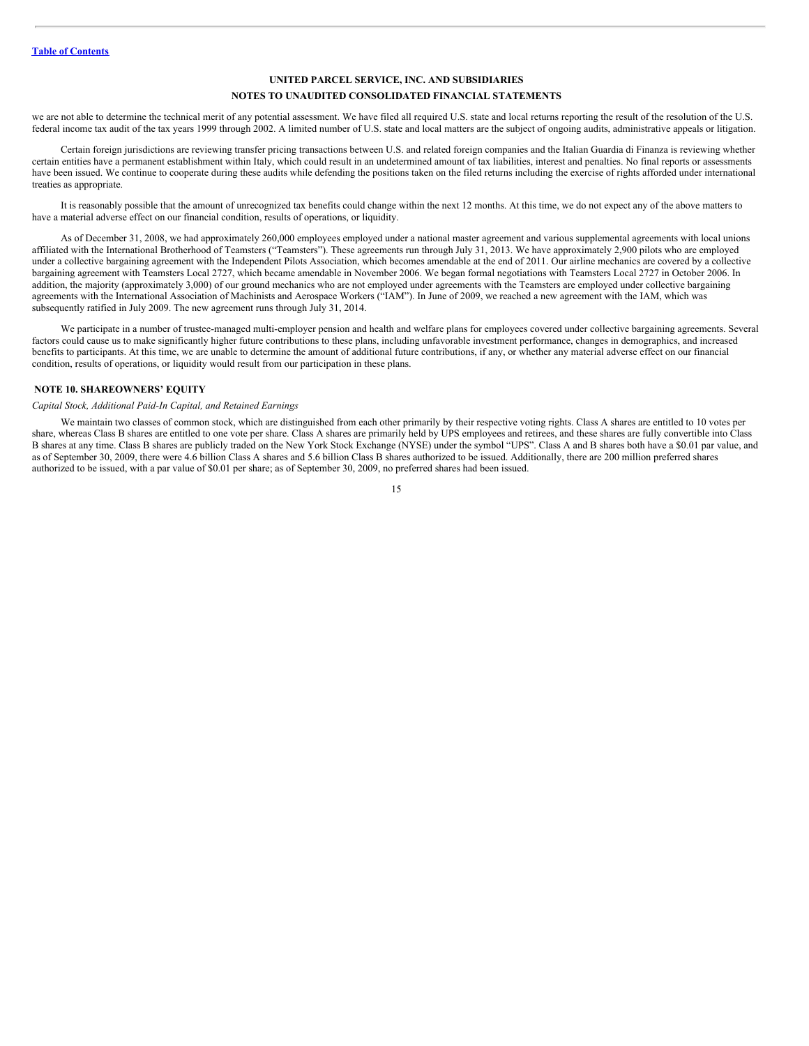we are not able to determine the technical merit of any potential assessment. We have filed all required U.S. state and local returns reporting the result of the resolution of the U.S. federal income tax audit of the tax years 1999 through 2002. A limited number of U.S. state and local matters are the subject of ongoing audits, administrative appeals or litigation.

Certain foreign jurisdictions are reviewing transfer pricing transactions between U.S. and related foreign companies and the Italian Guardia di Finanza is reviewing whether certain entities have a permanent establishment within Italy, which could result in an undetermined amount of tax liabilities, interest and penalties. No final reports or assessments have been issued. We continue to cooperate during these audits while defending the positions taken on the filed returns including the exercise of rights afforded under international treaties as appropriate.

It is reasonably possible that the amount of unrecognized tax benefits could change within the next 12 months. At this time, we do not expect any of the above matters to have a material adverse effect on our financial condition, results of operations, or liquidity.

As of December 31, 2008, we had approximately 260,000 employees employed under a national master agreement and various supplemental agreements with local unions affiliated with the International Brotherhood of Teamsters ("Teamsters"). These agreements run through July 31, 2013. We have approximately 2,900 pilots who are employed under a collective bargaining agreement with the Independent Pilots Association, which becomes amendable at the end of 2011. Our airline mechanics are covered by a collective bargaining agreement with Teamsters Local 2727, which became amendable in November 2006. We began formal negotiations with Teamsters Local 2727 in October 2006. In addition, the majority (approximately 3,000) of our ground mechanics who are not employed under agreements with the Teamsters are employed under collective bargaining agreements with the International Association of Machinists and Aerospace Workers ("IAM"). In June of 2009, we reached a new agreement with the IAM, which was subsequently ratified in July 2009. The new agreement runs through July 31, 2014.

We participate in a number of trustee-managed multi-employer pension and health and welfare plans for employees covered under collective bargaining agreements. Several factors could cause us to make significantly higher future contributions to these plans, including unfavorable investment performance, changes in demographics, and increased benefits to participants. At this time, we are unable to determine the amount of additional future contributions, if any, or whether any material adverse effect on our financial condition, results of operations, or liquidity would result from our participation in these plans.

## NOTE 10. SHAREOWNERS' EQUITY

*Capital Stock, Additional Paid-In Capital, and Retained Earnings*

We maintain two classes of common stock, which are distinguished from each other primarily by their respective voting rights. Class A shares are entitled to 10 votes per share, whereas Class B shares are entitled to one vote per share. Class A shares are primarily held by UPS employees and retirees, and these shares are fully convertible into Class B shares at any time. Class B shares are publicly traded on the New York Stock Exchange (NYSE) under the symbol "UPS". Class A and B shares both have a $0.01 par value, and as of September 30, 2009, there were 4.6 billion Class A shares and 5.6 billion Class B shares authorized to be issued. Additionally, there are 200 million preferred shares authorized to be issued, with a par value of $0.01 per share; as of September 30, 2009, no preferred shares had been issued.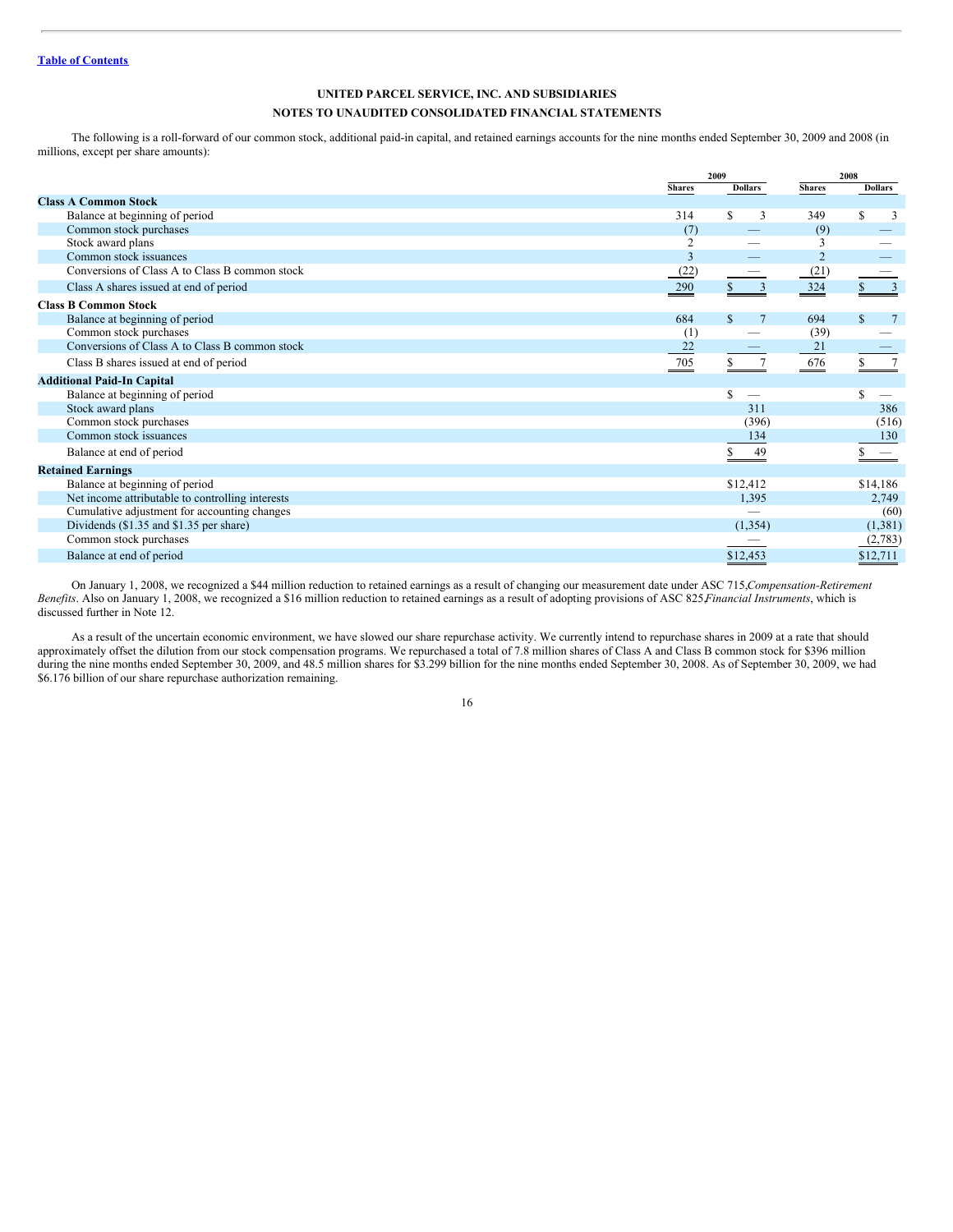**UNITED PARCEL SERVICE, INC. AND SUBSIDIARIES**

**NOTES TO UNAUDITED CONSOLIDATED FINANCIAL STATEMENTS**

The following is a roll-forward of our common stock, additional paid-in capital, and retained earnings accounts for the nine months ended September 30, 2009 and 2008 (in millions, except per share amounts):

| | 2009 | | 2008 | |
|---|---|---|---|---|
| | **Shares** | **Dollars** | **Shares** | **Dollars** |
| **Class A Common Stock** | | | | |
| Balance at beginning of period | 314 | $ 3 | 349 | $ 3 |
| Common stock purchases | (7) | — | (9) | — |
| Stock award plans | 2 | — | 3 | — |
| Common stock issuances | 3 | — | 2 | — |
| Conversions of Class A to Class B common stock | (22) | — | (21) | — |
| Class A shares issued at end of period | 290 | $ 3 | 324 | $ 3 |
| **Class B Common Stock** | | | | |
| Balance at beginning of period | 684 | $ 7 | 694 | $ 7 |
| Common stock purchases | (1) | — | (39) | — |
| Conversions of Class A to Class B common stock | 22 | — | 21 | — |
| Class B shares issued at end of period | 705 | $ 7 | 676 | $ 7 |
| **Additional Paid-In Capital** | | | | |
| Balance at beginning of period | | $ — | | $ — |
| Stock award plans | | 311 | | 386 |
| Common stock purchases | | (396) | | (516) |
| Common stock issuances | | 134 | | 130 |
| Balance at end of period | | $ 49 | | $ — |
| **Retained Earnings** | | | | |
| Balance at beginning of period | | $12,412 | | $14,186 |
| Net income attributable to controlling interests | | 1,395 | | 2,749 |
| Cumulative adjustment for accounting changes | | — | | (60) |
| Dividends ($1.35 and $1.35 per share) | | (1,354) | | (1,381) |
| Common stock purchases | | — | | (2,783) |
| Balance at end of period | | $12,453 | | $12,711 |

On January 1, 2008, we recognized a $44 million reduction to retained earnings as a result of changing our measurement date under ASC 715,*Compensation-Retirement Benefits*. Also on January 1, 2008, we recognized a $16 million reduction to retained earnings as a result of adopting provisions of ASC 825,*Financial Instruments*, which is discussed further in Note 12.

As a result of the uncertain economic environment, we have slowed our share repurchase activity. We currently intend to repurchase shares in 2009 at a rate that should approximately offset the dilution from our stock compensation programs. We repurchased a total of 7.8 million shares of Class A and Class B common stock for $396 million during the nine months ended September 30, 2009, and 48.5 million shares for $3.299 billion for the nine months ended September 30, 2008. As of September 30, 2009, we had $6.176 billion of our share repurchase authorization remaining.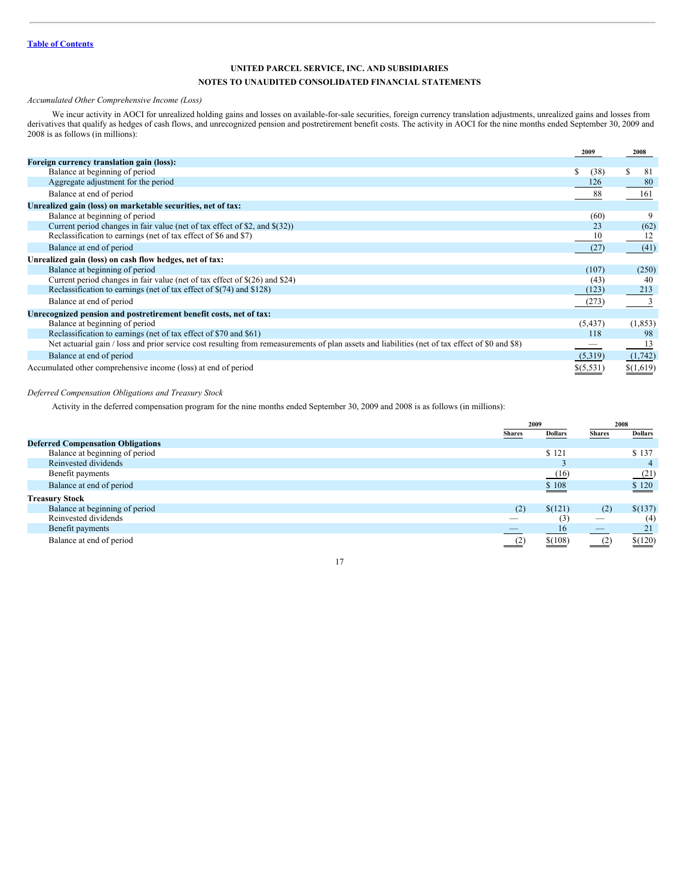[Table of Contents](#)

**UNITED PARCEL SERVICE, INC. AND SUBSIDIARIES**

**NOTES TO UNAUDITED CONSOLIDATED FINANCIAL STATEMENTS**

*Accumulated Other Comprehensive Income (Loss)*

We incur activity in AOCI for unrealized holding gains and losses on available-for-sale securities, foreign currency translation adjustments, unrealized gains and losses from derivatives that qualify as hedges of cash flows, and unrecognized pension and postretirement benefit costs. The activity in AOCI for the nine months ended September 30, 2009 and 2008 is as follows (in millions):

| | 2009 | 2008 |
|---|---|---|
| **Foreign currency translation gain (loss):** | | |
| Balance at beginning of period | $ (38) | $ 81 |
| Aggregate adjustment for the period | 126 | 80 |
| Balance at end of period | 88 | 161 |
| **Unrealized gain (loss) on marketable securities, net of tax:** | | |
| Balance at beginning of period | (60) | 9 |
| Current period changes in fair value (net of tax effect of $2, and $(32)) | 23 | (62) |
| Reclassification to earnings (net of tax effect of $6 and $7) | 10 | 12 |
| Balance at end of period | (27) | (41) |
| **Unrealized gain (loss) on cash flow hedges, net of tax:** | | |
| Balance at beginning of period | (107) | (250) |
| Current period changes in fair value (net of tax effect of $(26) and $24) | (43) | 40 |
| Reclassification to earnings (net of tax effect of $(74) and $128) | (123) | 213 |
| Balance at end of period | (273) | 3 |
| **Unrecognized pension and postretirement benefit costs, net of tax:** | | |
| Balance at beginning of period | (5,437) | (1,853) |
| Reclassification to earnings (net of tax effect of $70 and $61) | 118 | 98 |
| Net actuarial gain / loss and prior service cost resulting from remeasurements of plan assets and liabilities (net of tax effect of $0 and $8) | — | 13 |
| Balance at end of period | (5,319) | (1,742) |
| Accumulated other comprehensive income (loss) at end of period | $(5,531) | $(1,619) |

*Deferred Compensation Obligations and Treasury Stock*

Activity in the deferred compensation program for the nine months ended September 30, 2009 and 2008 is as follows (in millions):

| | 2009 | | 2008 | |
|---|---|---|---|---|
| | Shares | Dollars | Shares | Dollars |
| **Deferred Compensation Obligations** | | | | |
| Balance at beginning of period | | $ 121 | | $ 137 |
| Reinvested dividends | | 3 | | 4 |
| Benefit payments | | (16) | | (21) |
| Balance at end of period | | $ 108 | | $ 120 |
| **Treasury Stock** | | | | |
| Balance at beginning of period | (2) | $(121) | (2) | $(137) |
| Reinvested dividends | — | (3) | — | (4) |
| Benefit payments | — | 16 | — | 21 |
| Balance at end of period | (2) | $(108) | (2) | $(120) |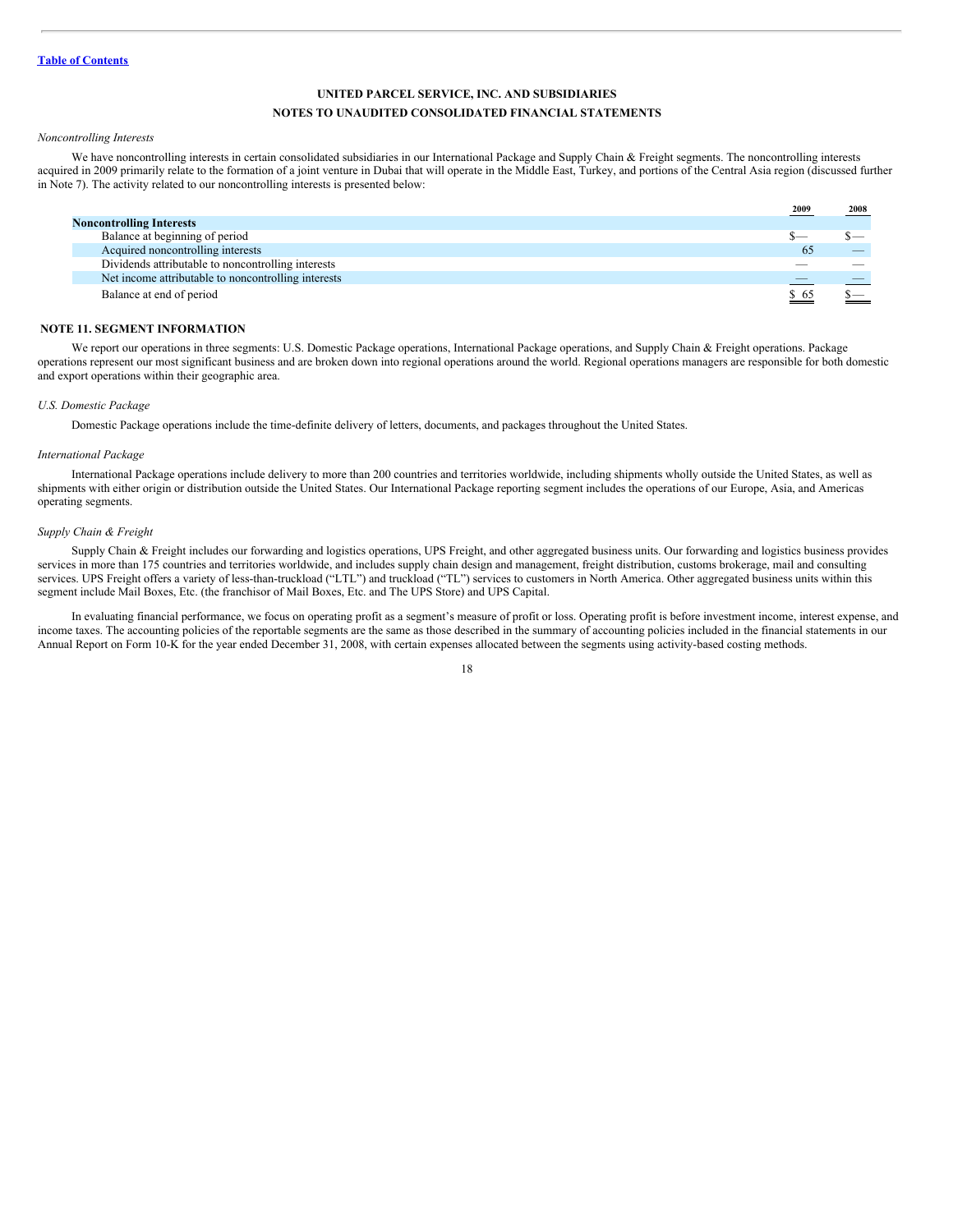UNITED PARCEL SERVICE, INC. AND SUBSIDIARIES

NOTES TO UNAUDITED CONSOLIDATED FINANCIAL STATEMENTS

*Noncontrolling Interests*

We have noncontrolling interests in certain consolidated subsidiaries in our International Package and Supply Chain & Freight segments. The noncontrolling interests acquired in 2009 primarily relate to the formation of a joint venture in Dubai that will operate in the Middle East, Turkey, and portions of the Central Asia region (discussed further in Note 7). The activity related to our noncontrolling interests is presented below:

| | 2009 | 2008 |
|---|---|---|
| **Noncontrolling Interests** | | |
| Balance at beginning of period | $— | $— |
| Acquired noncontrolling interests | 65 | — |
| Dividends attributable to noncontrolling interests | — | — |
| Net income attributable to noncontrolling interests | — | — |
| Balance at end of period | $ 65 | $— |

## NOTE 11. SEGMENT INFORMATION

We report our operations in three segments: U.S. Domestic Package operations, International Package operations, and Supply Chain & Freight operations. Package operations represent our most significant business and are broken down into regional operations around the world. Regional operations managers are responsible for both domestic and export operations within their geographic area.

*U.S. Domestic Package*

Domestic Package operations include the time-definite delivery of letters, documents, and packages throughout the United States.

*International Package*

International Package operations include delivery to more than 200 countries and territories worldwide, including shipments wholly outside the United States, as well as shipments with either origin or distribution outside the United States. Our International Package reporting segment includes the operations of our Europe, Asia, and Americas operating segments.

*Supply Chain & Freight*

Supply Chain & Freight includes our forwarding and logistics operations, UPS Freight, and other aggregated business units. Our forwarding and logistics business provides services in more than 175 countries and territories worldwide, and includes supply chain design and management, freight distribution, customs brokerage, mail and consulting services. UPS Freight offers a variety of less-than-truckload ("LTL") and truckload ("TL") services to customers in North America. Other aggregated business units within this segment include Mail Boxes, Etc. (the franchisor of Mail Boxes, Etc. and The UPS Store) and UPS Capital.

In evaluating financial performance, we focus on operating profit as a segment's measure of profit or loss. Operating profit is before investment income, interest expense, and income taxes. The accounting policies of the reportable segments are the same as those described in the summary of accounting policies included in the financial statements in our Annual Report on Form 10-K for the year ended December 31, 2008, with certain expenses allocated between the segments using activity-based costing methods.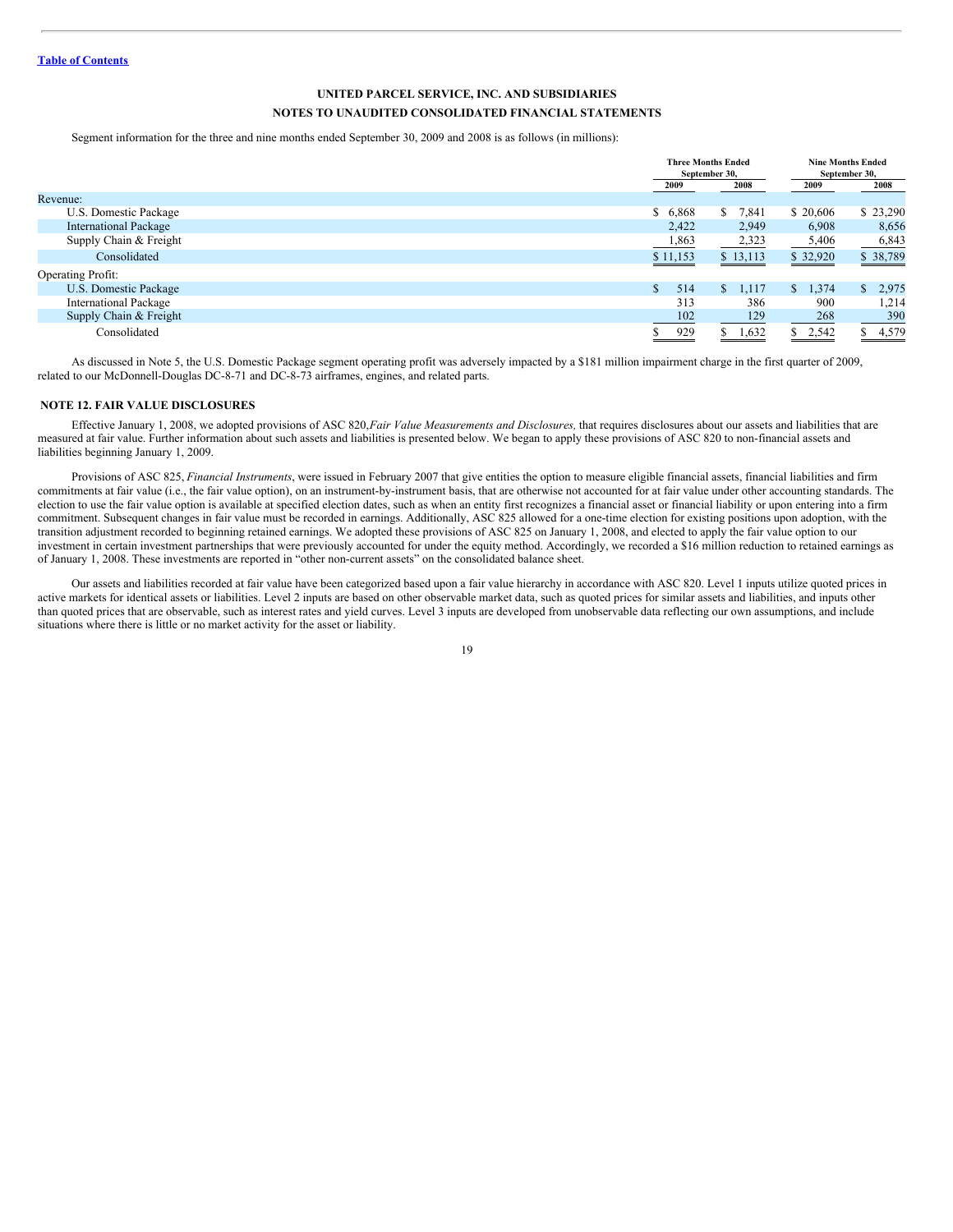**UNITED PARCEL SERVICE, INC. AND SUBSIDIARIES**

**NOTES TO UNAUDITED CONSOLIDATED FINANCIAL STATEMENTS**

Segment information for the three and nine months ended September 30, 2009 and 2008 is as follows (in millions):

| | Three Months Ended September 30, | | Nine Months Ended September 30, | |
|---|---|---|---|---|
| | 2009 | 2008 | 2009 | 2008 |
| Revenue: | | | | |
| U.S. Domestic Package | $ 6,868 | $ 7,841 | $ 20,606 | $ 23,290 |
| International Package | 2,422 | 2,949 | 6,908 | 8,656 |
| Supply Chain & Freight | 1,863 | 2,323 | 5,406 | 6,843 |
| Consolidated | $ 11,153 | $ 13,113 | $ 32,920 | $ 38,789 |
| Operating Profit: | | | | |
| U.S. Domestic Package | $ 514 | $ 1,117 | $ 1,374 | $ 2,975 |
| International Package | 313 | 386 | 900 | 1,214 |
| Supply Chain & Freight | 102 | 129 | 268 | 390 |
| Consolidated | $ 929 | $ 1,632 | $ 2,542 | $ 4,579 |

As discussed in Note 5, the U.S. Domestic Package segment operating profit was adversely impacted by a $181 million impairment charge in the first quarter of 2009, related to our McDonnell-Douglas DC-8-71 and DC-8-73 airframes, engines, and related parts.

## NOTE 12. FAIR VALUE DISCLOSURES

Effective January 1, 2008, we adopted provisions of ASC 820, *Fair Value Measurements and Disclosures,* that requires disclosures about our assets and liabilities that are measured at fair value. Further information about such assets and liabilities is presented below. We began to apply these provisions of ASC 820 to non-financial assets and liabilities beginning January 1, 2009.

Provisions of ASC 825, *Financial Instruments*, were issued in February 2007 that give entities the option to measure eligible financial assets, financial liabilities and firm commitments at fair value (i.e., the fair value option), on an instrument-by-instrument basis, that are otherwise not accounted for at fair value under other accounting standards. The election to use the fair value option is available at specified election dates, such as when an entity first recognizes a financial asset or financial liability or upon entering into a firm commitment. Subsequent changes in fair value must be recorded in earnings. Additionally, ASC 825 allowed for a one-time election for existing positions upon adoption, with the transition adjustment recorded to beginning retained earnings. We adopted these provisions of ASC 825 on January 1, 2008, and elected to apply the fair value option to our investment in certain investment partnerships that were previously accounted for under the equity method. Accordingly, we recorded a $16 million reduction to retained earnings as of January 1, 2008. These investments are reported in "other non-current assets" on the consolidated balance sheet.

Our assets and liabilities recorded at fair value have been categorized based upon a fair value hierarchy in accordance with ASC 820. Level 1 inputs utilize quoted prices in active markets for identical assets or liabilities. Level 2 inputs are based on other observable market data, such as quoted prices for similar assets and liabilities, and inputs other than quoted prices that are observable, such as interest rates and yield curves. Level 3 inputs are developed from unobservable data reflecting our own assumptions, and include situations where there is little or no market activity for the asset or liability.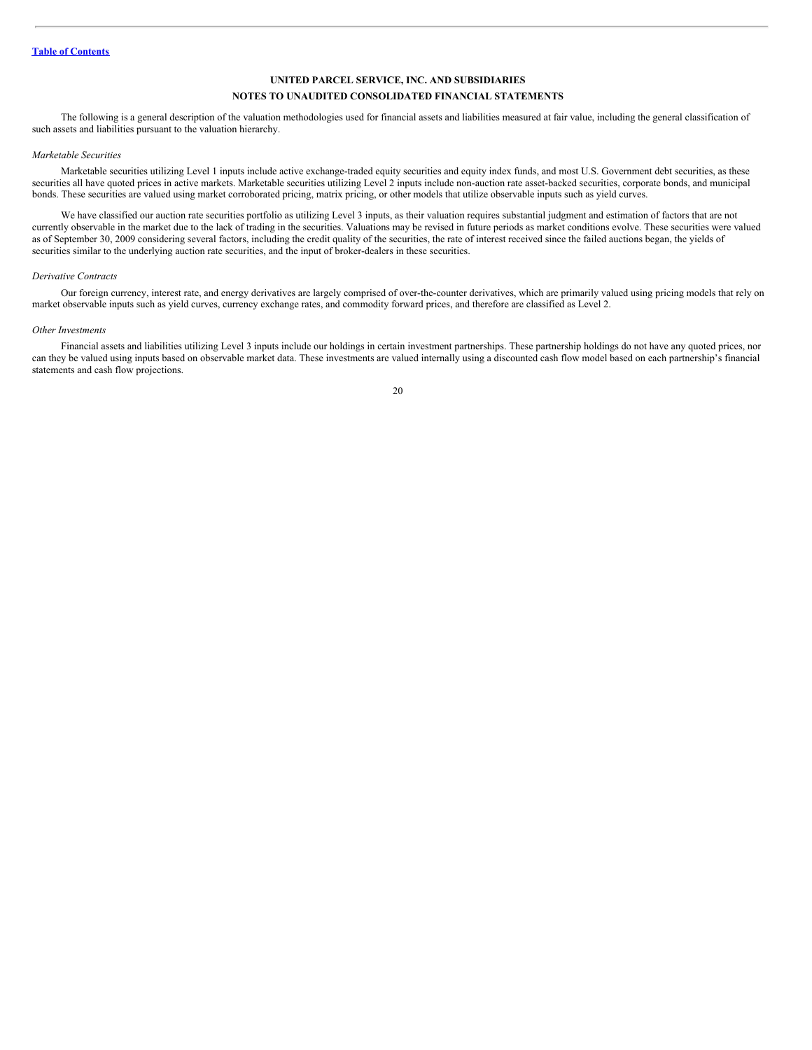**UNITED PARCEL SERVICE, INC. AND SUBSIDIARIES**
**NOTES TO UNAUDITED CONSOLIDATED FINANCIAL STATEMENTS**

The following is a general description of the valuation methodologies used for financial assets and liabilities measured at fair value, including the general classification of such assets and liabilities pursuant to the valuation hierarchy.

*Marketable Securities*

Marketable securities utilizing Level 1 inputs include active exchange-traded equity securities and equity index funds, and most U.S. Government debt securities, as these securities all have quoted prices in active markets. Marketable securities utilizing Level 2 inputs include non-auction rate asset-backed securities, corporate bonds, and municipal bonds. These securities are valued using market corroborated pricing, matrix pricing, or other models that utilize observable inputs such as yield curves.

We have classified our auction rate securities portfolio as utilizing Level 3 inputs, as their valuation requires substantial judgment and estimation of factors that are not currently observable in the market due to the lack of trading in the securities. Valuations may be revised in future periods as market conditions evolve. These securities were valued as of September 30, 2009 considering several factors, including the credit quality of the securities, the rate of interest received since the failed auctions began, the yields of securities similar to the underlying auction rate securities, and the input of broker-dealers in these securities.

*Derivative Contracts*

Our foreign currency, interest rate, and energy derivatives are largely comprised of over-the-counter derivatives, which are primarily valued using pricing models that rely on market observable inputs such as yield curves, currency exchange rates, and commodity forward prices, and therefore are classified as Level 2.

*Other Investments*

Financial assets and liabilities utilizing Level 3 inputs include our holdings in certain investment partnerships. These partnership holdings do not have any quoted prices, nor can they be valued using inputs based on observable market data. These investments are valued internally using a discounted cash flow model based on each partnership's financial statements and cash flow projections.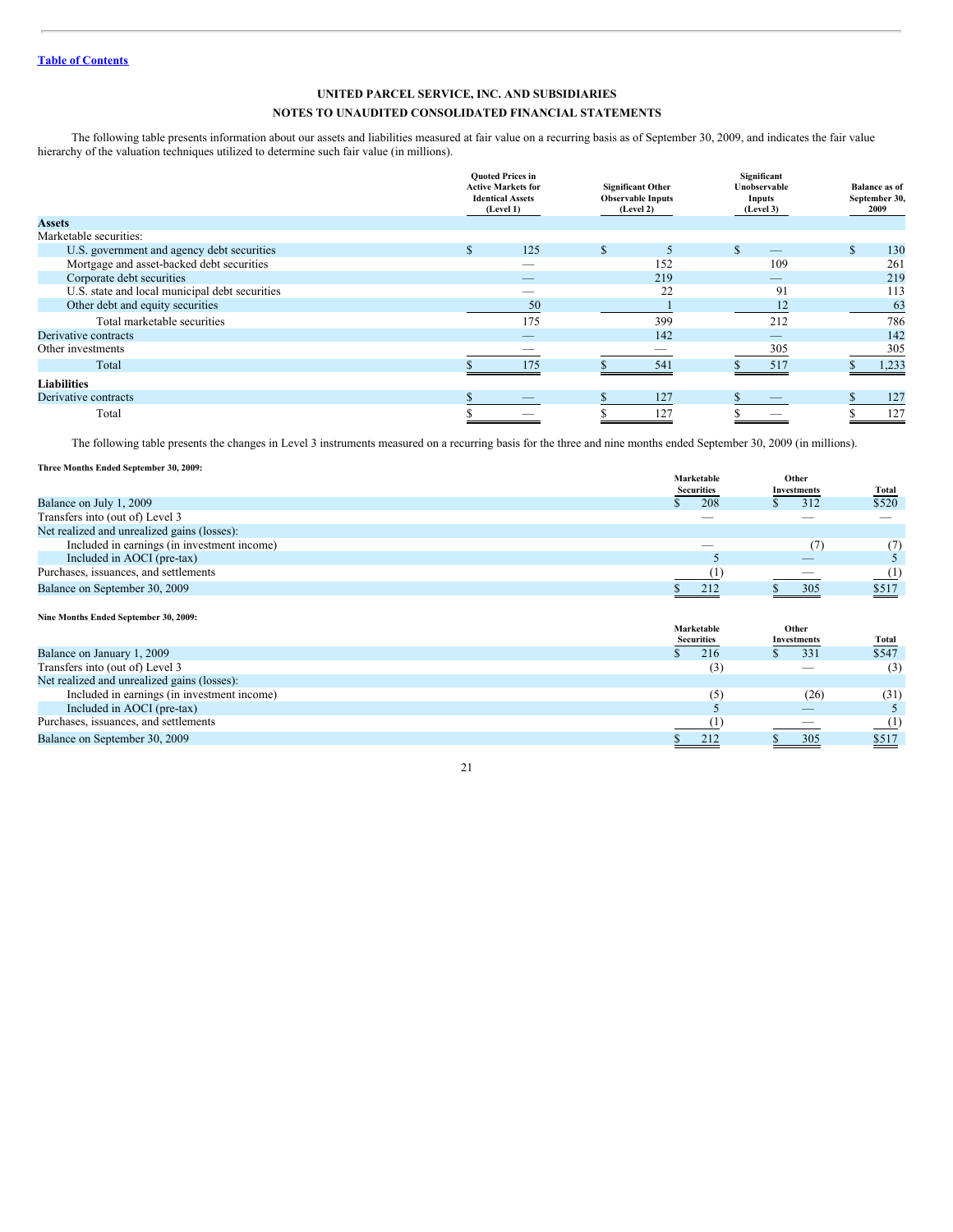[Table of Contents](#)

**UNITED PARCEL SERVICE, INC. AND SUBSIDIARIES**

**NOTES TO UNAUDITED CONSOLIDATED FINANCIAL STATEMENTS**

The following table presents information about our assets and liabilities measured at fair value on a recurring basis as of September 30, 2009, and indicates the fair value hierarchy of the valuation techniques utilized to determine such fair value (in millions).

| | Quoted Prices in Active Markets for Identical Assets (Level 1) | Significant Other Observable Inputs (Level 2) | Significant Unobservable Inputs (Level 3) | Balance as of September 30, 2009 |
|---|---|---|---|---|
| **Assets** | | | | |
| Marketable securities: | | | | |
| U.S. government and agency debt securities | $ 125 | $ 5 | $ — | $ 130 |
| Mortgage and asset-backed debt securities | — | 152 | 109 | 261 |
| Corporate debt securities | — | 219 | — | 219 |
| U.S. state and local municipal debt securities | — | 22 | 91 | 113 |
| Other debt and equity securities | 50 | 1 | 12 | 63 |
| Total marketable securities | 175 | 399 | 212 | 786 |
| Derivative contracts | — | 142 | — | 142 |
| Other investments | — | — | 305 | 305 |
| Total | $ 175 | $ 541 | $ 517 | $ 1,233 |
| **Liabilities** | | | | |
| Derivative contracts | $ — | $ 127 | $ — | $ 127 |
| Total | $ — | $ 127 | $ — | $ 127 |

The following table presents the changes in Level 3 instruments measured on a recurring basis for the three and nine months ended September 30, 2009 (in millions).

**Three Months Ended September 30, 2009:**

| | Marketable Securities | Other Investments | Total |
|---|---|---|---|
| Balance on July 1, 2009 | $ 208 | $ 312 | $520 |
| Transfers into (out of) Level 3 | — | — | — |
| Net realized and unrealized gains (losses): | | | |
| Included in earnings (in investment income) | — | (7) | (7) |
| Included in AOCI (pre-tax) | 5 | — | 5 |
| Purchases, issuances, and settlements | (1) | — | (1) |
| Balance on September 30, 2009 | $ 212 | $ 305 | $517 |

**Nine Months Ended September 30, 2009:**

| | Marketable Securities | Other Investments | Total |
|---|---|---|---|
| Balance on January 1, 2009 | $ 216 | $ 331 | $547 |
| Transfers into (out of) Level 3 | (3) | — | (3) |
| Net realized and unrealized gains (losses): | | | |
| Included in earnings (in investment income) | (5) | (26) | (31) |
| Included in AOCI (pre-tax) | 5 | — | 5 |
| Purchases, issuances, and settlements | (1) | — | (1) |
| Balance on September 30, 2009 | $ 212 | $ 305 | $517 |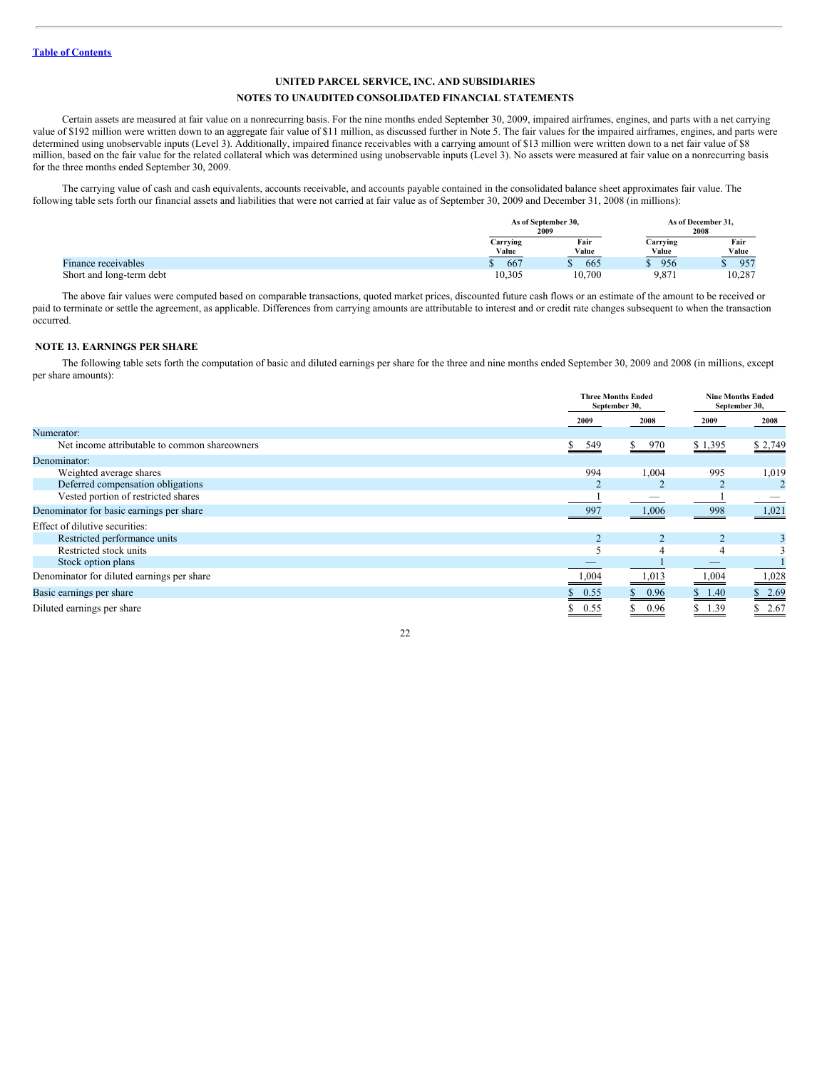[Table of Contents](#)

**UNITED PARCEL SERVICE, INC. AND SUBSIDIARIES**

**NOTES TO UNAUDITED CONSOLIDATED FINANCIAL STATEMENTS**

Certain assets are measured at fair value on a nonrecurring basis. For the nine months ended September 30, 2009, impaired airframes, engines, and parts with a net carrying value of $192 million were written down to an aggregate fair value of $11 million, as discussed further in Note 5. The fair values for the impaired airframes, engines, and parts were determined using unobservable inputs (Level 3). Additionally, impaired finance receivables with a carrying amount of $13 million were written down to a net fair value of $8 million, based on the fair value for the related collateral which was determined using unobservable inputs (Level 3). No assets were measured at fair value on a nonrecurring basis for the three months ended September 30, 2009.

The carrying value of cash and cash equivalents, accounts receivable, and accounts payable contained in the consolidated balance sheet approximates fair value. The following table sets forth our financial assets and liabilities that were not carried at fair value as of September 30, 2009 and December 31, 2008 (in millions):

| | As of September 30, 2009 | | As of December 31, 2008 | |
|---|---|---|---|---|
| | Carrying Value | Fair Value | Carrying Value | Fair Value |
| Finance receivables | $ 667 | $ 665 | $ 956 | $ 957 |
| Short and long-term debt | 10,305 | 10,700 | 9,871 | 10,287 |

The above fair values were computed based on comparable transactions, quoted market prices, discounted future cash flows or an estimate of the amount to be received or paid to terminate or settle the agreement, as applicable. Differences from carrying amounts are attributable to interest and or credit rate changes subsequent to when the transaction occurred.

## NOTE 13. EARNINGS PER SHARE

The following table sets forth the computation of basic and diluted earnings per share for the three and nine months ended September 30, 2009 and 2008 (in millions, except per share amounts):

| | Three Months Ended September 30, | | Nine Months Ended September 30, | |
|---|---|---|---|---|
| | 2009 | 2008 | 2009 | 2008 |
| Numerator: | | | | |
| Net income attributable to common shareowners | $ 549 | $ 970 | $ 1,395 | $ 2,749 |
| Denominator: | | | | |
| Weighted average shares | 994 | 1,004 | 995 | 1,019 |
| Deferred compensation obligations | 2 | 2 | 2 | 2 |
| Vested portion of restricted shares | 1 | — | 1 | — |
| Denominator for basic earnings per share | 997 | 1,006 | 998 | 1,021 |
| Effect of dilutive securities: | | | | |
| Restricted performance units | 2 | 2 | 2 | 3 |
| Restricted stock units | 5 | 4 | 4 | 3 |
| Stock option plans | — | 1 | — | 1 |
| Denominator for diluted earnings per share | 1,004 | 1,013 | 1,004 | 1,028 |
| Basic earnings per share | $ 0.55 | $ 0.96 | $ 1.40 | $ 2.69 |
| Diluted earnings per share | $ 0.55 | $ 0.96 | $ 1.39 | $ 2.67 |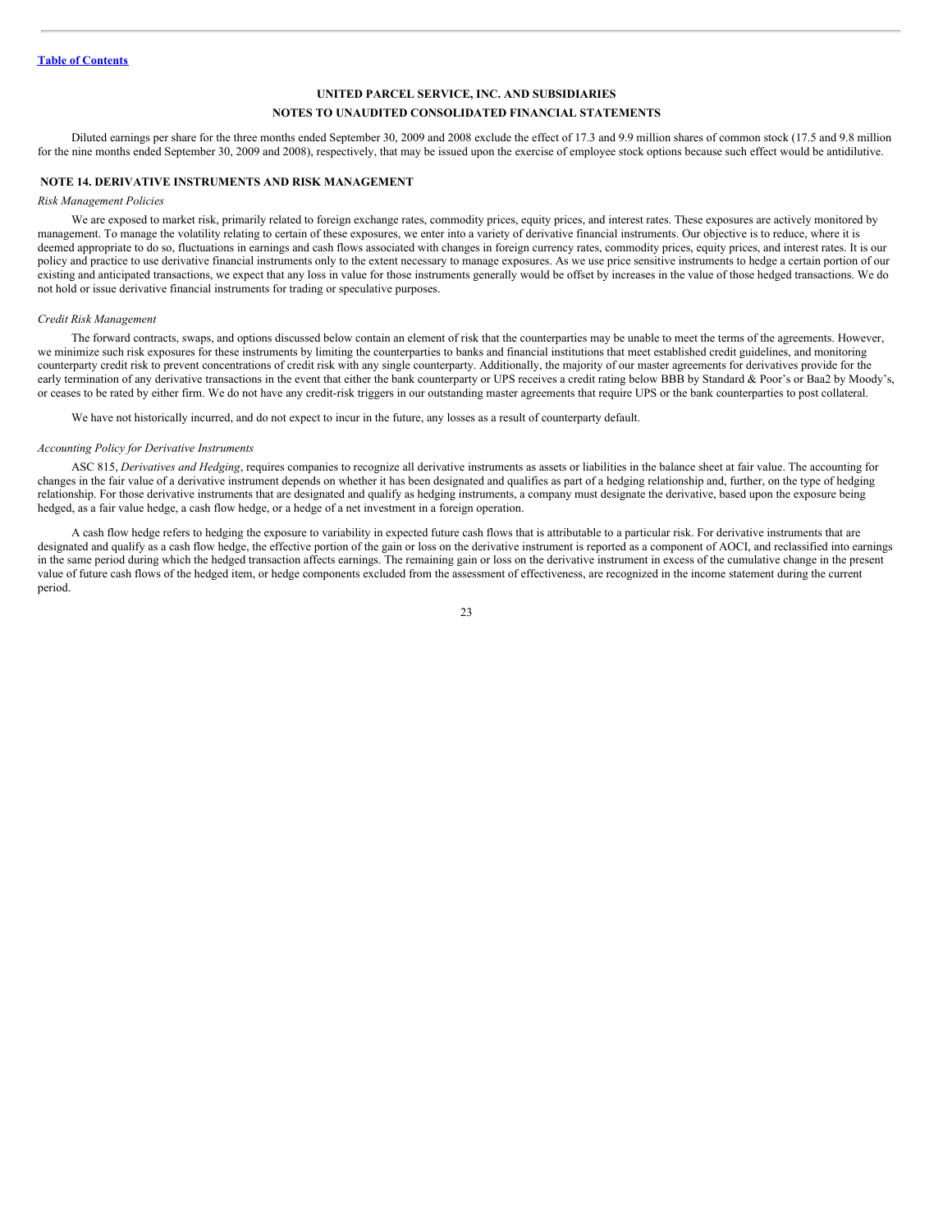**UNITED PARCEL SERVICE, INC. AND SUBSIDIARIES**

**NOTES TO UNAUDITED CONSOLIDATED FINANCIAL STATEMENTS**

Diluted earnings per share for the three months ended September 30, 2009 and 2008 exclude the effect of 17.3 and 9.9 million shares of common stock (17.5 and 9.8 million for the nine months ended September 30, 2009 and 2008), respectively, that may be issued upon the exercise of employee stock options because such effect would be antidilutive.

## NOTE 14. DERIVATIVE INSTRUMENTS AND RISK MANAGEMENT

*Risk Management Policies*

We are exposed to market risk, primarily related to foreign exchange rates, commodity prices, equity prices, and interest rates. These exposures are actively monitored by management. To manage the volatility relating to certain of these exposures, we enter into a variety of derivative financial instruments. Our objective is to reduce, where it is deemed appropriate to do so, fluctuations in earnings and cash flows associated with changes in foreign currency rates, commodity prices, equity prices, and interest rates. It is our policy and practice to use derivative financial instruments only to the extent necessary to manage exposures. As we use price sensitive instruments to hedge a certain portion of our existing and anticipated transactions, we expect that any loss in value for those instruments generally would be offset by increases in the value of those hedged transactions. We do not hold or issue derivative financial instruments for trading or speculative purposes.

*Credit Risk Management*

The forward contracts, swaps, and options discussed below contain an element of risk that the counterparties may be unable to meet the terms of the agreements. However, we minimize such risk exposures for these instruments by limiting the counterparties to banks and financial institutions that meet established credit guidelines, and monitoring counterparty credit risk to prevent concentrations of credit risk with any single counterparty. Additionally, the majority of our master agreements for derivatives provide for the early termination of any derivative transactions in the event that either the bank counterparty or UPS receives a credit rating below BBB by Standard & Poor's or Baa2 by Moody's, or ceases to be rated by either firm. We do not have any credit-risk triggers in our outstanding master agreements that require UPS or the bank counterparties to post collateral.

We have not historically incurred, and do not expect to incur in the future, any losses as a result of counterparty default.

*Accounting Policy for Derivative Instruments*

ASC 815, *Derivatives and Hedging*, requires companies to recognize all derivative instruments as assets or liabilities in the balance sheet at fair value. The accounting for changes in the fair value of a derivative instrument depends on whether it has been designated and qualifies as part of a hedging relationship and, further, on the type of hedging relationship. For those derivative instruments that are designated and qualify as hedging instruments, a company must designate the derivative, based upon the exposure being hedged, as a fair value hedge, a cash flow hedge, or a hedge of a net investment in a foreign operation.

A cash flow hedge refers to hedging the exposure to variability in expected future cash flows that is attributable to a particular risk. For derivative instruments that are designated and qualify as a cash flow hedge, the effective portion of the gain or loss on the derivative instrument is reported as a component of AOCI, and reclassified into earnings in the same period during which the hedged transaction affects earnings. The remaining gain or loss on the derivative instrument in excess of the cumulative change in the present value of future cash flows of the hedged item, or hedge components excluded from the assessment of effectiveness, are recognized in the income statement during the current period.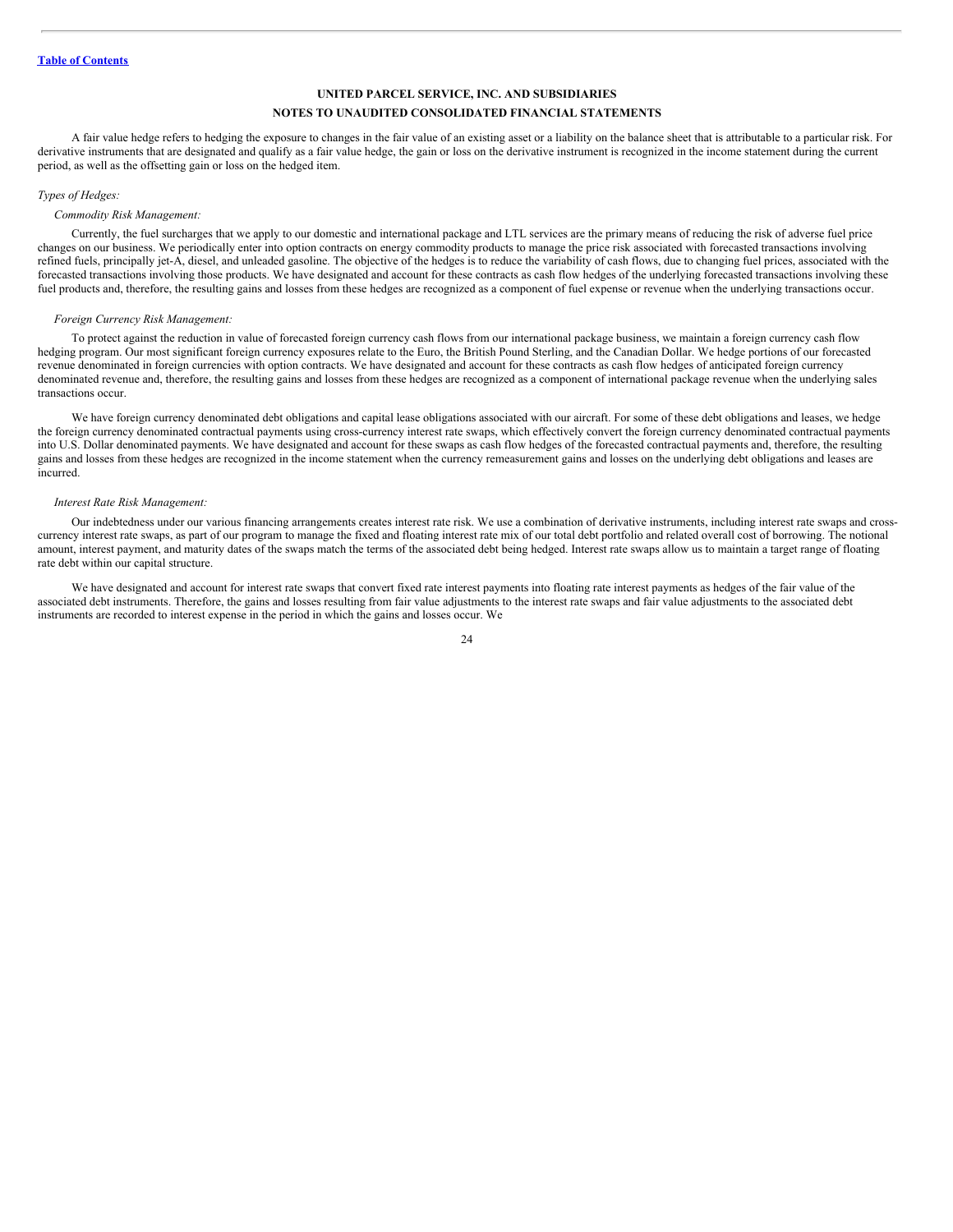A fair value hedge refers to hedging the exposure to changes in the fair value of an existing asset or a liability on the balance sheet that is attributable to a particular risk. For derivative instruments that are designated and qualify as a fair value hedge, the gain or loss on the derivative instrument is recognized in the income statement during the current period, as well as the offsetting gain or loss on the hedged item.

*Types of Hedges:*

*Commodity Risk Management:*

Currently, the fuel surcharges that we apply to our domestic and international package and LTL services are the primary means of reducing the risk of adverse fuel price changes on our business. We periodically enter into option contracts on energy commodity products to manage the price risk associated with forecasted transactions involving refined fuels, principally jet-A, diesel, and unleaded gasoline. The objective of the hedges is to reduce the variability of cash flows, due to changing fuel prices, associated with the forecasted transactions involving those products. We have designated and account for these contracts as cash flow hedges of the underlying forecasted transactions involving these fuel products and, therefore, the resulting gains and losses from these hedges are recognized as a component of fuel expense or revenue when the underlying transactions occur.

*Foreign Currency Risk Management:*

To protect against the reduction in value of forecasted foreign currency cash flows from our international package business, we maintain a foreign currency cash flow hedging program. Our most significant foreign currency exposures relate to the Euro, the British Pound Sterling, and the Canadian Dollar. We hedge portions of our forecasted revenue denominated in foreign currencies with option contracts. We have designated and account for these contracts as cash flow hedges of anticipated foreign currency denominated revenue and, therefore, the resulting gains and losses from these hedges are recognized as a component of international package revenue when the underlying sales transactions occur.

We have foreign currency denominated debt obligations and capital lease obligations associated with our aircraft. For some of these debt obligations and leases, we hedge the foreign currency denominated contractual payments using cross-currency interest rate swaps, which effectively convert the foreign currency denominated contractual payments into U.S. Dollar denominated payments. We have designated and account for these swaps as cash flow hedges of the forecasted contractual payments and, therefore, the resulting gains and losses from these hedges are recognized in the income statement when the currency remeasurement gains and losses on the underlying debt obligations and leases are incurred.

*Interest Rate Risk Management:*

Our indebtedness under our various financing arrangements creates interest rate risk. We use a combination of derivative instruments, including interest rate swaps and cross-currency interest rate swaps, as part of our program to manage the fixed and floating interest rate mix of our total debt portfolio and related overall cost of borrowing. The notional amount, interest payment, and maturity dates of the swaps match the terms of the associated debt being hedged. Interest rate swaps allow us to maintain a target range of floating rate debt within our capital structure.

We have designated and account for interest rate swaps that convert fixed rate interest payments into floating rate interest payments as hedges of the fair value of the associated debt instruments. Therefore, the gains and losses resulting from fair value adjustments to the interest rate swaps and fair value adjustments to the associated debt instruments are recorded to interest expense in the period in which the gains and losses occur. We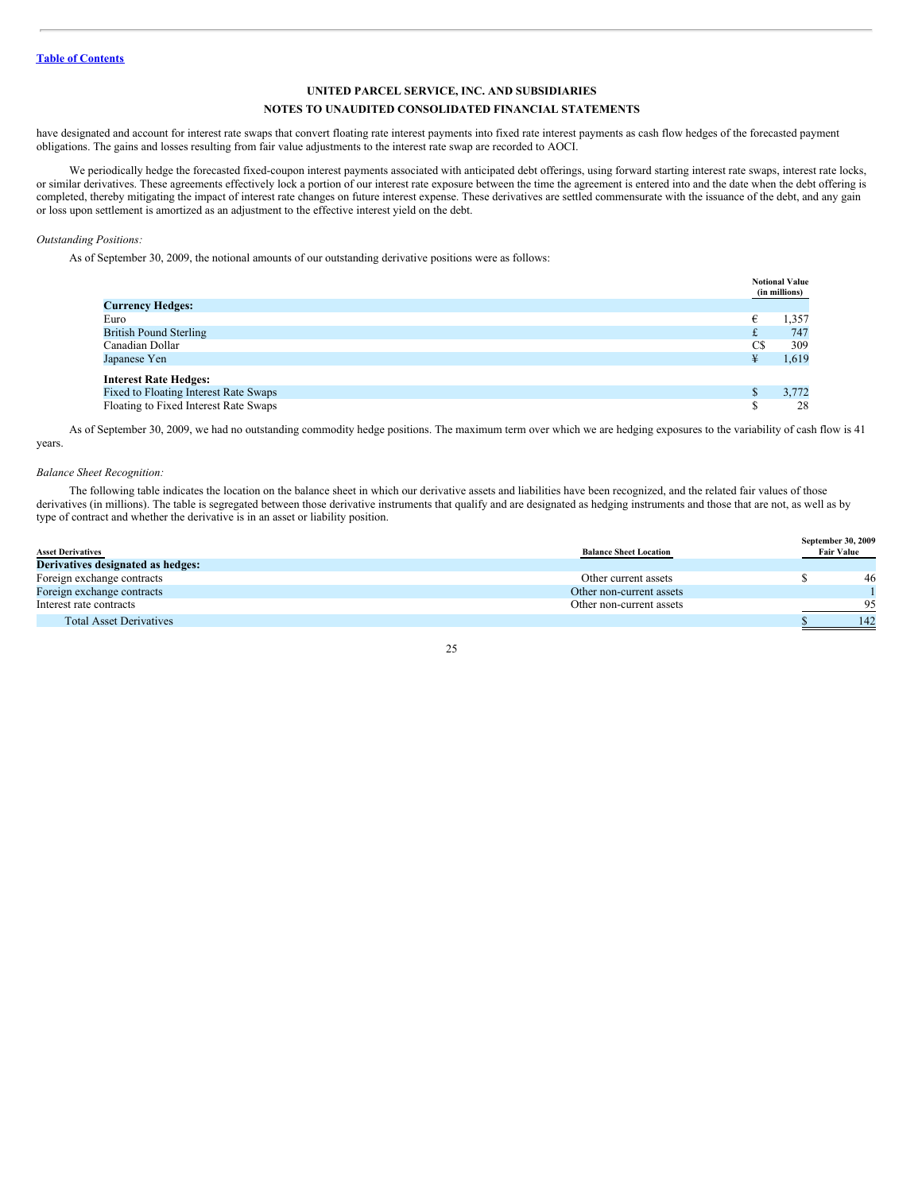UNITED PARCEL SERVICE, INC. AND SUBSIDIARIES

NOTES TO UNAUDITED CONSOLIDATED FINANCIAL STATEMENTS

have designated and account for interest rate swaps that convert floating rate interest payments into fixed rate interest payments as cash flow hedges of the forecasted payment obligations. The gains and losses resulting from fair value adjustments to the interest rate swap are recorded to AOCI.

We periodically hedge the forecasted fixed-coupon interest payments associated with anticipated debt offerings, using forward starting interest rate swaps, interest rate locks, or similar derivatives. These agreements effectively lock a portion of our interest rate exposure between the time the agreement is entered into and the date when the debt offering is completed, thereby mitigating the impact of interest rate changes on future interest expense. These derivatives are settled commensurate with the issuance of the debt, and any gain or loss upon settlement is amortized as an adjustment to the effective interest yield on the debt.

*Outstanding Positions:*

As of September 30, 2009, the notional amounts of our outstanding derivative positions were as follows:

| | | Notional Value (in millions) |
|---|---|---|
| **Currency Hedges:** | | |
| Euro | € | 1,357 |
| British Pound Sterling | £ | 747 |
| Canadian Dollar | C$ | 309 |
| Japanese Yen | ¥ | 1,619 |
| **Interest Rate Hedges:** | | |
| Fixed to Floating Interest Rate Swaps | $ | 3,772 |
| Floating to Fixed Interest Rate Swaps | $ | 28 |

As of September 30, 2009, we had no outstanding commodity hedge positions. The maximum term over which we are hedging exposures to the variability of cash flow is 41 years.

*Balance Sheet Recognition:*

The following table indicates the location on the balance sheet in which our derivative assets and liabilities have been recognized, and the related fair values of those derivatives (in millions). The table is segregated between those derivative instruments that qualify and are designated as hedging instruments and those that are not, as well as by type of contract and whether the derivative is in an asset or liability position.

| Asset Derivatives | Balance Sheet Location | | September 30, 2009 Fair Value |
|---|---|---|---|
| **Derivatives designated as hedges:** | | | |
| Foreign exchange contracts | Other current assets | $ | 46 |
| Foreign exchange contracts | Other non-current assets | | 1 |
| Interest rate contracts | Other non-current assets | | 95 |
| Total Asset Derivatives | | $ | 142 |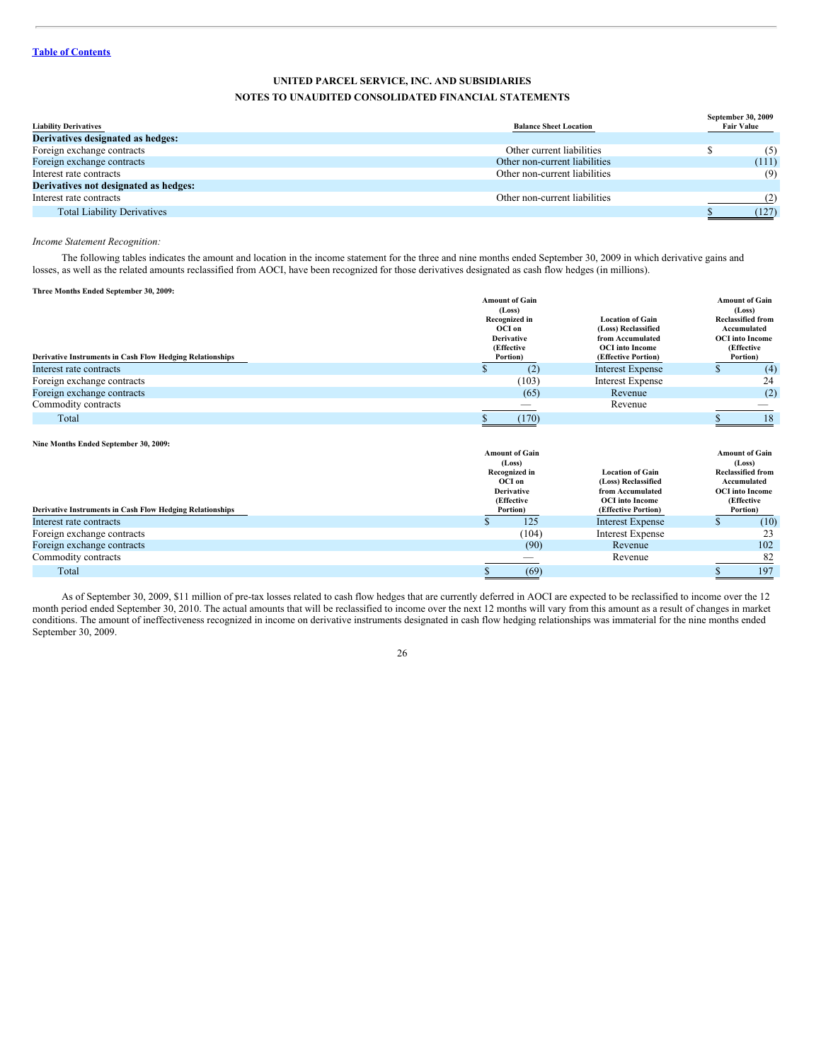**UNITED PARCEL SERVICE, INC. AND SUBSIDIARIES**

**NOTES TO UNAUDITED CONSOLIDATED FINANCIAL STATEMENTS**

| Liability Derivatives | Balance Sheet Location | September 30, 2009 Fair Value |
|---|---|---|
| **Derivatives designated as hedges:** | | |
| Foreign exchange contracts | Other current liabilities | $ (5) |
| Foreign exchange contracts | Other non-current liabilities | (111) |
| Interest rate contracts | Other non-current liabilities | (9) |
| **Derivatives not designated as hedges:** | | |
| Interest rate contracts | Other non-current liabilities | (2) |
| Total Liability Derivatives | | $ (127) |

*Income Statement Recognition:*

The following tables indicates the amount and location in the income statement for the three and nine months ended September 30, 2009 in which derivative gains and losses, as well as the related amounts reclassified from AOCI, have been recognized for those derivatives designated as cash flow hedges (in millions).

**Three Months Ended September 30, 2009:**

| Derivative Instruments in Cash Flow Hedging Relationships | Amount of Gain (Loss) Recognized in OCI on Derivative (Effective Portion) | Location of Gain (Loss) Reclassified from Accumulated OCI into Income (Effective Portion) | Amount of Gain (Loss) Reclassified from Accumulated OCI into Income (Effective Portion) |
|---|---|---|---|
| Interest rate contracts | $ (2) | Interest Expense | $ (4) |
| Foreign exchange contracts | (103) | Interest Expense | 24 |
| Foreign exchange contracts | (65) | Revenue | (2) |
| Commodity contracts | — | Revenue | — |
| Total | $ (170) | | $ 18 |

**Nine Months Ended September 30, 2009:**

| Derivative Instruments in Cash Flow Hedging Relationships | Amount of Gain (Loss) Recognized in OCI on Derivative (Effective Portion) | Location of Gain (Loss) Reclassified from Accumulated OCI into Income (Effective Portion) | Amount of Gain (Loss) Reclassified from Accumulated OCI into Income (Effective Portion) |
|---|---|---|---|
| Interest rate contracts | $ 125 | Interest Expense | $ (10) |
| Foreign exchange contracts | (104) | Interest Expense | 23 |
| Foreign exchange contracts | (90) | Revenue | 102 |
| Commodity contracts | — | Revenue | 82 |
| Total | $ (69) | | $ 197 |

As of September 30, 2009, $11 million of pre-tax losses related to cash flow hedges that are currently deferred in AOCI are expected to be reclassified to income over the 12 month period ended September 30, 2010. The actual amounts that will be reclassified to income over the next 12 months will vary from this amount as a result of changes in market conditions. The amount of ineffectiveness recognized in income on derivative instruments designated in cash flow hedging relationships was immaterial for the nine months ended September 30, 2009.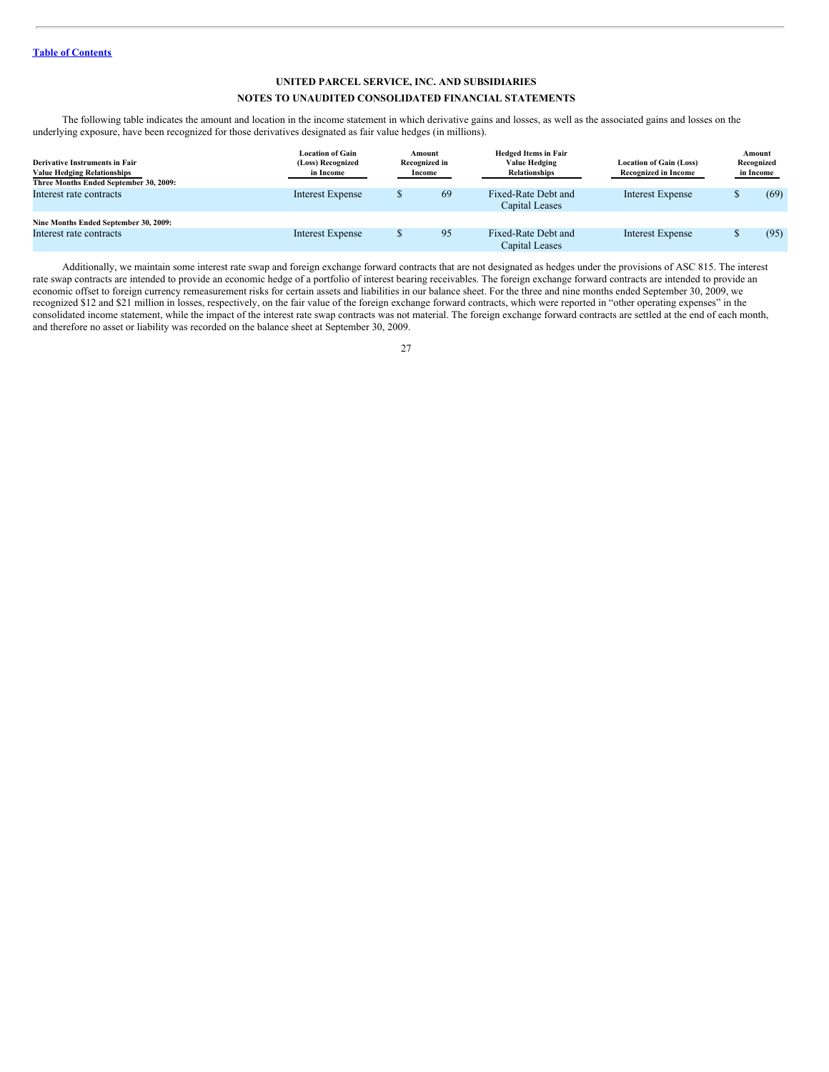Table of Contents

# UNITED PARCEL SERVICE, INC. AND SUBSIDIARIES

## NOTES TO UNAUDITED CONSOLIDATED FINANCIAL STATEMENTS

The following table indicates the amount and location in the income statement in which derivative gains and losses, as well as the associated gains and losses on the underlying exposure, have been recognized for those derivatives designated as fair value hedges (in millions).

| Derivative Instruments in Fair Value Hedging Relationships | Location of Gain (Loss) Recognized in Income | Amount Recognized in Income | Hedged Items in Fair Value Hedging Relationships | Location of Gain (Loss) Recognized in Income | Amount Recognized in Income |
|---|---|---|---|---|---|
| **Three Months Ended September 30, 2009:** | | | | | |
| Interest rate contracts | Interest Expense | $ 69 | Fixed-Rate Debt and Capital Leases | Interest Expense | $ (69) |
| **Nine Months Ended September 30, 2009:** | | | | | |
| Interest rate contracts | Interest Expense | $ 95 | Fixed-Rate Debt and Capital Leases | Interest Expense | $ (95) |

Additionally, we maintain some interest rate swap and foreign exchange forward contracts that are not designated as hedges under the provisions of ASC 815. The interest rate swap contracts are intended to provide an economic hedge of a portfolio of interest bearing receivables. The foreign exchange forward contracts are intended to provide an economic offset to foreign currency remeasurement risks for certain assets and liabilities in our balance sheet. For the three and nine months ended September 30, 2009, we recognized $12 and $21 million in losses, respectively, on the fair value of the foreign exchange forward contracts, which were reported in "other operating expenses" in the consolidated income statement, while the impact of the interest rate swap contracts was not material. The foreign exchange forward contracts are settled at the end of each month, and therefore no asset or liability was recorded on the balance sheet at September 30, 2009.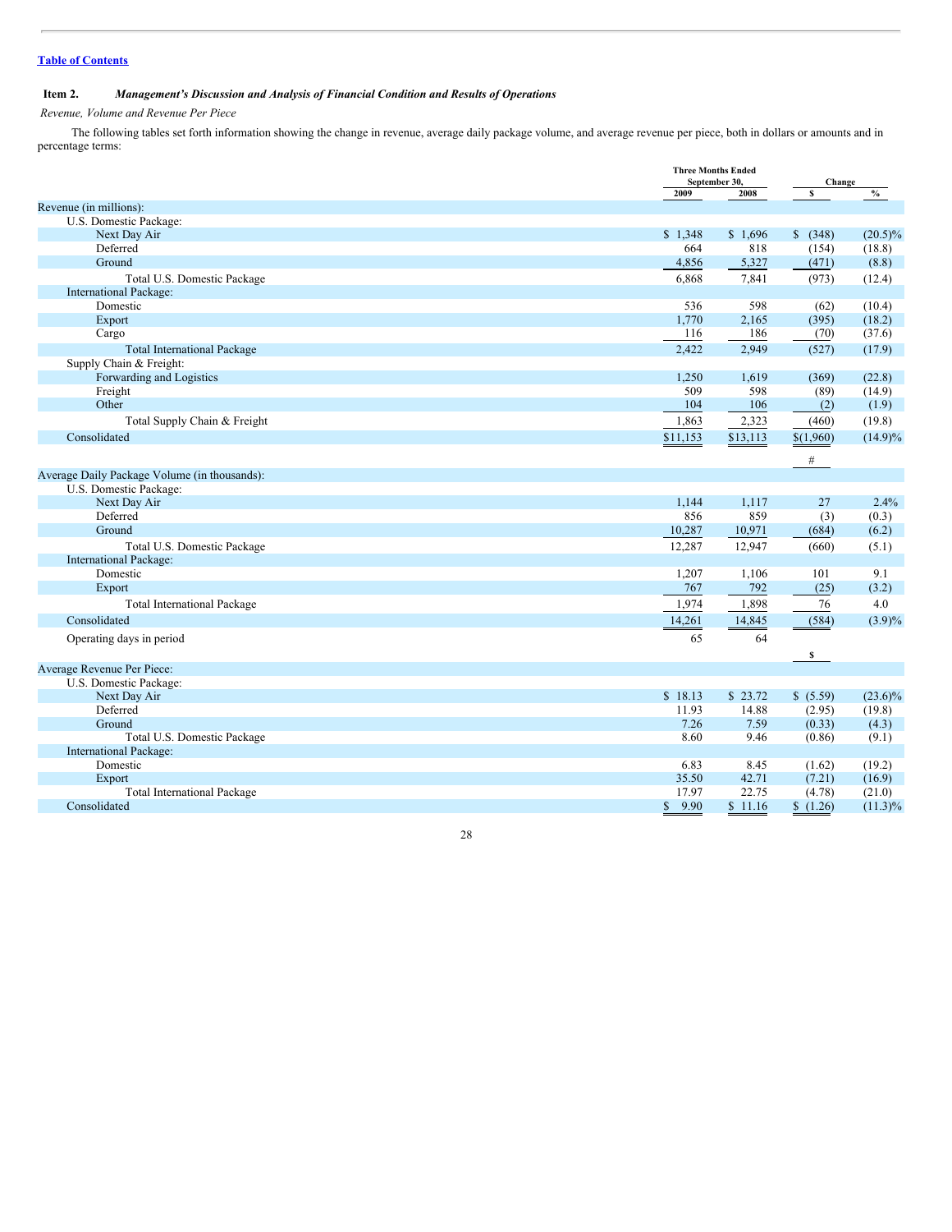[Table of Contents](#)

## Item 2. *Management's Discussion and Analysis of Financial Condition and Results of Operations*

*Revenue, Volume and Revenue Per Piece*

The following tables set forth information showing the change in revenue, average daily package volume, and average revenue per piece, both in dollars or amounts and in percentage terms:

| | Three Months Ended September 30, | | Change | |
|---|---|---|---|---|
| | 2009 | 2008 | $ | % |
| **Revenue (in millions):** | | | | |
| U.S. Domestic Package: | | | | |
| Next Day Air | $ 1,348 | $ 1,696 | $ (348) | (20.5)% |
| Deferred | 664 | 818 | (154) | (18.8) |
| Ground | 4,856 | 5,327 | (471) | (8.8) |
| Total U.S. Domestic Package | 6,868 | 7,841 | (973) | (12.4) |
| International Package: | | | | |
| Domestic | 536 | 598 | (62) | (10.4) |
| Export | 1,770 | 2,165 | (395) | (18.2) |
| Cargo | 116 | 186 | (70) | (37.6) |
| Total International Package | 2,422 | 2,949 | (527) | (17.9) |
| Supply Chain & Freight: | | | | |
| Forwarding and Logistics | 1,250 | 1,619 | (369) | (22.8) |
| Freight | 509 | 598 | (89) | (14.9) |
| Other | 104 | 106 | (2) | (1.9) |
| Total Supply Chain & Freight | 1,863 | 2,323 | (460) | (19.8) |
| Consolidated | $11,153 | $13,113 | $(1,960) | (14.9)% |
| | | | # | |
| **Average Daily Package Volume (in thousands):** | | | | |
| U.S. Domestic Package: | | | | |
| Next Day Air | 1,144 | 1,117 | 27 | 2.4% |
| Deferred | 856 | 859 | (3) | (0.3) |
| Ground | 10,287 | 10,971 | (684) | (6.2) |
| Total U.S. Domestic Package | 12,287 | 12,947 | (660) | (5.1) |
| International Package: | | | | |
| Domestic | 1,207 | 1,106 | 101 | 9.1 |
| Export | 767 | 792 | (25) | (3.2) |
| Total International Package | 1,974 | 1,898 | 76 | 4.0 |
| Consolidated | 14,261 | 14,845 | (584) | (3.9)% |
| Operating days in period | 65 | 64 | | |
| | | | $ | |
| **Average Revenue Per Piece:** | | | | |
| U.S. Domestic Package: | | | | |
| Next Day Air | $ 18.13 | $ 23.72 | $ (5.59) | (23.6)% |
| Deferred | 11.93 | 14.88 | (2.95) | (19.8) |
| Ground | 7.26 | 7.59 | (0.33) | (4.3) |
| Total U.S. Domestic Package | 8.60 | 9.46 | (0.86) | (9.1) |
| International Package: | | | | |
| Domestic | 6.83 | 8.45 | (1.62) | (19.2) |
| Export | 35.50 | 42.71 | (7.21) | (16.9) |
| Total International Package | 17.97 | 22.75 | (4.78) | (21.0) |
| Consolidated | $ 9.90 | $ 11.16 | $ (1.26) | (11.3)% |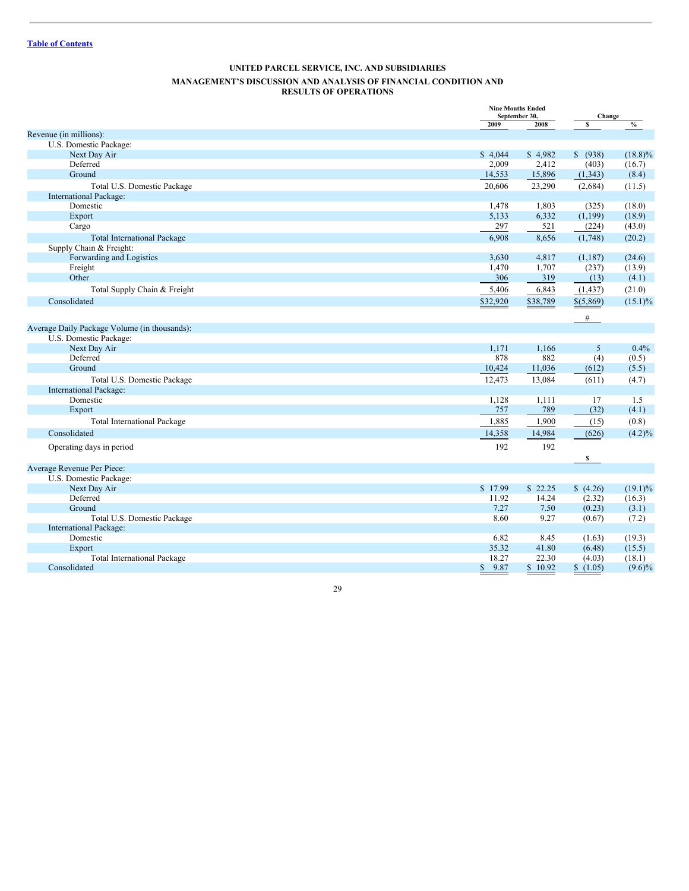[Table of Contents](#)

**UNITED PARCEL SERVICE, INC. AND SUBSIDIARIES**

**MANAGEMENT'S DISCUSSION AND ANALYSIS OF FINANCIAL CONDITION AND RESULTS OF OPERATIONS**

| | Nine Months Ended September 30, | | Change | |
|---|---|---|---|---|
| | 2009 | 2008 | $ | % |
| Revenue (in millions): | | | | |
| U.S. Domestic Package: | | | | |
| Next Day Air | $ 4,044 | $ 4,982 | $ (938) | (18.8)% |
| Deferred | 2,009 | 2,412 | (403) | (16.7) |
| Ground | 14,553 | 15,896 | (1,343) | (8.4) |
| Total U.S. Domestic Package | 20,606 | 23,290 | (2,684) | (11.5) |
| International Package: | | | | |
| Domestic | 1,478 | 1,803 | (325) | (18.0) |
| Export | 5,133 | 6,332 | (1,199) | (18.9) |
| Cargo | 297 | 521 | (224) | (43.0) |
| Total International Package | 6,908 | 8,656 | (1,748) | (20.2) |
| Supply Chain & Freight: | | | | |
| Forwarding and Logistics | 3,630 | 4,817 | (1,187) | (24.6) |
| Freight | 1,470 | 1,707 | (237) | (13.9) |
| Other | 306 | 319 | (13) | (4.1) |
| Total Supply Chain & Freight | 5,406 | 6,843 | (1,437) | (21.0) |
| Consolidated | $32,920 | $38,789 | $(5,869) | (15.1)% |
| | | | # | |
| Average Daily Package Volume (in thousands): | | | | |
| U.S. Domestic Package: | | | | |
| Next Day Air | 1,171 | 1,166 | 5 | 0.4% |
| Deferred | 878 | 882 | (4) | (0.5) |
| Ground | 10,424 | 11,036 | (612) | (5.5) |
| Total U.S. Domestic Package | 12,473 | 13,084 | (611) | (4.7) |
| International Package: | | | | |
| Domestic | 1,128 | 1,111 | 17 | 1.5 |
| Export | 757 | 789 | (32) | (4.1) |
| Total International Package | 1,885 | 1,900 | (15) | (0.8) |
| Consolidated | 14,358 | 14,984 | (626) | (4.2)% |
| Operating days in period | 192 | 192 | | |
| | | | $ | |
| Average Revenue Per Piece: | | | | |
| U.S. Domestic Package: | | | | |
| Next Day Air | $ 17.99 | $ 22.25 | $ (4.26) | (19.1)% |
| Deferred | 11.92 | 14.24 | (2.32) | (16.3) |
| Ground | 7.27 | 7.50 | (0.23) | (3.1) |
| Total U.S. Domestic Package | 8.60 | 9.27 | (0.67) | (7.2) |
| International Package: | | | | |
| Domestic | 6.82 | 8.45 | (1.63) | (19.3) |
| Export | 35.32 | 41.80 | (6.48) | (15.5) |
| Total International Package | 18.27 | 22.30 | (4.03) | (18.1) |
| Consolidated | $ 9.87 | $ 10.92 | $ (1.05) | (9.6)% |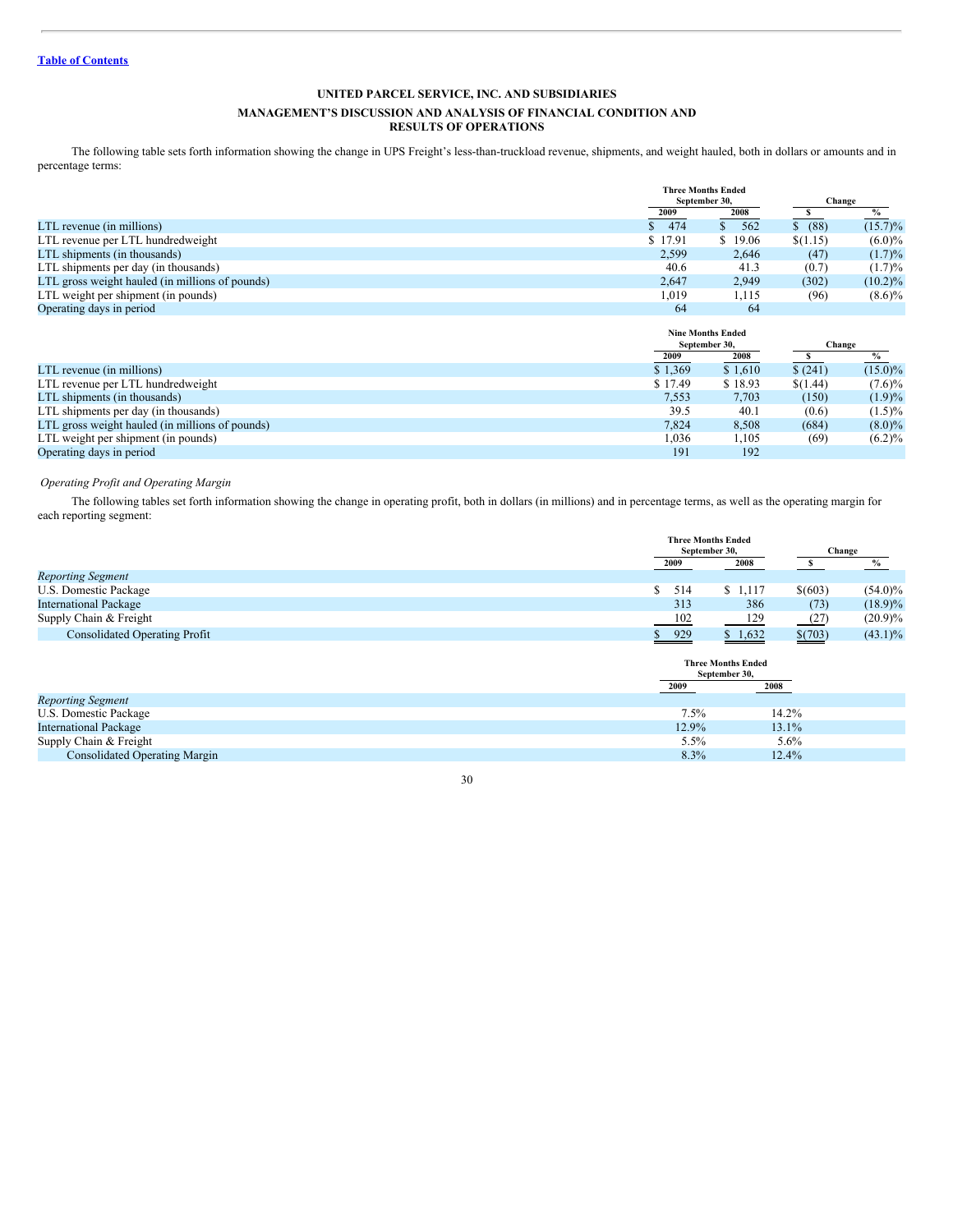# UNITED PARCEL SERVICE, INC. AND SUBSIDIARIES

## MANAGEMENT'S DISCUSSION AND ANALYSIS OF FINANCIAL CONDITION AND RESULTS OF OPERATIONS

The following table sets forth information showing the change in UPS Freight's less-than-truckload revenue, shipments, and weight hauled, both in dollars or amounts and in percentage terms:

| | Three Months Ended September 30, | | Change | |
|---|---|---|---|---|
| | 2009 | 2008 | $ | % |
| LTL revenue (in millions) | $ 474 | $ 562 | $ (88) | (15.7)% |
| LTL revenue per LTL hundredweight | $ 17.91 | $ 19.06 | $(1.15) | (6.0)% |
| LTL shipments (in thousands) | 2,599 | 2,646 | (47) | (1.7)% |
| LTL shipments per day (in thousands) | 40.6 | 41.3 | (0.7) | (1.7)% |
| LTL gross weight hauled (in millions of pounds) | 2,647 | 2,949 | (302) | (10.2)% |
| LTL weight per shipment (in pounds) | 1,019 | 1,115 | (96) | (8.6)% |
| Operating days in period | 64 | 64 | | |

| | Nine Months Ended September 30, | | Change | |
|---|---|---|---|---|
| | 2009 | 2008 | $ | % |
| LTL revenue (in millions) | $ 1,369 | $ 1,610 | $ (241) | (15.0)% |
| LTL revenue per LTL hundredweight | $ 17.49 | $ 18.93 | $(1.44) | (7.6)% |
| LTL shipments (in thousands) | 7,553 | 7,703 | (150) | (1.9)% |
| LTL shipments per day (in thousands) | 39.5 | 40.1 | (0.6) | (1.5)% |
| LTL gross weight hauled (in millions of pounds) | 7,824 | 8,508 | (684) | (8.0)% |
| LTL weight per shipment (in pounds) | 1,036 | 1,105 | (69) | (6.2)% |
| Operating days in period | 191 | 192 | | |

*Operating Profit and Operating Margin*

The following tables set forth information showing the change in operating profit, both in dollars (in millions) and in percentage terms, as well as the operating margin for each reporting segment:

| | Three Months Ended September 30, | | Change | |
|---|---|---|---|---|
| | 2009 | 2008 | $ | % |
| *Reporting Segment* | | | | |
| U.S. Domestic Package | $ 514 | $ 1,117 | $(603) | (54.0)% |
| International Package | 313 | 386 | (73) | (18.9)% |
| Supply Chain & Freight | 102 | 129 | (27) | (20.9)% |
| Consolidated Operating Profit | $ 929 | $ 1,632 | $(703) | (43.1)% |

| | Three Months Ended September 30, | |
|---|---|---|
| | 2009 | 2008 |
| *Reporting Segment* | | |
| U.S. Domestic Package | 7.5% | 14.2% |
| International Package | 12.9% | 13.1% |
| Supply Chain & Freight | 5.5% | 5.6% |
| Consolidated Operating Margin | 8.3% | 12.4% |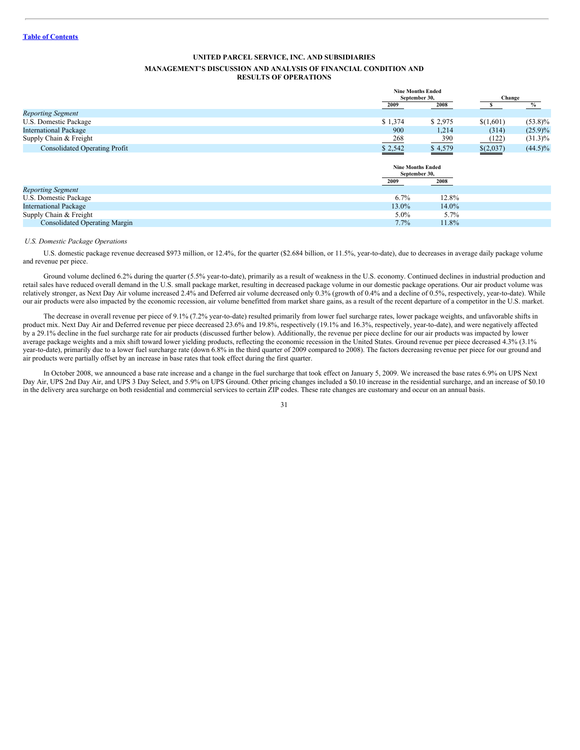**UNITED PARCEL SERVICE, INC. AND SUBSIDIARIES**

**MANAGEMENT'S DISCUSSION AND ANALYSIS OF FINANCIAL CONDITION AND RESULTS OF OPERATIONS**

| | Nine Months Ended September 30, | | Change | |
|---|---|---|---|---|
| | 2009 | 2008 | $ | % |
| *Reporting Segment* | | | | |
| U.S. Domestic Package | $ 1,374 | $ 2,975 | $(1,601) | (53.8)% |
| International Package | 900 | 1,214 | (314) | (25.9)% |
| Supply Chain & Freight | 268 | 390 | (122) | (31.3)% |
| Consolidated Operating Profit | $ 2,542 | $ 4,579 | $(2,037) | (44.5)% |

| | Nine Months Ended September 30, | |
|---|---|---|
| | 2009 | 2008 |
| *Reporting Segment* | | |
| U.S. Domestic Package | 6.7% | 12.8% |
| International Package | 13.0% | 14.0% |
| Supply Chain & Freight | 5.0% | 5.7% |
| Consolidated Operating Margin | 7.7% | 11.8% |

*U.S. Domestic Package Operations*

U.S. domestic package revenue decreased $973 million, or 12.4%, for the quarter ($2.684 billion, or 11.5%, year-to-date), due to decreases in average daily package volume and revenue per piece.

Ground volume declined 6.2% during the quarter (5.5% year-to-date), primarily as a result of weakness in the U.S. economy. Continued declines in industrial production and retail sales have reduced overall demand in the U.S. small package market, resulting in decreased package volume in our domestic package operations. Our air product volume was relatively stronger, as Next Day Air volume increased 2.4% and Deferred air volume decreased only 0.3% (growth of 0.4% and a decline of 0.5%, respectively, year-to-date). While our air products were also impacted by the economic recession, air volume benefitted from market share gains, as a result of the recent departure of a competitor in the U.S. market.

The decrease in overall revenue per piece of 9.1% (7.2% year-to-date) resulted primarily from lower fuel surcharge rates, lower package weights, and unfavorable shifts in product mix. Next Day Air and Deferred revenue per piece decreased 23.6% and 19.8%, respectively (19.1% and 16.3%, respectively, year-to-date), and were negatively affected by a 29.1% decline in the fuel surcharge rate for air products (discussed further below). Additionally, the revenue per piece decline for our air products was impacted by lower average package weights and a mix shift toward lower yielding products, reflecting the economic recession in the United States. Ground revenue per piece decreased 4.3% (3.1% year-to-date), primarily due to a lower fuel surcharge rate (down 6.8% in the third quarter of 2009 compared to 2008). The factors decreasing revenue per piece for our ground and air products were partially offset by an increase in base rates that took effect during the first quarter.

In October 2008, we announced a base rate increase and a change in the fuel surcharge that took effect on January 5, 2009. We increased the base rates 6.9% on UPS Next Day Air, UPS 2nd Day Air, and UPS 3 Day Select, and 5.9% on UPS Ground. Other pricing changes included a $0.10 increase in the residential surcharge, and an increase of $0.10 in the delivery area surcharge on both residential and commercial services to certain ZIP codes. These rate changes are customary and occur on an annual basis.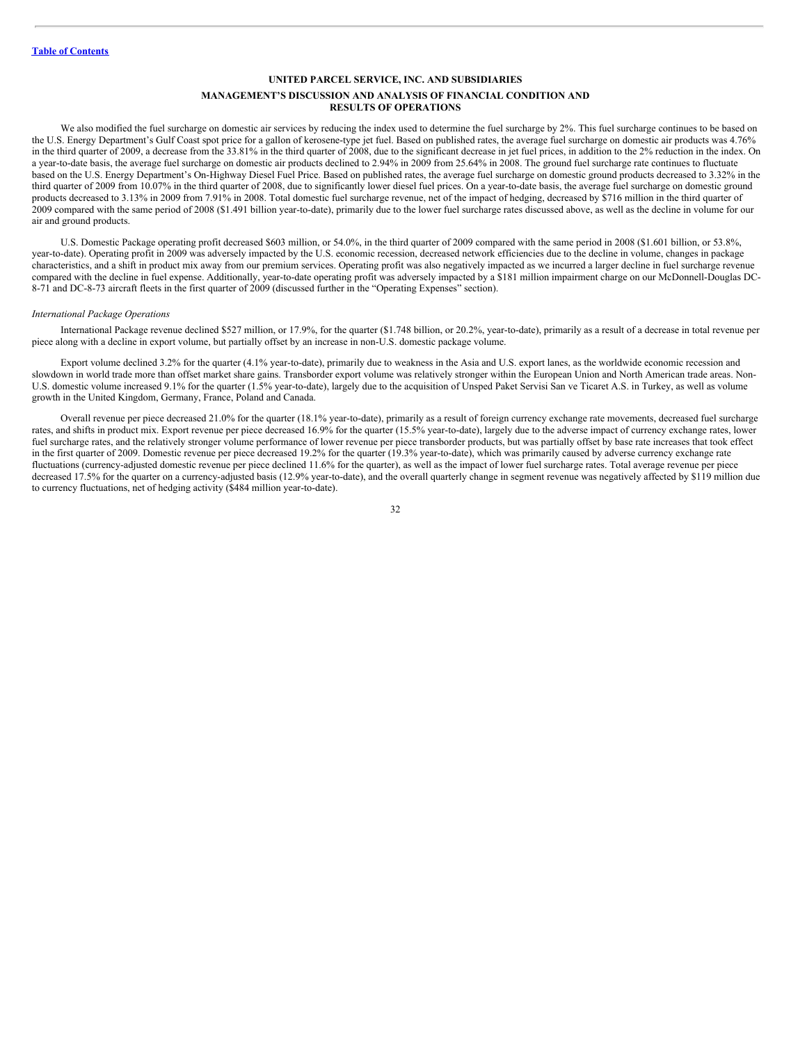We also modified the fuel surcharge on domestic air services by reducing the index used to determine the fuel surcharge by 2%. This fuel surcharge continues to be based on the U.S. Energy Department's Gulf Coast spot price for a gallon of kerosene-type jet fuel. Based on published rates, the average fuel surcharge on domestic air products was 4.76% in the third quarter of 2009, a decrease from the 33.81% in the third quarter of 2008, due to the significant decrease in jet fuel prices, in addition to the 2% reduction in the index. On a year-to-date basis, the average fuel surcharge on domestic air products declined to 2.94% in 2009 from 25.64% in 2008. The ground fuel surcharge rate continues to fluctuate based on the U.S. Energy Department's On-Highway Diesel Fuel Price. Based on published rates, the average fuel surcharge on domestic ground products decreased to 3.32% in the third quarter of 2009 from 10.07% in the third quarter of 2008, due to significantly lower diesel fuel prices. On a year-to-date basis, the average fuel surcharge on domestic ground products decreased to 3.13% in 2009 from 7.91% in 2008. Total domestic fuel surcharge revenue, net of the impact of hedging, decreased by $716 million in the third quarter of 2009 compared with the same period of 2008 ($1.491 billion year-to-date), primarily due to the lower fuel surcharge rates discussed above, as well as the decline in volume for our air and ground products.

U.S. Domestic Package operating profit decreased $603 million, or 54.0%, in the third quarter of 2009 compared with the same period in 2008 ($1.601 billion, or 53.8%, year-to-date). Operating profit in 2009 was adversely impacted by the U.S. economic recession, decreased network efficiencies due to the decline in volume, changes in package characteristics, and a shift in product mix away from our premium services. Operating profit was also negatively impacted as we incurred a larger decline in fuel surcharge revenue compared with the decline in fuel expense. Additionally, year-to-date operating profit was adversely impacted by a $181 million impairment charge on our McDonnell-Douglas DC-8-71 and DC-8-73 aircraft fleets in the first quarter of 2009 (discussed further in the "Operating Expenses" section).

*International Package Operations*

International Package revenue declined $527 million, or 17.9%, for the quarter ($1.748 billion, or 20.2%, year-to-date), primarily as a result of a decrease in total revenue per piece along with a decline in export volume, but partially offset by an increase in non-U.S. domestic package volume.

Export volume declined 3.2% for the quarter (4.1% year-to-date), primarily due to weakness in the Asia and U.S. export lanes, as the worldwide economic recession and slowdown in world trade more than offset market share gains. Transborder export volume was relatively stronger within the European Union and North American trade areas. Non-U.S. domestic volume increased 9.1% for the quarter (1.5% year-to-date), largely due to the acquisition of Unsped Paket Servisi San ve Ticaret A.S. in Turkey, as well as volume growth in the United Kingdom, Germany, France, Poland and Canada.

Overall revenue per piece decreased 21.0% for the quarter (18.1% year-to-date), primarily as a result of foreign currency exchange rate movements, decreased fuel surcharge rates, and shifts in product mix. Export revenue per piece decreased 16.9% for the quarter (15.5% year-to-date), largely due to the adverse impact of currency exchange rates, lower fuel surcharge rates, and the relatively stronger volume performance of lower revenue per piece transborder products, but was partially offset by base rate increases that took effect in the first quarter of 2009. Domestic revenue per piece decreased 19.2% for the quarter (19.3% year-to-date), which was primarily caused by adverse currency exchange rate fluctuations (currency-adjusted domestic revenue per piece declined 11.6% for the quarter), as well as the impact of lower fuel surcharge rates. Total average revenue per piece decreased 17.5% for the quarter on a currency-adjusted basis (12.9% year-to-date), and the overall quarterly change in segment revenue was negatively affected by $119 million due to currency fluctuations, net of hedging activity ($484 million year-to-date).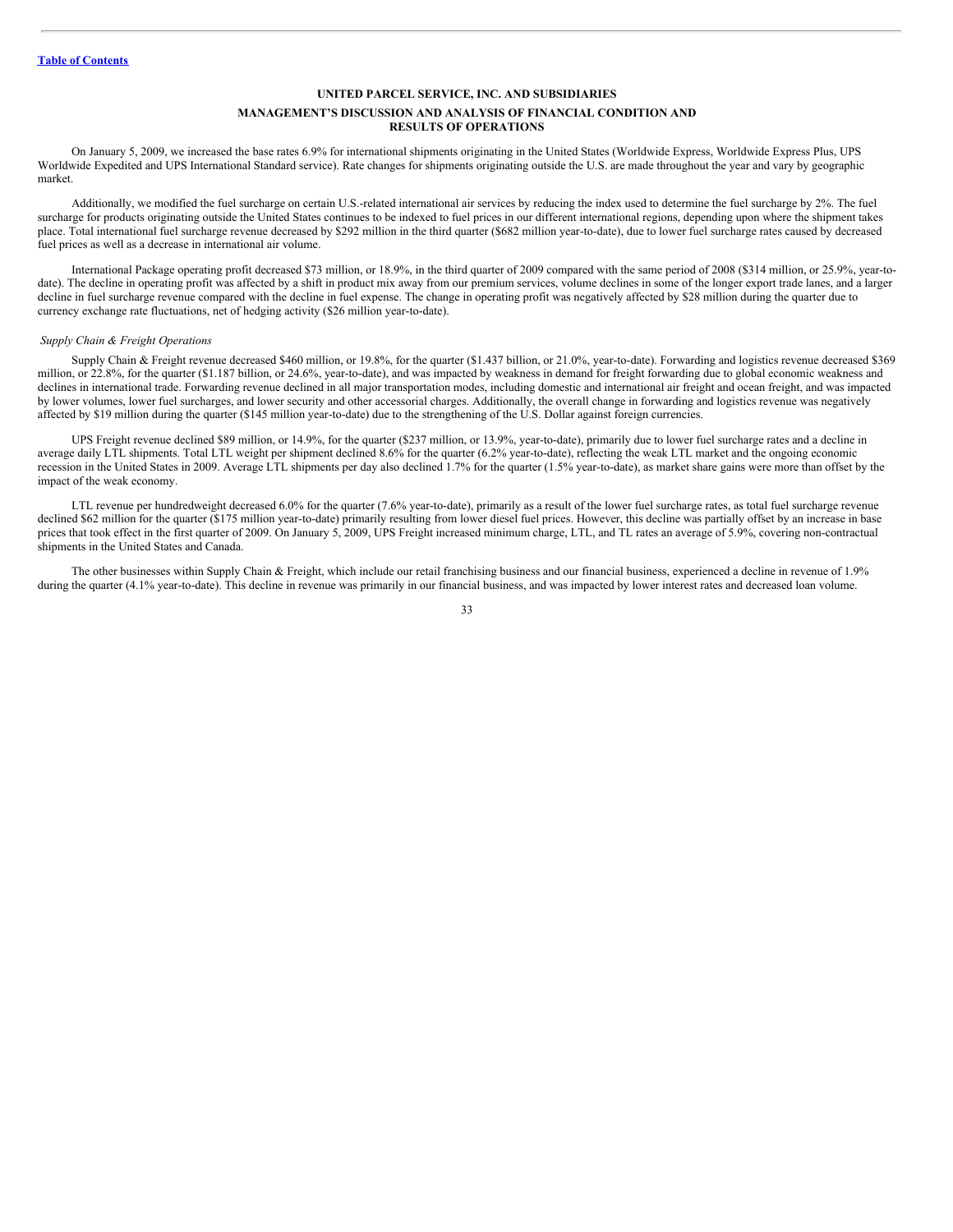On January 5, 2009, we increased the base rates 6.9% for international shipments originating in the United States (Worldwide Express, Worldwide Express Plus, UPS Worldwide Expedited and UPS International Standard service). Rate changes for shipments originating outside the U.S. are made throughout the year and vary by geographic market.

Additionally, we modified the fuel surcharge on certain U.S.-related international air services by reducing the index used to determine the fuel surcharge by 2%. The fuel surcharge for products originating outside the United States continues to be indexed to fuel prices in our different international regions, depending upon where the shipment takes place. Total international fuel surcharge revenue decreased by $292 million in the third quarter ($682 million year-to-date), due to lower fuel surcharge rates caused by decreased fuel prices as well as a decrease in international air volume.

International Package operating profit decreased $73 million, or 18.9%, in the third quarter of 2009 compared with the same period of 2008 ($314 million, or 25.9%, year-to-date). The decline in operating profit was affected by a shift in product mix away from our premium services, volume declines in some of the longer export trade lanes, and a larger decline in fuel surcharge revenue compared with the decline in fuel expense. The change in operating profit was negatively affected by $28 million during the quarter due to currency exchange rate fluctuations, net of hedging activity ($26 million year-to-date).

*Supply Chain & Freight Operations*

Supply Chain & Freight revenue decreased $460 million, or 19.8%, for the quarter ($1.437 billion, or 21.0%, year-to-date). Forwarding and logistics revenue decreased $369 million, or 22.8%, for the quarter ($1.187 billion, or 24.6%, year-to-date), and was impacted by weakness in demand for freight forwarding due to global economic weakness and declines in international trade. Forwarding revenue declined in all major transportation modes, including domestic and international air freight and ocean freight, and was impacted by lower volumes, lower fuel surcharges, and lower security and other accessorial charges. Additionally, the overall change in forwarding and logistics revenue was negatively affected by $19 million during the quarter ($145 million year-to-date) due to the strengthening of the U.S. Dollar against foreign currencies.

UPS Freight revenue declined $89 million, or 14.9%, for the quarter ($237 million, or 13.9%, year-to-date), primarily due to lower fuel surcharge rates and a decline in average daily LTL shipments. Total LTL weight per shipment declined 8.6% for the quarter (6.2% year-to-date), reflecting the weak LTL market and the ongoing economic recession in the United States in 2009. Average LTL shipments per day also declined 1.7% for the quarter (1.5% year-to-date), as market share gains were more than offset by the impact of the weak economy.

LTL revenue per hundredweight decreased 6.0% for the quarter (7.6% year-to-date), primarily as a result of the lower fuel surcharge rates, as total fuel surcharge revenue declined $62 million for the quarter ($175 million year-to-date) primarily resulting from lower diesel fuel prices. However, this decline was partially offset by an increase in base prices that took effect in the first quarter of 2009. On January 5, 2009, UPS Freight increased minimum charge, LTL, and TL rates an average of 5.9%, covering non-contractual shipments in the United States and Canada.

The other businesses within Supply Chain & Freight, which include our retail franchising business and our financial business, experienced a decline in revenue of 1.9% during the quarter (4.1% year-to-date). This decline in revenue was primarily in our financial business, and was impacted by lower interest rates and decreased loan volume.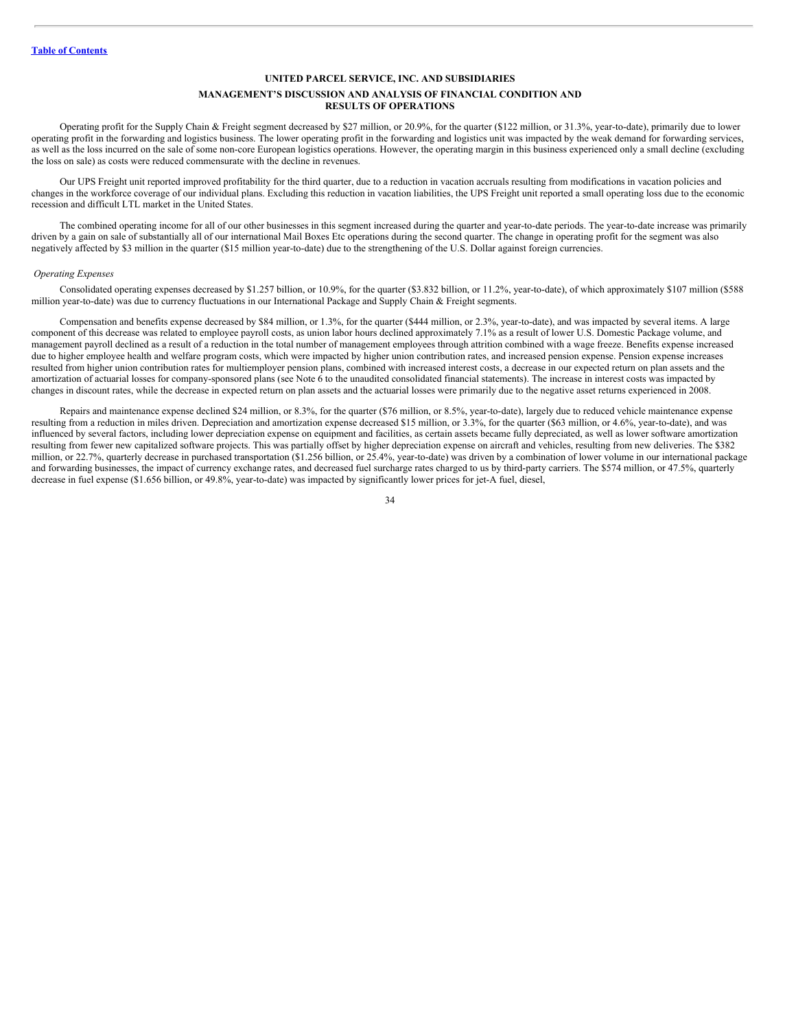Operating profit for the Supply Chain & Freight segment decreased by $27 million, or 20.9%, for the quarter ($122 million, or 31.3%, year-to-date), primarily due to lower operating profit in the forwarding and logistics business. The lower operating profit in the forwarding and logistics unit was impacted by the weak demand for forwarding services, as well as the loss incurred on the sale of some non-core European logistics operations. However, the operating margin in this business experienced only a small decline (excluding the loss on sale) as costs were reduced commensurate with the decline in revenues.

Our UPS Freight unit reported improved profitability for the third quarter, due to a reduction in vacation accruals resulting from modifications in vacation policies and changes in the workforce coverage of our individual plans. Excluding this reduction in vacation liabilities, the UPS Freight unit reported a small operating loss due to the economic recession and difficult LTL market in the United States.

The combined operating income for all of our other businesses in this segment increased during the quarter and year-to-date periods. The year-to-date increase was primarily driven by a gain on sale of substantially all of our international Mail Boxes Etc operations during the second quarter. The change in operating profit for the segment was also negatively affected by $3 million in the quarter ($15 million year-to-date) due to the strengthening of the U.S. Dollar against foreign currencies.

*Operating Expenses*

Consolidated operating expenses decreased by $1.257 billion, or 10.9%, for the quarter ($3.832 billion, or 11.2%, year-to-date), of which approximately $107 million ($588 million year-to-date) was due to currency fluctuations in our International Package and Supply Chain & Freight segments.

Compensation and benefits expense decreased by $84 million, or 1.3%, for the quarter ($444 million, or 2.3%, year-to-date), and was impacted by several items. A large component of this decrease was related to employee payroll costs, as union labor hours declined approximately 7.1% as a result of lower U.S. Domestic Package volume, and management payroll declined as a result of a reduction in the total number of management employees through attrition combined with a wage freeze. Benefits expense increased due to higher employee health and welfare program costs, which were impacted by higher union contribution rates, and increased pension expense. Pension expense increases resulted from higher union contribution rates for multiemployer pension plans, combined with increased interest costs, a decrease in our expected return on plan assets and the amortization of actuarial losses for company-sponsored plans (see Note 6 to the unaudited consolidated financial statements). The increase in interest costs was impacted by changes in discount rates, while the decrease in expected return on plan assets and the actuarial losses were primarily due to the negative asset returns experienced in 2008.

Repairs and maintenance expense declined $24 million, or 8.3%, for the quarter ($76 million, or 8.5%, year-to-date), largely due to reduced vehicle maintenance expense resulting from a reduction in miles driven. Depreciation and amortization expense decreased $15 million, or 3.3%, for the quarter ($63 million, or 4.6%, year-to-date), and was influenced by several factors, including lower depreciation expense on equipment and facilities, as certain assets became fully depreciated, as well as lower software amortization resulting from fewer new capitalized software projects. This was partially offset by higher depreciation expense on aircraft and vehicles, resulting from new deliveries. The $382 million, or 22.7%, quarterly decrease in purchased transportation ($1.256 billion, or 25.4%, year-to-date) was driven by a combination of lower volume in our international package and forwarding businesses, the impact of currency exchange rates, and decreased fuel surcharge rates charged to us by third-party carriers. The $574 million, or 47.5%, quarterly decrease in fuel expense ($1.656 billion, or 49.8%, year-to-date) was impacted by significantly lower prices for jet-A fuel, diesel,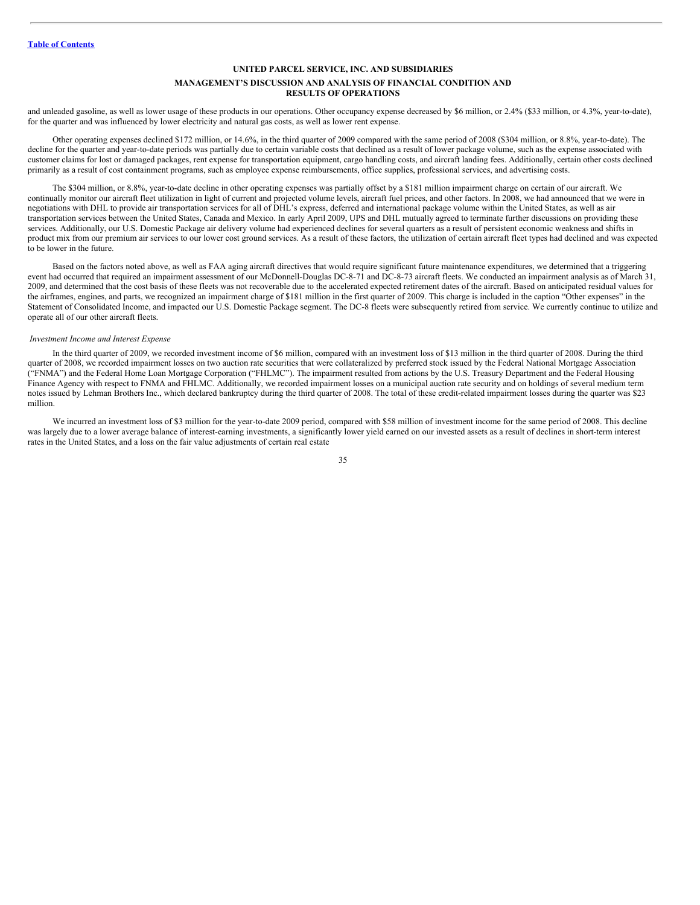and unleaded gasoline, as well as lower usage of these products in our operations. Other occupancy expense decreased by $6 million, or 2.4% ($33 million, or 4.3%, year-to-date), for the quarter and was influenced by lower electricity and natural gas costs, as well as lower rent expense.

Other operating expenses declined $172 million, or 14.6%, in the third quarter of 2009 compared with the same period of 2008 ($304 million, or 8.8%, year-to-date). The decline for the quarter and year-to-date periods was partially due to certain variable costs that declined as a result of lower package volume, such as the expense associated with customer claims for lost or damaged packages, rent expense for transportation equipment, cargo handling costs, and aircraft landing fees. Additionally, certain other costs declined primarily as a result of cost containment programs, such as employee expense reimbursements, office supplies, professional services, and advertising costs.

The $304 million, or 8.8%, year-to-date decline in other operating expenses was partially offset by a $181 million impairment charge on certain of our aircraft. We continually monitor our aircraft fleet utilization in light of current and projected volume levels, aircraft fuel prices, and other factors. In 2008, we had announced that we were in negotiations with DHL to provide air transportation services for all of DHL's express, deferred and international package volume within the United States, as well as air transportation services between the United States, Canada and Mexico. In early April 2009, UPS and DHL mutually agreed to terminate further discussions on providing these services. Additionally, our U.S. Domestic Package air delivery volume had experienced declines for several quarters as a result of persistent economic weakness and shifts in product mix from our premium air services to our lower cost ground services. As a result of these factors, the utilization of certain aircraft fleet types had declined and was expected to be lower in the future.

Based on the factors noted above, as well as FAA aging aircraft directives that would require significant future maintenance expenditures, we determined that a triggering event had occurred that required an impairment assessment of our McDonnell-Douglas DC-8-71 and DC-8-73 aircraft fleets. We conducted an impairment analysis as of March 31, 2009, and determined that the cost basis of these fleets was not recoverable due to the accelerated expected retirement dates of the aircraft. Based on anticipated residual values for the airframes, engines, and parts, we recognized an impairment charge of $181 million in the first quarter of 2009. This charge is included in the caption "Other expenses" in the Statement of Consolidated Income, and impacted our U.S. Domestic Package segment. The DC-8 fleets were subsequently retired from service. We currently continue to utilize and operate all of our other aircraft fleets.

*Investment Income and Interest Expense*

In the third quarter of 2009, we recorded investment income of $6 million, compared with an investment loss of $13 million in the third quarter of 2008. During the third quarter of 2008, we recorded impairment losses on two auction rate securities that were collateralized by preferred stock issued by the Federal National Mortgage Association ("FNMA") and the Federal Home Loan Mortgage Corporation ("FHLMC"). The impairment resulted from actions by the U.S. Treasury Department and the Federal Housing Finance Agency with respect to FNMA and FHLMC. Additionally, we recorded impairment losses on a municipal auction rate security and on holdings of several medium term notes issued by Lehman Brothers Inc., which declared bankruptcy during the third quarter of 2008. The total of these credit-related impairment losses during the quarter was $23 million.

We incurred an investment loss of $3 million for the year-to-date 2009 period, compared with $58 million of investment income for the same period of 2008. This decline was largely due to a lower average balance of interest-earning investments, a significantly lower yield earned on our invested assets as a result of declines in short-term interest rates in the United States, and a loss on the fair value adjustments of certain real estate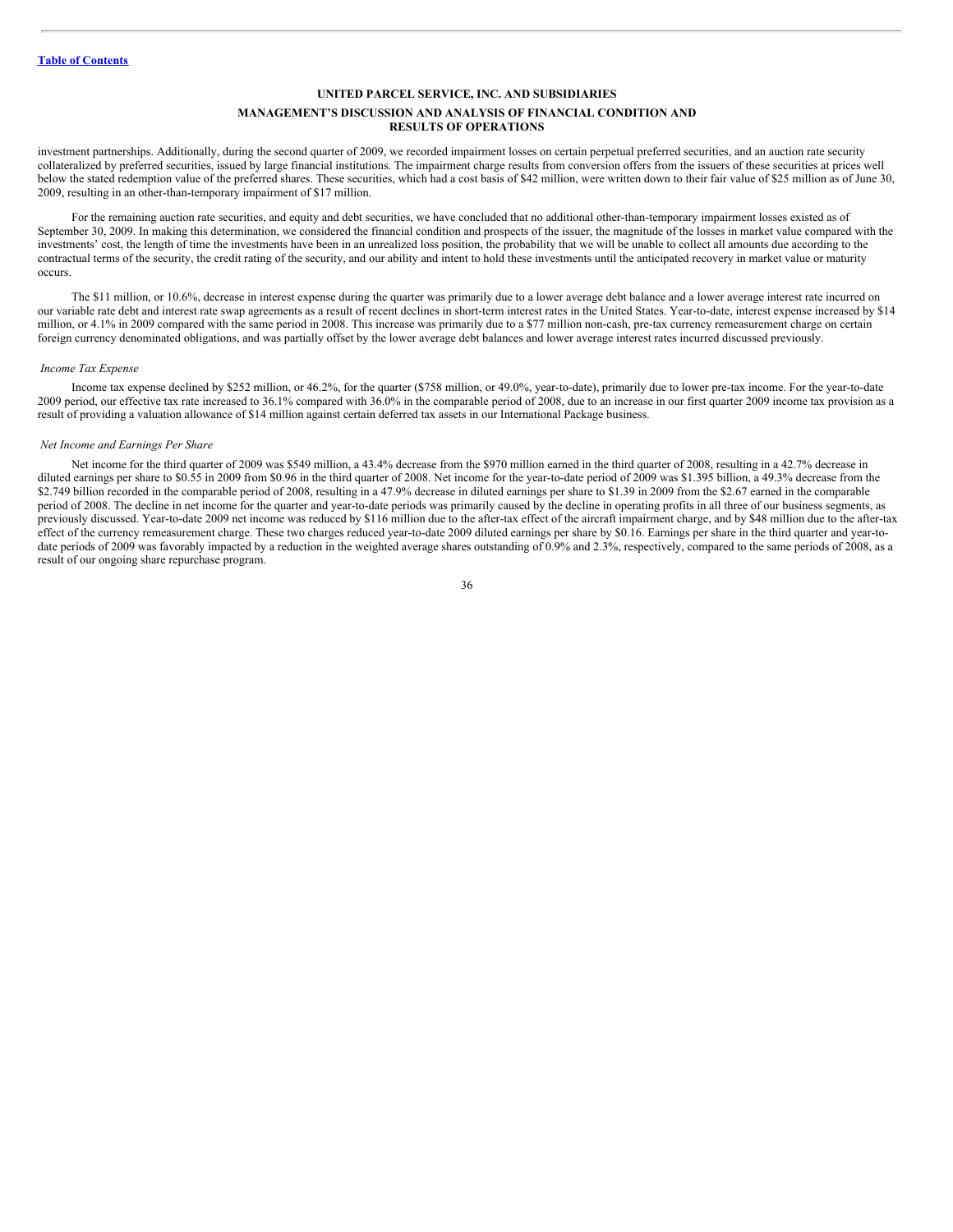investment partnerships. Additionally, during the second quarter of 2009, we recorded impairment losses on certain perpetual preferred securities, and an auction rate security collateralized by preferred securities, issued by large financial institutions. The impairment charge results from conversion offers from the issuers of these securities at prices well below the stated redemption value of the preferred shares. These securities, which had a cost basis of $42 million, were written down to their fair value of $25 million as of June 30, 2009, resulting in an other-than-temporary impairment of $17 million.

For the remaining auction rate securities, and equity and debt securities, we have concluded that no additional other-than-temporary impairment losses existed as of September 30, 2009. In making this determination, we considered the financial condition and prospects of the issuer, the magnitude of the losses in market value compared with the investments' cost, the length of time the investments have been in an unrealized loss position, the probability that we will be unable to collect all amounts due according to the contractual terms of the security, the credit rating of the security, and our ability and intent to hold these investments until the anticipated recovery in market value or maturity occurs.

The $11 million, or 10.6%, decrease in interest expense during the quarter was primarily due to a lower average debt balance and a lower average interest rate incurred on our variable rate debt and interest rate swap agreements as a result of recent declines in short-term interest rates in the United States. Year-to-date, interest expense increased by $14 million, or 4.1% in 2009 compared with the same period in 2008. This increase was primarily due to a $77 million non-cash, pre-tax currency remeasurement charge on certain foreign currency denominated obligations, and was partially offset by the lower average debt balances and lower average interest rates incurred discussed previously.

*Income Tax Expense*

Income tax expense declined by $252 million, or 46.2%, for the quarter ($758 million, or 49.0%, year-to-date), primarily due to lower pre-tax income. For the year-to-date 2009 period, our effective tax rate increased to 36.1% compared with 36.0% in the comparable period of 2008, due to an increase in our first quarter 2009 income tax provision as a result of providing a valuation allowance of $14 million against certain deferred tax assets in our International Package business.

*Net Income and Earnings Per Share*

Net income for the third quarter of 2009 was $549 million, a 43.4% decrease from the $970 million earned in the third quarter of 2008, resulting in a 42.7% decrease in diluted earnings per share to $0.55 in 2009 from $0.96 in the third quarter of 2008. Net income for the year-to-date period of 2009 was $1.395 billion, a 49.3% decrease from the $2.749 billion recorded in the comparable period of 2008, resulting in a 47.9% decrease in diluted earnings per share to $1.39 in 2009 from the $2.67 earned in the comparable period of 2008. The decline in net income for the quarter and year-to-date periods was primarily caused by the decline in operating profits in all three of our business segments, as previously discussed. Year-to-date 2009 net income was reduced by $116 million due to the after-tax effect of the aircraft impairment charge, and by $48 million due to the after-tax effect of the currency remeasurement charge. These two charges reduced year-to-date 2009 diluted earnings per share by $0.16. Earnings per share in the third quarter and year-to-date periods of 2009 was favorably impacted by a reduction in the weighted average shares outstanding of 0.9% and 2.3%, respectively, compared to the same periods of 2008, as a result of our ongoing share repurchase program.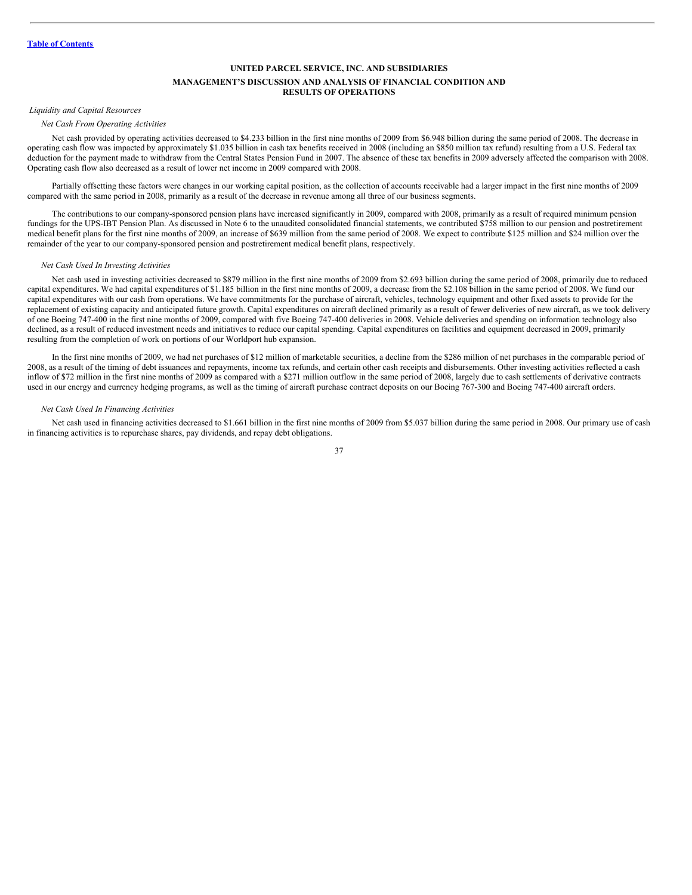[Table of Contents](#)

# UNITED PARCEL SERVICE, INC. AND SUBSIDIARIES

## MANAGEMENT'S DISCUSSION AND ANALYSIS OF FINANCIAL CONDITION AND RESULTS OF OPERATIONS

*Liquidity and Capital Resources*

*Net Cash From Operating Activities*

Net cash provided by operating activities decreased to $4.233 billion in the first nine months of 2009 from $6.948 billion during the same period of 2008. The decrease in operating cash flow was impacted by approximately $1.035 billion in cash tax benefits received in 2008 (including an $850 million tax refund) resulting from a U.S. Federal tax deduction for the payment made to withdraw from the Central States Pension Fund in 2007. The absence of these tax benefits in 2009 adversely affected the comparison with 2008. Operating cash flow also decreased as a result of lower net income in 2009 compared with 2008.

Partially offsetting these factors were changes in our working capital position, as the collection of accounts receivable had a larger impact in the first nine months of 2009 compared with the same period in 2008, primarily as a result of the decrease in revenue among all three of our business segments.

The contributions to our company-sponsored pension plans have increased significantly in 2009, compared with 2008, primarily as a result of required minimum pension fundings for the UPS-IBT Pension Plan. As discussed in Note 6 to the unaudited consolidated financial statements, we contributed $758 million to our pension and postretirement medical benefit plans for the first nine months of 2009, an increase of $639 million from the same period of 2008. We expect to contribute $125 million and $24 million over the remainder of the year to our company-sponsored pension and postretirement medical benefit plans, respectively.

*Net Cash Used In Investing Activities*

Net cash used in investing activities decreased to $879 million in the first nine months of 2009 from $2.693 billion during the same period of 2008, primarily due to reduced capital expenditures. We had capital expenditures of $1.185 billion in the first nine months of 2009, a decrease from the $2.108 billion in the same period of 2008. We fund our capital expenditures with our cash from operations. We have commitments for the purchase of aircraft, vehicles, technology equipment and other fixed assets to provide for the replacement of existing capacity and anticipated future growth. Capital expenditures on aircraft declined primarily as a result of fewer deliveries of new aircraft, as we took delivery of one Boeing 747-400 in the first nine months of 2009, compared with five Boeing 747-400 deliveries in 2008. Vehicle deliveries and spending on information technology also declined, as a result of reduced investment needs and initiatives to reduce our capital spending. Capital expenditures on facilities and equipment decreased in 2009, primarily resulting from the completion of work on portions of our Worldport hub expansion.

In the first nine months of 2009, we had net purchases of $12 million of marketable securities, a decline from the $286 million of net purchases in the comparable period of 2008, as a result of the timing of debt issuances and repayments, income tax refunds, and certain other cash receipts and disbursements. Other investing activities reflected a cash inflow of $72 million in the first nine months of 2009 as compared with a $271 million outflow in the same period of 2008, largely due to cash settlements of derivative contracts used in our energy and currency hedging programs, as well as the timing of aircraft purchase contract deposits on our Boeing 767-300 and Boeing 747-400 aircraft orders.

*Net Cash Used In Financing Activities*

Net cash used in financing activities decreased to $1.661 billion in the first nine months of 2009 from $5.037 billion during the same period in 2008. Our primary use of cash in financing activities is to repurchase shares, pay dividends, and repay debt obligations.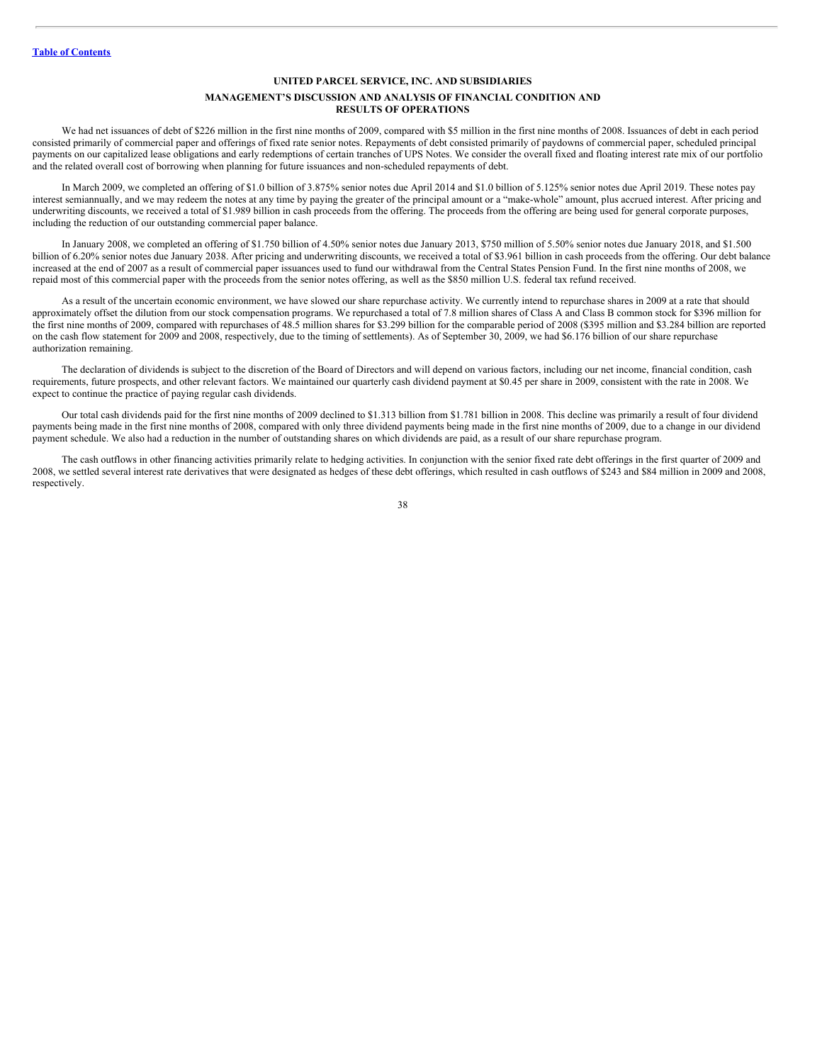UNITED PARCEL SERVICE, INC. AND SUBSIDIARIES

MANAGEMENT'S DISCUSSION AND ANALYSIS OF FINANCIAL CONDITION AND RESULTS OF OPERATIONS

We had net issuances of debt of $226 million in the first nine months of 2009, compared with $5 million in the first nine months of 2008. Issuances of debt in each period consisted primarily of commercial paper and offerings of fixed rate senior notes. Repayments of debt consisted primarily of paydowns of commercial paper, scheduled principal payments on our capitalized lease obligations and early redemptions of certain tranches of UPS Notes. We consider the overall fixed and floating interest rate mix of our portfolio and the related overall cost of borrowing when planning for future issuances and non-scheduled repayments of debt.

In March 2009, we completed an offering of $1.0 billion of 3.875% senior notes due April 2014 and $1.0 billion of 5.125% senior notes due April 2019. These notes pay interest semiannually, and we may redeem the notes at any time by paying the greater of the principal amount or a "make-whole" amount, plus accrued interest. After pricing and underwriting discounts, we received a total of $1.989 billion in cash proceeds from the offering. The proceeds from the offering are being used for general corporate purposes, including the reduction of our outstanding commercial paper balance.

In January 2008, we completed an offering of $1.750 billion of 4.50% senior notes due January 2013, $750 million of 5.50% senior notes due January 2018, and $1.500 billion of 6.20% senior notes due January 2038. After pricing and underwriting discounts, we received a total of $3.961 billion in cash proceeds from the offering. Our debt balance increased at the end of 2007 as a result of commercial paper issuances used to fund our withdrawal from the Central States Pension Fund. In the first nine months of 2008, we repaid most of this commercial paper with the proceeds from the senior notes offering, as well as the $850 million U.S. federal tax refund received.

As a result of the uncertain economic environment, we have slowed our share repurchase activity. We currently intend to repurchase shares in 2009 at a rate that should approximately offset the dilution from our stock compensation programs. We repurchased a total of 7.8 million shares of Class A and Class B common stock for $396 million for the first nine months of 2009, compared with repurchases of 48.5 million shares for $3.299 billion for the comparable period of 2008 ($395 million and $3.284 billion are reported on the cash flow statement for 2009 and 2008, respectively, due to the timing of settlements). As of September 30, 2009, we had $6.176 billion of our share repurchase authorization remaining.

The declaration of dividends is subject to the discretion of the Board of Directors and will depend on various factors, including our net income, financial condition, cash requirements, future prospects, and other relevant factors. We maintained our quarterly cash dividend payment at $0.45 per share in 2009, consistent with the rate in 2008. We expect to continue the practice of paying regular cash dividends.

Our total cash dividends paid for the first nine months of 2009 declined to $1.313 billion from $1.781 billion in 2008. This decline was primarily a result of four dividend payments being made in the first nine months of 2008, compared with only three dividend payments being made in the first nine months of 2009, due to a change in our dividend payment schedule. We also had a reduction in the number of outstanding shares on which dividends are paid, as a result of our share repurchase program.

The cash outflows in other financing activities primarily relate to hedging activities. In conjunction with the senior fixed rate debt offerings in the first quarter of 2009 and 2008, we settled several interest rate derivatives that were designated as hedges of these debt offerings, which resulted in cash outflows of $243 and $84 million in 2009 and 2008, respectively.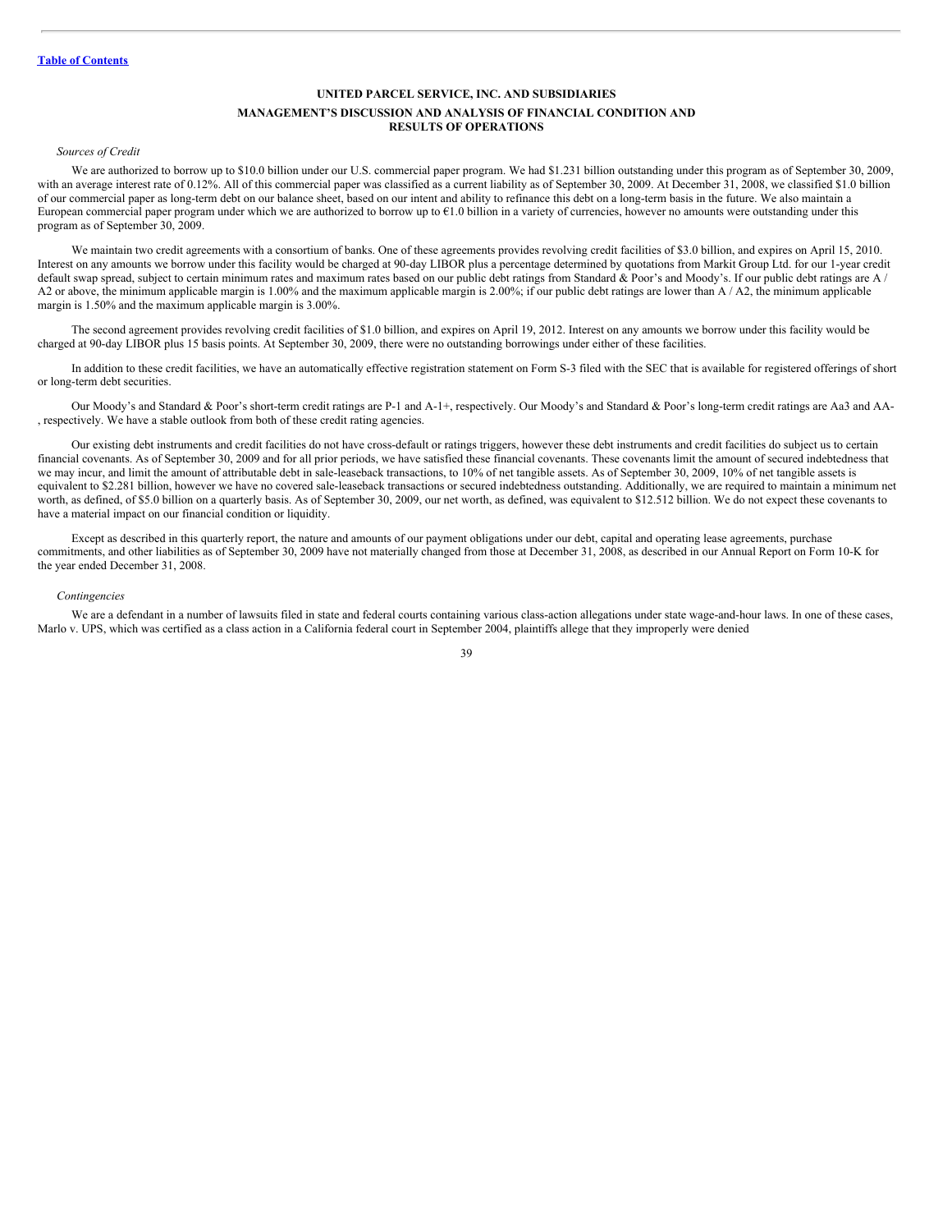[Table of Contents](#)

**UNITED PARCEL SERVICE, INC. AND SUBSIDIARIES**

**MANAGEMENT'S DISCUSSION AND ANALYSIS OF FINANCIAL CONDITION AND RESULTS OF OPERATIONS**

*Sources of Credit*

We are authorized to borrow up to $10.0 billion under our U.S. commercial paper program. We had $1.231 billion outstanding under this program as of September 30, 2009, with an average interest rate of 0.12%. All of this commercial paper was classified as a current liability as of September 30, 2009. At December 31, 2008, we classified $1.0 billion of our commercial paper as long-term debt on our balance sheet, based on our intent and ability to refinance this debt on a long-term basis in the future. We also maintain a European commercial paper program under which we are authorized to borrow up to €1.0 billion in a variety of currencies, however no amounts were outstanding under this program as of September 30, 2009.

We maintain two credit agreements with a consortium of banks. One of these agreements provides revolving credit facilities of $3.0 billion, and expires on April 15, 2010. Interest on any amounts we borrow under this facility would be charged at 90-day LIBOR plus a percentage determined by quotations from Markit Group Ltd. for our 1-year credit default swap spread, subject to certain minimum rates and maximum rates based on our public debt ratings from Standard & Poor's and Moody's. If our public debt ratings are A / A2 or above, the minimum applicable margin is 1.00% and the maximum applicable margin is 2.00%; if our public debt ratings are lower than A / A2, the minimum applicable margin is 1.50% and the maximum applicable margin is 3.00%.

The second agreement provides revolving credit facilities of $1.0 billion, and expires on April 19, 2012. Interest on any amounts we borrow under this facility would be charged at 90-day LIBOR plus 15 basis points. At September 30, 2009, there were no outstanding borrowings under either of these facilities.

In addition to these credit facilities, we have an automatically effective registration statement on Form S-3 filed with the SEC that is available for registered offerings of short or long-term debt securities.

Our Moody's and Standard & Poor's short-term credit ratings are P-1 and A-1+, respectively. Our Moody's and Standard & Poor's long-term credit ratings are Aa3 and AA-, respectively. We have a stable outlook from both of these credit rating agencies.

Our existing debt instruments and credit facilities do not have cross-default or ratings triggers, however these debt instruments and credit facilities do subject us to certain financial covenants. As of September 30, 2009 and for all prior periods, we have satisfied these financial covenants. These covenants limit the amount of secured indebtedness that we may incur, and limit the amount of attributable debt in sale-leaseback transactions, to 10% of net tangible assets. As of September 30, 2009, 10% of net tangible assets is equivalent to $2.281 billion, however we have no covered sale-leaseback transactions or secured indebtedness outstanding. Additionally, we are required to maintain a minimum net worth, as defined, of $5.0 billion on a quarterly basis. As of September 30, 2009, our net worth, as defined, was equivalent to $12.512 billion. We do not expect these covenants to have a material impact on our financial condition or liquidity.

Except as described in this quarterly report, the nature and amounts of our payment obligations under our debt, capital and operating lease agreements, purchase commitments, and other liabilities as of September 30, 2009 have not materially changed from those at December 31, 2008, as described in our Annual Report on Form 10-K for the year ended December 31, 2008.

*Contingencies*

We are a defendant in a number of lawsuits filed in state and federal courts containing various class-action allegations under state wage-and-hour laws. In one of these cases, Marlo v. UPS, which was certified as a class action in a California federal court in September 2004, plaintiffs allege that they improperly were denied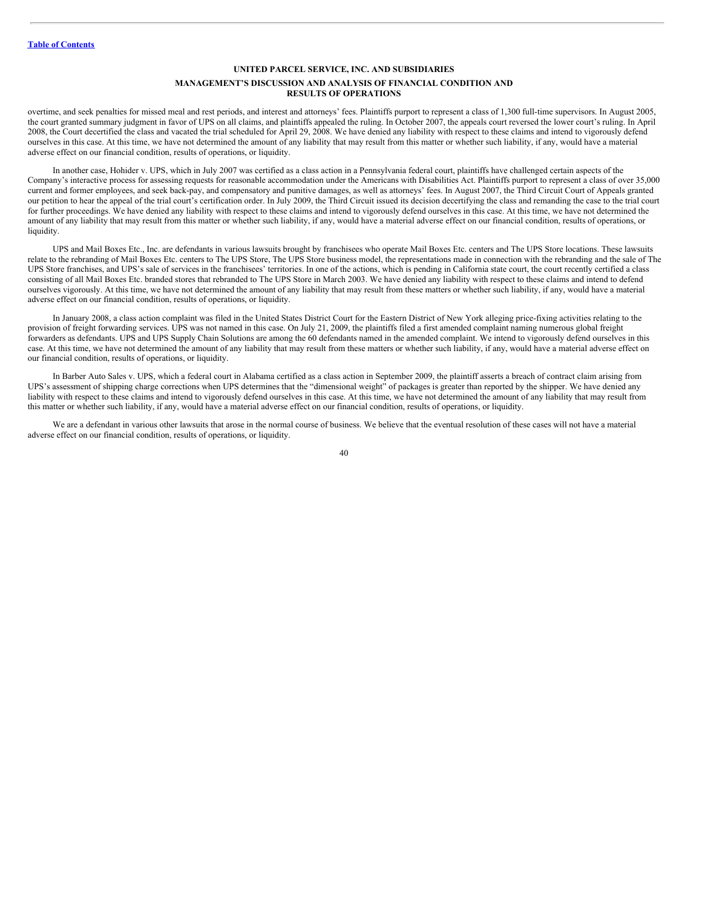overtime, and seek penalties for missed meal and rest periods, and interest and attorneys' fees. Plaintiffs purport to represent a class of 1,300 full-time supervisors. In August 2005, the court granted summary judgment in favor of UPS on all claims, and plaintiffs appealed the ruling. In October 2007, the appeals court reversed the lower court's ruling. In April 2008, the Court decertified the class and vacated the trial scheduled for April 29, 2008. We have denied any liability with respect to these claims and intend to vigorously defend ourselves in this case. At this time, we have not determined the amount of any liability that may result from this matter or whether such liability, if any, would have a material adverse effect on our financial condition, results of operations, or liquidity.

In another case, Hohider v. UPS, which in July 2007 was certified as a class action in a Pennsylvania federal court, plaintiffs have challenged certain aspects of the Company's interactive process for assessing requests for reasonable accommodation under the Americans with Disabilities Act. Plaintiffs purport to represent a class of over 35,000 current and former employees, and seek back-pay, and compensatory and punitive damages, as well as attorneys' fees. In August 2007, the Third Circuit Court of Appeals granted our petition to hear the appeal of the trial court's certification order. In July 2009, the Third Circuit issued its decision decertifying the class and remanding the case to the trial court for further proceedings. We have denied any liability with respect to these claims and intend to vigorously defend ourselves in this case. At this time, we have not determined the amount of any liability that may result from this matter or whether such liability, if any, would have a material adverse effect on our financial condition, results of operations, or liquidity.

UPS and Mail Boxes Etc., Inc. are defendants in various lawsuits brought by franchisees who operate Mail Boxes Etc. centers and The UPS Store locations. These lawsuits relate to the rebranding of Mail Boxes Etc. centers to The UPS Store, The UPS Store business model, the representations made in connection with the rebranding and the sale of The UPS Store franchises, and UPS's sale of services in the franchisees' territories. In one of the actions, which is pending in California state court, the court recently certified a class consisting of all Mail Boxes Etc. branded stores that rebranded to The UPS Store in March 2003. We have denied any liability with respect to these claims and intend to defend ourselves vigorously. At this time, we have not determined the amount of any liability that may result from these matters or whether such liability, if any, would have a material adverse effect on our financial condition, results of operations, or liquidity.

In January 2008, a class action complaint was filed in the United States District Court for the Eastern District of New York alleging price-fixing activities relating to the provision of freight forwarding services. UPS was not named in this case. On July 21, 2009, the plaintiffs filed a first amended complaint naming numerous global freight forwarders as defendants. UPS and UPS Supply Chain Solutions are among the 60 defendants named in the amended complaint. We intend to vigorously defend ourselves in this case. At this time, we have not determined the amount of any liability that may result from these matters or whether such liability, if any, would have a material adverse effect on our financial condition, results of operations, or liquidity.

In Barber Auto Sales v. UPS, which a federal court in Alabama certified as a class action in September 2009, the plaintiff asserts a breach of contract claim arising from UPS's assessment of shipping charge corrections when UPS determines that the "dimensional weight" of packages is greater than reported by the shipper. We have denied any liability with respect to these claims and intend to vigorously defend ourselves in this case. At this time, we have not determined the amount of any liability that may result from this matter or whether such liability, if any, would have a material adverse effect on our financial condition, results of operations, or liquidity.

We are a defendant in various other lawsuits that arose in the normal course of business. We believe that the eventual resolution of these cases will not have a material adverse effect on our financial condition, results of operations, or liquidity.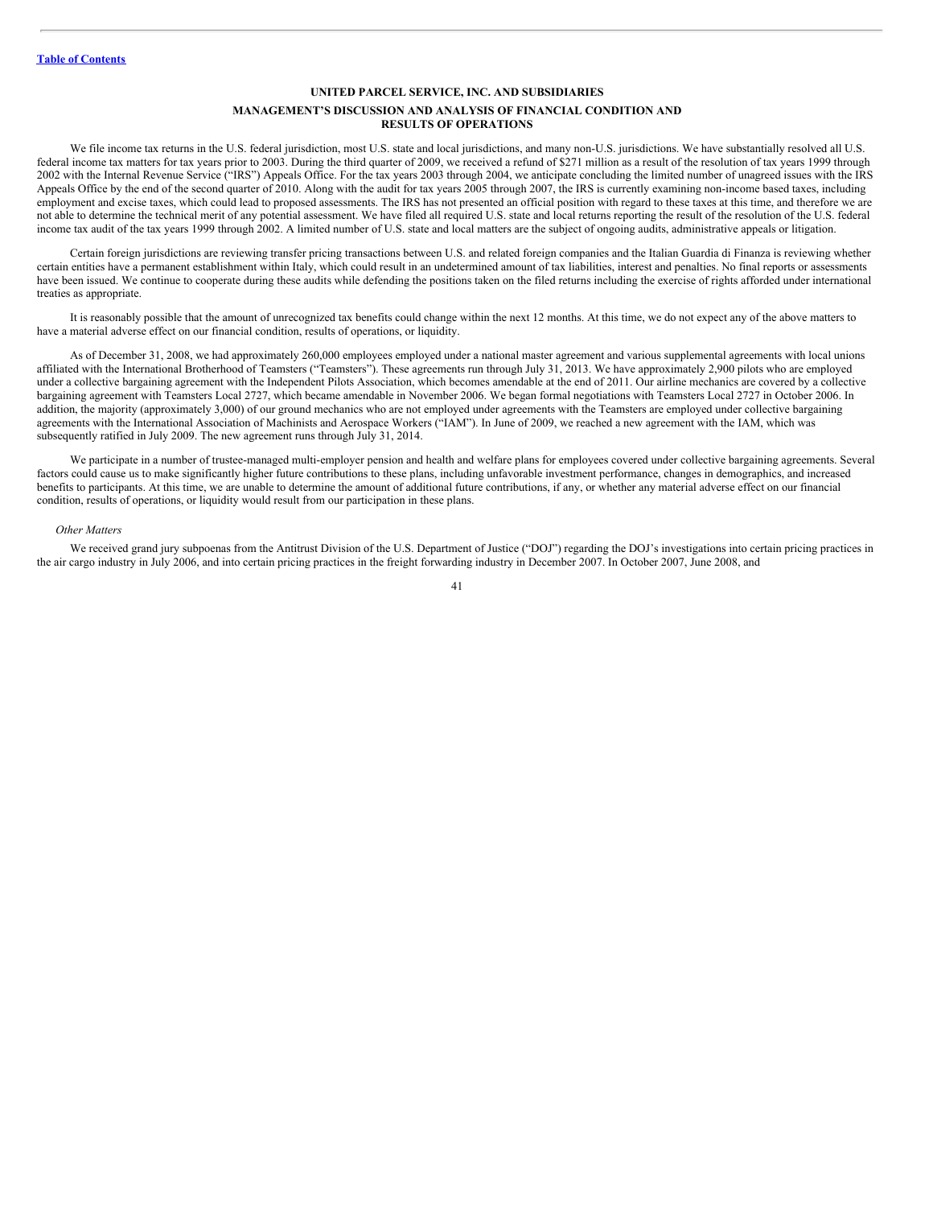We file income tax returns in the U.S. federal jurisdiction, most U.S. state and local jurisdictions, and many non-U.S. jurisdictions. We have substantially resolved all U.S. federal income tax matters for tax years prior to 2003. During the third quarter of 2009, we received a refund of $271 million as a result of the resolution of tax years 1999 through 2002 with the Internal Revenue Service ("IRS") Appeals Office. For the tax years 2003 through 2004, we anticipate concluding the limited number of unagreed issues with the IRS Appeals Office by the end of the second quarter of 2010. Along with the audit for tax years 2005 through 2007, the IRS is currently examining non-income based taxes, including employment and excise taxes, which could lead to proposed assessments. The IRS has not presented an official position with regard to these taxes at this time, and therefore we are not able to determine the technical merit of any potential assessment. We have filed all required U.S. state and local returns reporting the result of the resolution of the U.S. federal income tax audit of the tax years 1999 through 2002. A limited number of U.S. state and local matters are the subject of ongoing audits, administrative appeals or litigation.

Certain foreign jurisdictions are reviewing transfer pricing transactions between U.S. and related foreign companies and the Italian Guardia di Finanza is reviewing whether certain entities have a permanent establishment within Italy, which could result in an undetermined amount of tax liabilities, interest and penalties. No final reports or assessments have been issued. We continue to cooperate during these audits while defending the positions taken on the filed returns including the exercise of rights afforded under international treaties as appropriate.

It is reasonably possible that the amount of unrecognized tax benefits could change within the next 12 months. At this time, we do not expect any of the above matters to have a material adverse effect on our financial condition, results of operations, or liquidity.

As of December 31, 2008, we had approximately 260,000 employees employed under a national master agreement and various supplemental agreements with local unions affiliated with the International Brotherhood of Teamsters ("Teamsters"). These agreements run through July 31, 2013. We have approximately 2,900 pilots who are employed under a collective bargaining agreement with the Independent Pilots Association, which becomes amendable at the end of 2011. Our airline mechanics are covered by a collective bargaining agreement with Teamsters Local 2727, which became amendable in November 2006. We began formal negotiations with Teamsters Local 2727 in October 2006. In addition, the majority (approximately 3,000) of our ground mechanics who are not employed under agreements with the Teamsters are employed under collective bargaining agreements with the International Association of Machinists and Aerospace Workers ("IAM"). In June of 2009, we reached a new agreement with the IAM, which was subsequently ratified in July 2009. The new agreement runs through July 31, 2014.

We participate in a number of trustee-managed multi-employer pension and health and welfare plans for employees covered under collective bargaining agreements. Several factors could cause us to make significantly higher future contributions to these plans, including unfavorable investment performance, changes in demographics, and increased benefits to participants. At this time, we are unable to determine the amount of additional future contributions, if any, or whether any material adverse effect on our financial condition, results of operations, or liquidity would result from our participation in these plans.

*Other Matters*

We received grand jury subpoenas from the Antitrust Division of the U.S. Department of Justice ("DOJ") regarding the DOJ's investigations into certain pricing practices in the air cargo industry in July 2006, and into certain pricing practices in the freight forwarding industry in December 2007. In October 2007, June 2008, and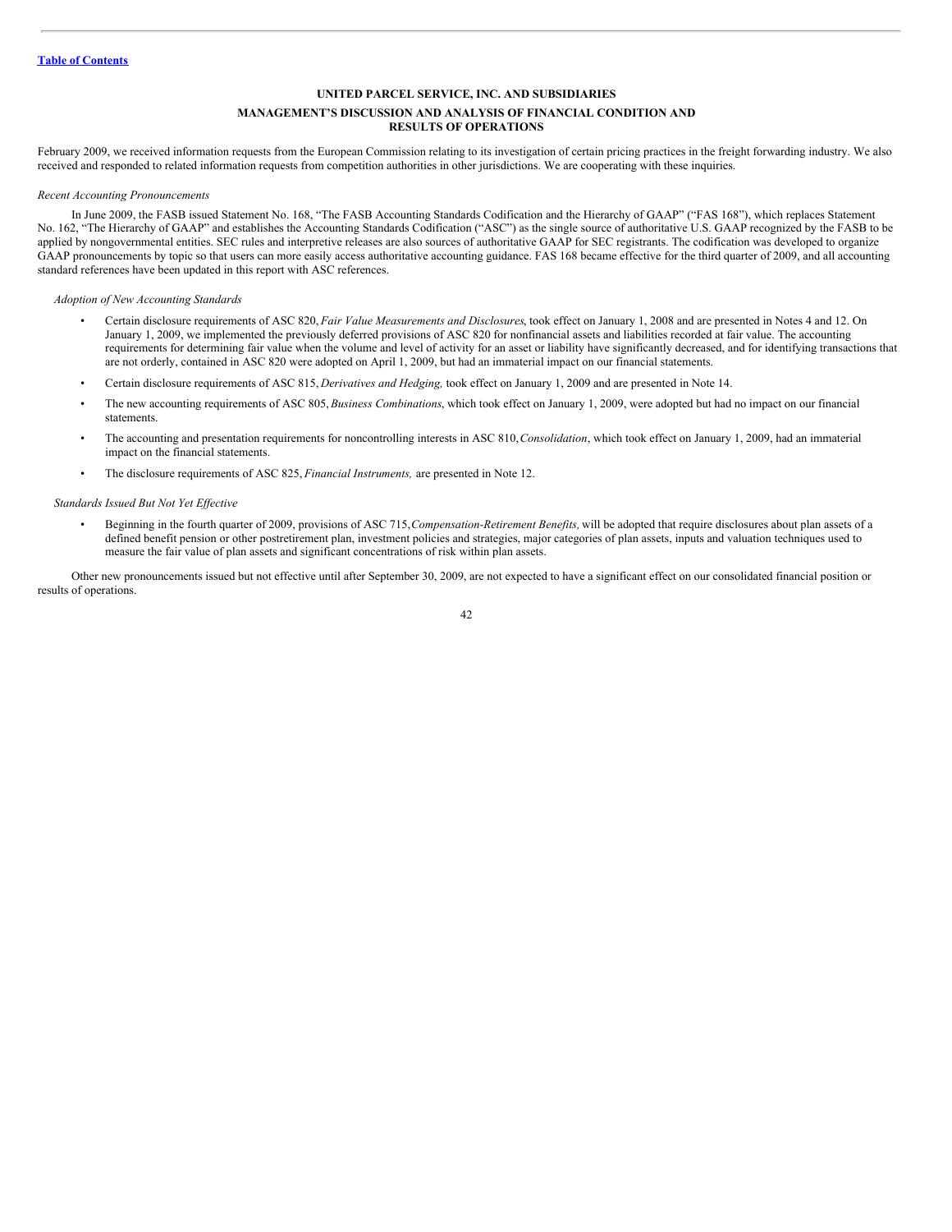February 2009, we received information requests from the European Commission relating to its investigation of certain pricing practices in the freight forwarding industry. We also received and responded to related information requests from competition authorities in other jurisdictions. We are cooperating with these inquiries.

*Recent Accounting Pronouncements*

In June 2009, the FASB issued Statement No. 168, "The FASB Accounting Standards Codification and the Hierarchy of GAAP" ("FAS 168"), which replaces Statement No. 162, "The Hierarchy of GAAP" and establishes the Accounting Standards Codification ("ASC") as the single source of authoritative U.S. GAAP recognized by the FASB to be applied by nongovernmental entities. SEC rules and interpretive releases are also sources of authoritative GAAP for SEC registrants. The codification was developed to organize GAAP pronouncements by topic so that users can more easily access authoritative accounting guidance. FAS 168 became effective for the third quarter of 2009, and all accounting standard references have been updated in this report with ASC references.

*Adoption of New Accounting Standards*

- Certain disclosure requirements of ASC 820, *Fair Value Measurements and Disclosures*, took effect on January 1, 2008 and are presented in Notes 4 and 12. On January 1, 2009, we implemented the previously deferred provisions of ASC 820 for nonfinancial assets and liabilities recorded at fair value. The accounting requirements for determining fair value when the volume and level of activity for an asset or liability have significantly decreased, and for identifying transactions that are not orderly, contained in ASC 820 were adopted on April 1, 2009, but had an immaterial impact on our financial statements.
- Certain disclosure requirements of ASC 815, *Derivatives and Hedging,* took effect on January 1, 2009 and are presented in Note 14.
- The new accounting requirements of ASC 805, *Business Combinations*, which took effect on January 1, 2009, were adopted but had no impact on our financial statements.
- The accounting and presentation requirements for noncontrolling interests in ASC 810, *Consolidation*, which took effect on January 1, 2009, had an immaterial impact on the financial statements.
- The disclosure requirements of ASC 825, *Financial Instruments,* are presented in Note 12.

*Standards Issued But Not Yet Effective*

- Beginning in the fourth quarter of 2009, provisions of ASC 715, *Compensation-Retirement Benefits,* will be adopted that require disclosures about plan assets of a defined benefit pension or other postretirement plan, investment policies and strategies, major categories of plan assets, inputs and valuation techniques used to measure the fair value of plan assets and significant concentrations of risk within plan assets.

Other new pronouncements issued but not effective until after September 30, 2009, are not expected to have a significant effect on our consolidated financial position or results of operations.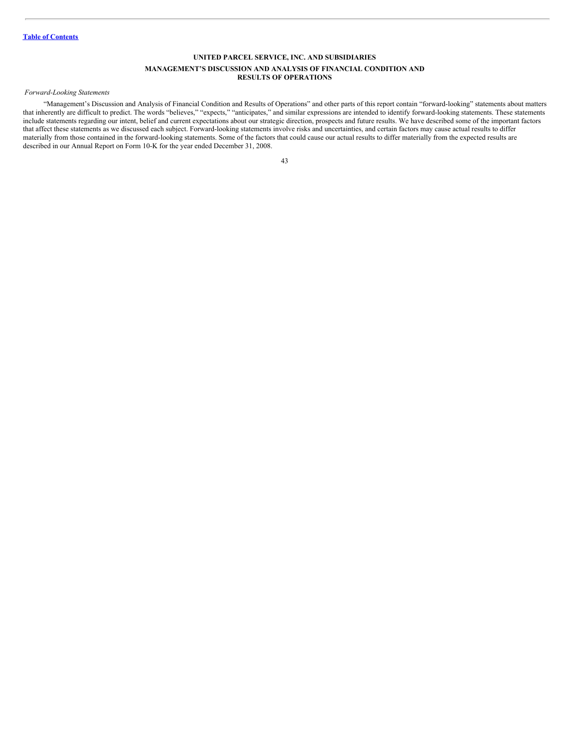## UNITED PARCEL SERVICE, INC. AND SUBSIDIARIES

## MANAGEMENT'S DISCUSSION AND ANALYSIS OF FINANCIAL CONDITION AND RESULTS OF OPERATIONS

*Forward-Looking Statements*

"Management's Discussion and Analysis of Financial Condition and Results of Operations" and other parts of this report contain "forward-looking" statements about matters that inherently are difficult to predict. The words "believes," "expects," "anticipates," and similar expressions are intended to identify forward-looking statements. These statements include statements regarding our intent, belief and current expectations about our strategic direction, prospects and future results. We have described some of the important factors that affect these statements as we discussed each subject. Forward-looking statements involve risks and uncertainties, and certain factors may cause actual results to differ materially from those contained in the forward-looking statements. Some of the factors that could cause our actual results to differ materially from the expected results are described in our Annual Report on Form 10-K for the year ended December 31, 2008.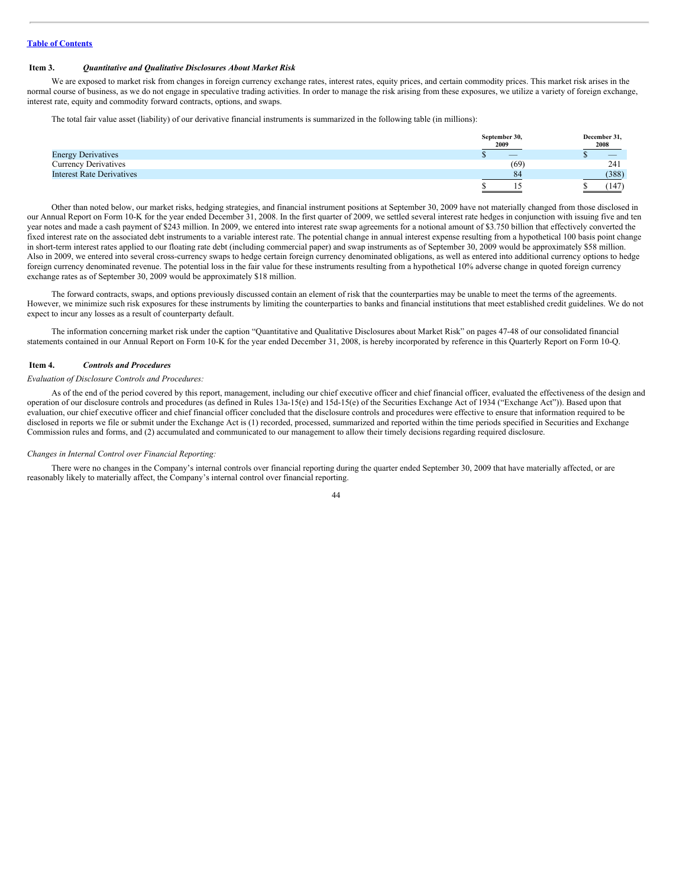[Table of Contents](#)

### Item 3. *Quantitative and Qualitative Disclosures About Market Risk*

We are exposed to market risk from changes in foreign currency exchange rates, interest rates, equity prices, and certain commodity prices. This market risk arises in the normal course of business, as we do not engage in speculative trading activities. In order to manage the risk arising from these exposures, we utilize a variety of foreign exchange, interest rate, equity and commodity forward contracts, options, and swaps.

The total fair value asset (liability) of our derivative financial instruments is summarized in the following table (in millions):

| | September 30, 2009 | December 31, 2008 |
|---|---|---|
| Energy Derivatives | $ — | $ — |
| Currency Derivatives | (69) | 241 |
| Interest Rate Derivatives | 84 | (388) |
| | $ 15 | $ (147) |

Other than noted below, our market risks, hedging strategies, and financial instrument positions at September 30, 2009 have not materially changed from those disclosed in our Annual Report on Form 10-K for the year ended December 31, 2008. In the first quarter of 2009, we settled several interest rate hedges in conjunction with issuing five and ten year notes and made a cash payment of $243 million. In 2009, we entered into interest rate swap agreements for a notional amount of $3.750 billion that effectively converted the fixed interest rate on the associated debt instruments to a variable interest rate. The potential change in annual interest expense resulting from a hypothetical 100 basis point change in short-term interest rates applied to our floating rate debt (including commercial paper) and swap instruments as of September 30, 2009 would be approximately $58 million. Also in 2009, we entered into several cross-currency swaps to hedge certain foreign currency denominated obligations, as well as entered into additional currency options to hedge foreign currency denominated revenue. The potential loss in the fair value for these instruments resulting from a hypothetical 10% adverse change in quoted foreign currency exchange rates as of September 30, 2009 would be approximately $18 million.

The forward contracts, swaps, and options previously discussed contain an element of risk that the counterparties may be unable to meet the terms of the agreements. However, we minimize such risk exposures for these instruments by limiting the counterparties to banks and financial institutions that meet established credit guidelines. We do not expect to incur any losses as a result of counterparty default.

The information concerning market risk under the caption "Quantitative and Qualitative Disclosures about Market Risk" on pages 47-48 of our consolidated financial statements contained in our Annual Report on Form 10-K for the year ended December 31, 2008, is hereby incorporated by reference in this Quarterly Report on Form 10-Q.

### Item 4. *Controls and Procedures*

*Evaluation of Disclosure Controls and Procedures:*

As of the end of the period covered by this report, management, including our chief executive officer and chief financial officer, evaluated the effectiveness of the design and operation of our disclosure controls and procedures (as defined in Rules 13a-15(e) and 15d-15(e) of the Securities Exchange Act of 1934 ("Exchange Act")). Based upon that evaluation, our chief executive officer and chief financial officer concluded that the disclosure controls and procedures were effective to ensure that information required to be disclosed in reports we file or submit under the Exchange Act is (1) recorded, processed, summarized and reported within the time periods specified in Securities and Exchange Commission rules and forms, and (2) accumulated and communicated to our management to allow their timely decisions regarding required disclosure.

*Changes in Internal Control over Financial Reporting:*

There were no changes in the Company's internal controls over financial reporting during the quarter ended September 30, 2009 that have materially affected, or are reasonably likely to materially affect, the Company's internal control over financial reporting.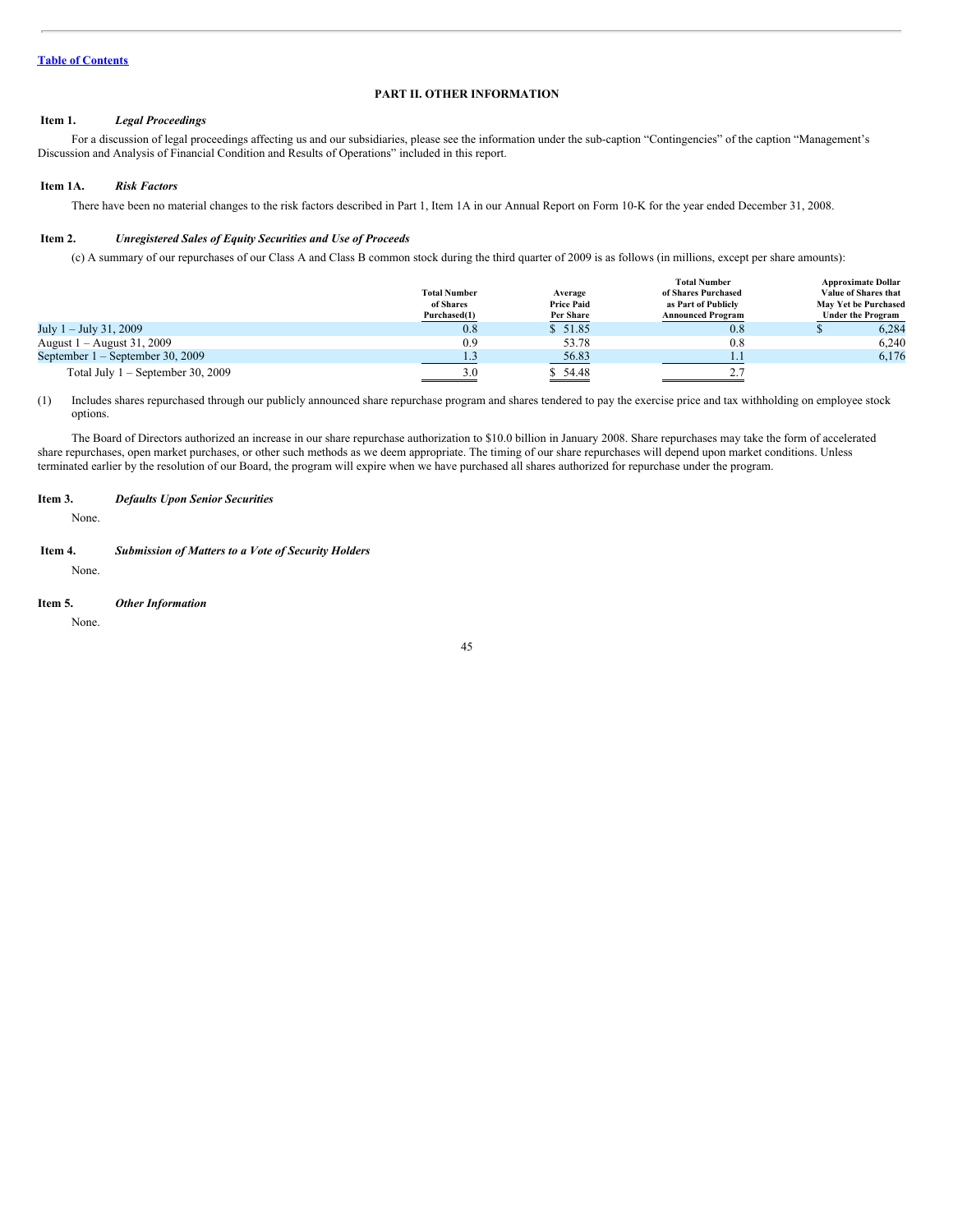Table of Contents

## PART II. OTHER INFORMATION

**Item 1.** ***Legal Proceedings***

For a discussion of legal proceedings affecting us and our subsidiaries, please see the information under the sub-caption "Contingencies" of the caption "Management's Discussion and Analysis of Financial Condition and Results of Operations" included in this report.

**Item 1A.** ***Risk Factors***

There have been no material changes to the risk factors described in Part 1, Item 1A in our Annual Report on Form 10-K for the year ended December 31, 2008.

**Item 2.** ***Unregistered Sales of Equity Securities and Use of Proceeds***

(c) A summary of our repurchases of our Class A and Class B common stock during the third quarter of 2009 is as follows (in millions, except per share amounts):

| | Total Number of Shares Purchased(1) | Average Price Paid Per Share | Total Number of Shares Purchased as Part of Publicly Announced Program | Approximate Dollar Value of Shares that May Yet be Purchased Under the Program |
|---|---|---|---|---|
| July 1 – July 31, 2009 | 0.8 | $ 51.85 | 0.8 | $ 6,284 |
| August 1 – August 31, 2009 | 0.9 | 53.78 | 0.8 | 6,240 |
| September 1 – September 30, 2009 | 1.3 | 56.83 | 1.1 | 6,176 |
| Total July 1 – September 30, 2009 | 3.0 | $ 54.48 | 2.7 | |

(1) Includes shares repurchased through our publicly announced share repurchase program and shares tendered to pay the exercise price and tax withholding on employee stock options.

The Board of Directors authorized an increase in our share repurchase authorization to $10.0 billion in January 2008. Share repurchases may take the form of accelerated share repurchases, open market purchases, or other such methods as we deem appropriate. The timing of our share repurchases will depend upon market conditions. Unless terminated earlier by the resolution of our Board, the program will expire when we have purchased all shares authorized for repurchase under the program.

**Item 3.** ***Defaults Upon Senior Securities***

None.

**Item 4.** ***Submission of Matters to a Vote of Security Holders***

None.

**Item 5.** ***Other Information***

None.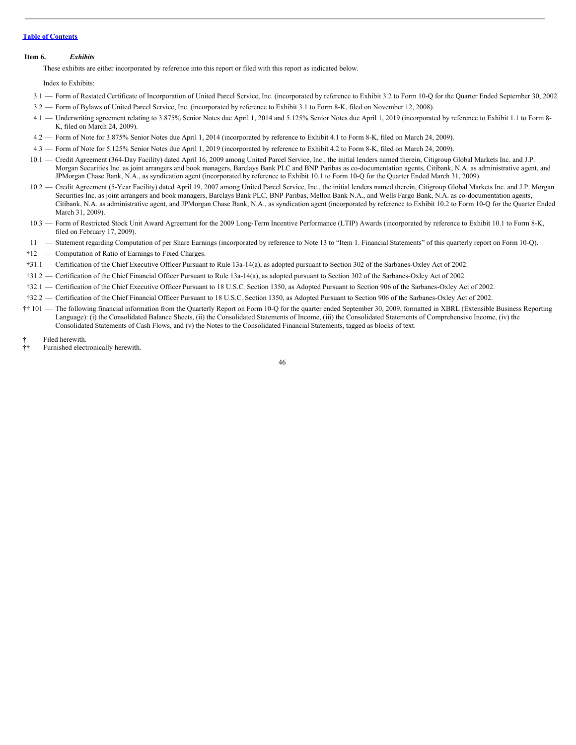[Table of Contents](#)

**Item 6.** ***Exhibits***

These exhibits are either incorporated by reference into this report or filed with this report as indicated below.

Index to Exhibits:

3.1 — Form of Restated Certificate of Incorporation of United Parcel Service, Inc. (incorporated by reference to Exhibit 3.2 to Form 10-Q for the Quarter Ended September 30, 2002

3.2 — Form of Bylaws of United Parcel Service, Inc. (incorporated by reference to Exhibit 3.1 to Form 8-K, filed on November 12, 2008).

4.1 — Underwriting agreement relating to 3.875% Senior Notes due April 1, 2014 and 5.125% Senior Notes due April 1, 2019 (incorporated by reference to Exhibit 1.1 to Form 8-K, filed on March 24, 2009).

4.2 — Form of Note for 3.875% Senior Notes due April 1, 2014 (incorporated by reference to Exhibit 4.1 to Form 8-K, filed on March 24, 2009).

4.3 — Form of Note for 5.125% Senior Notes due April 1, 2019 (incorporated by reference to Exhibit 4.2 to Form 8-K, filed on March 24, 2009).

10.1 — Credit Agreement (364-Day Facility) dated April 16, 2009 among United Parcel Service, Inc., the initial lenders named therein, Citigroup Global Markets Inc. and J.P. Morgan Securities Inc. as joint arrangers and book managers, Barclays Bank PLC and BNP Paribas as co-documentation agents, Citibank, N.A. as administrative agent, and JPMorgan Chase Bank, N.A., as syndication agent (incorporated by reference to Exhibit 10.1 to Form 10-Q for the Quarter Ended March 31, 2009).

10.2 — Credit Agreement (5-Year Facility) dated April 19, 2007 among United Parcel Service, Inc., the initial lenders named therein, Citigroup Global Markets Inc. and J.P. Morgan Securities Inc. as joint arrangers and book managers, Barclays Bank PLC, BNP Paribas, Mellon Bank N.A., and Wells Fargo Bank, N.A. as co-documentation agents, Citibank, N.A. as administrative agent, and JPMorgan Chase Bank, N.A., as syndication agent (incorporated by reference to Exhibit 10.2 to Form 10-Q for the Quarter Ended March 31, 2009).

10.3 — Form of Restricted Stock Unit Award Agreement for the 2009 Long-Term Incentive Performance (LTIP) Awards (incorporated by reference to Exhibit 10.1 to Form 8-K, filed on February 17, 2009).

11 — Statement regarding Computation of per Share Earnings (incorporated by reference to Note 13 to "Item 1. Financial Statements" of this quarterly report on Form 10-Q).

†12 — Computation of Ratio of Earnings to Fixed Charges.

†31.1 — Certification of the Chief Executive Officer Pursuant to Rule 13a-14(a), as adopted pursuant to Section 302 of the Sarbanes-Oxley Act of 2002.

†31.2 — Certification of the Chief Financial Officer Pursuant to Rule 13a-14(a), as adopted pursuant to Section 302 of the Sarbanes-Oxley Act of 2002.

†32.1 — Certification of the Chief Executive Officer Pursuant to 18 U.S.C. Section 1350, as Adopted Pursuant to Section 906 of the Sarbanes-Oxley Act of 2002.

†32.2 — Certification of the Chief Financial Officer Pursuant to 18 U.S.C. Section 1350, as Adopted Pursuant to Section 906 of the Sarbanes-Oxley Act of 2002.

†† 101 — The following financial information from the Quarterly Report on Form 10-Q for the quarter ended September 30, 2009, formatted in XBRL (Extensible Business Reporting Language): (i) the Consolidated Balance Sheets, (ii) the Consolidated Statements of Income, (iii) the Consolidated Statements of Comprehensive Income, (iv) the Consolidated Statements of Cash Flows, and (v) the Notes to the Consolidated Financial Statements, tagged as blocks of text.

† Filed herewith.

†† Furnished electronically herewith.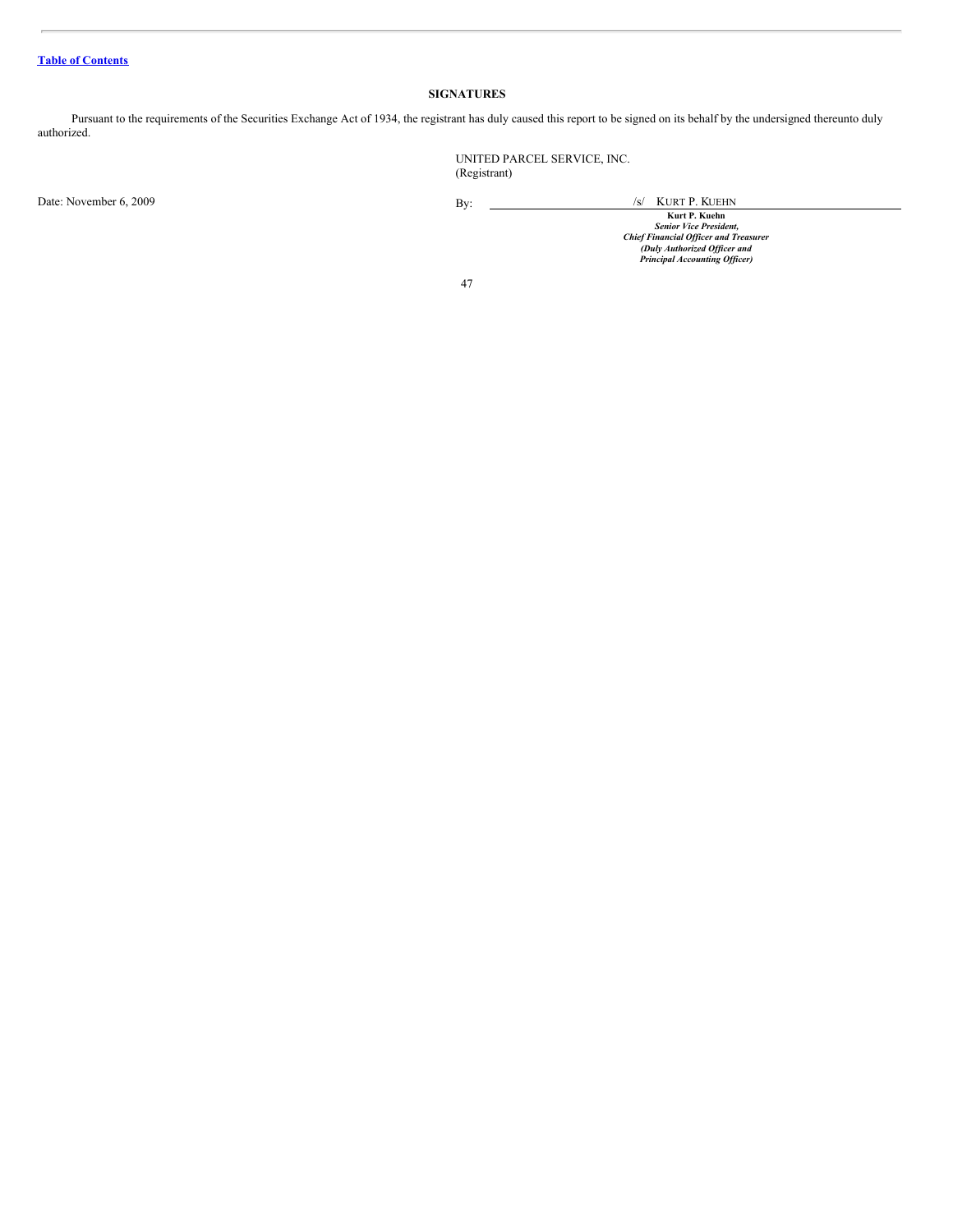[Table of Contents](#)

## SIGNATURES

Pursuant to the requirements of the Securities Exchange Act of 1934, the registrant has duly caused this report to be signed on its behalf by the undersigned thereunto duly authorized.

UNITED PARCEL SERVICE, INC.
(Registrant)

Date: November 6, 2009

By: /s/ KURT P. KUEHN

**Kurt P. Kuehn**
***Senior Vice President,***
***Chief Financial Officer and Treasurer***
***(Duly Authorized Officer and***
***Principal Accounting Officer)***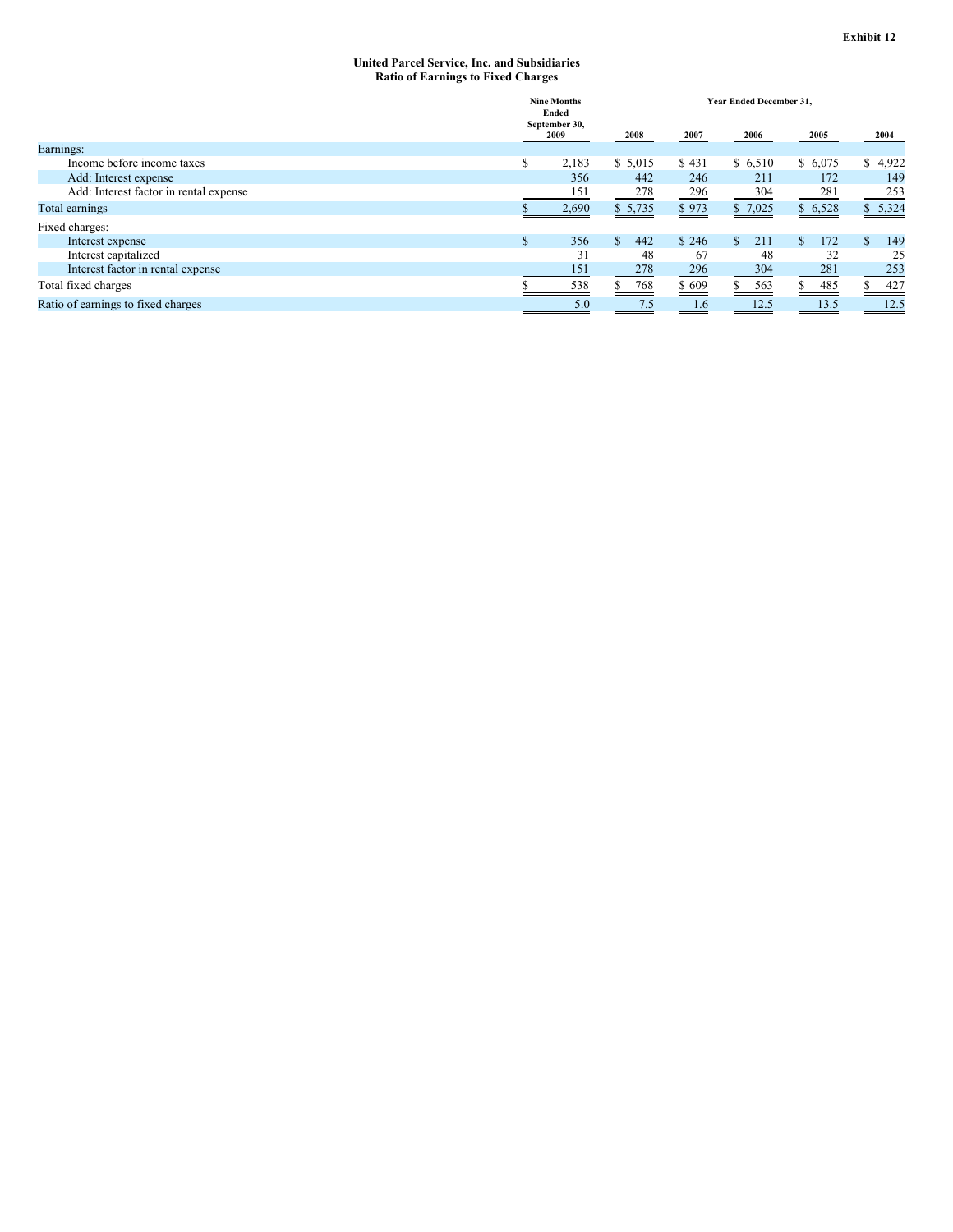**Exhibit 12**

**United Parcel Service, Inc. and Subsidiaries**
**Ratio of Earnings to Fixed Charges**

| | Nine Months Ended September 30, 2009 | Year Ended December 31, | | | | |
|---|---|---|---|---|---|---|
| | | 2008 | 2007 | 2006 | 2005 | 2004 |
| Earnings: | | | | | | |
| Income before income taxes | $ 2,183 | $ 5,015 | $ 431 | $ 6,510 | $ 6,075 | $ 4,922 |
| Add: Interest expense | 356 | 442 | 246 | 211 | 172 | 149 |
| Add: Interest factor in rental expense | 151 | 278 | 296 | 304 | 281 | 253 |
| Total earnings | $ 2,690 | $ 5,735 | $ 973 | $ 7,025 | $ 6,528 | $ 5,324 |
| Fixed charges: | | | | | | |
| Interest expense | $ 356 | $ 442 | $ 246 | $ 211 | $ 172 | $ 149 |
| Interest capitalized | 31 | 48 | 67 | 48 | 32 | 25 |
| Interest factor in rental expense | 151 | 278 | 296 | 304 | 281 | 253 |
| Total fixed charges | $ 538 | $ 768 | $ 609 | $ 563 | $ 485 | $ 427 |
| Ratio of earnings to fixed charges | 5.0 | 7.5 | 1.6 | 12.5 | 13.5 | 12.5 |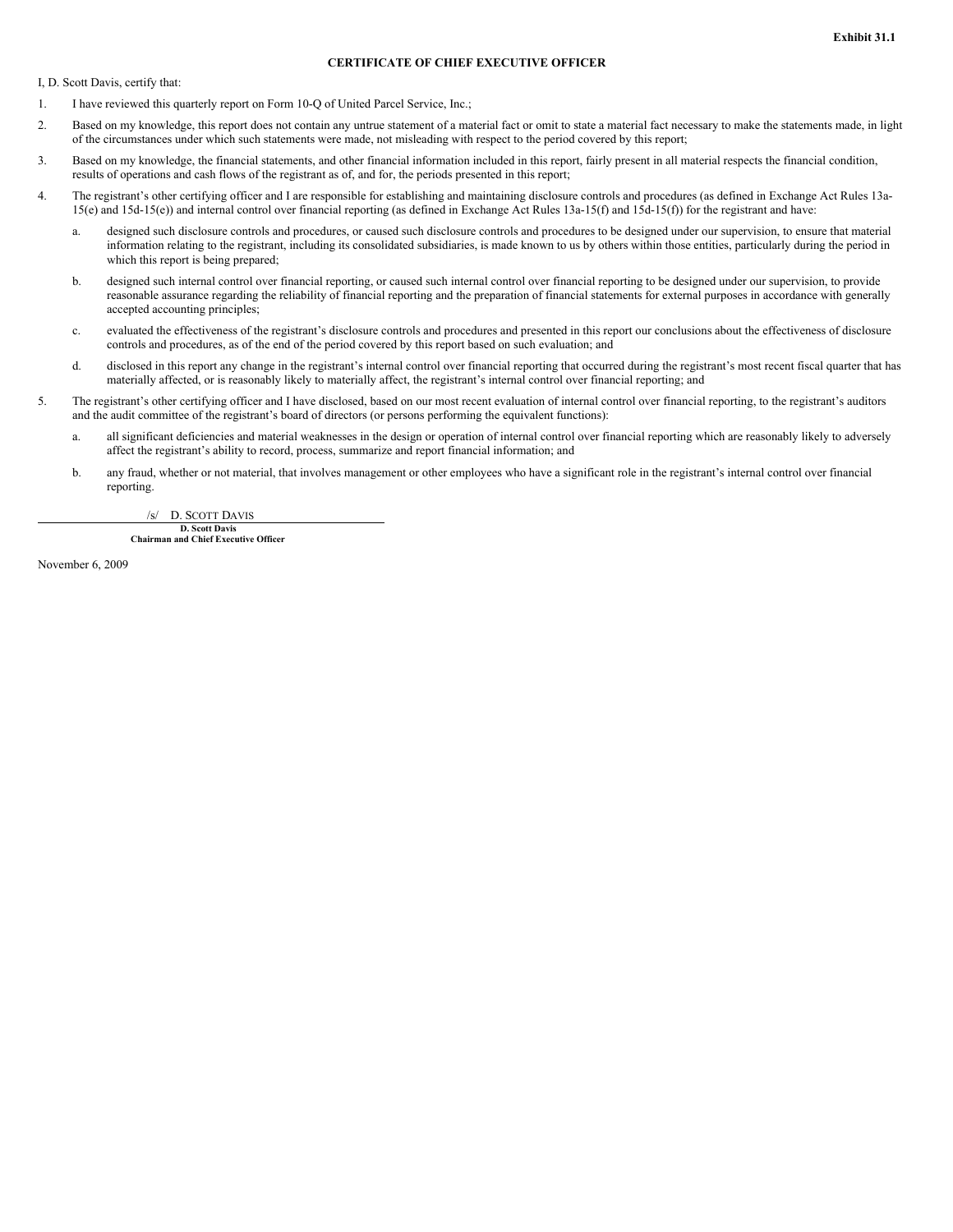**Exhibit 31.1**

# CERTIFICATE OF CHIEF EXECUTIVE OFFICER

I, D. Scott Davis, certify that:

1. I have reviewed this quarterly report on Form 10-Q of United Parcel Service, Inc.;
2. Based on my knowledge, this report does not contain any untrue statement of a material fact or omit to state a material fact necessary to make the statements made, in light of the circumstances under which such statements were made, not misleading with respect to the period covered by this report;
3. Based on my knowledge, the financial statements, and other financial information included in this report, fairly present in all material respects the financial condition, results of operations and cash flows of the registrant as of, and for, the periods presented in this report;
4. The registrant's other certifying officer and I are responsible for establishing and maintaining disclosure controls and procedures (as defined in Exchange Act Rules 13a-15(e) and 15d-15(e)) and internal control over financial reporting (as defined in Exchange Act Rules 13a-15(f) and 15d-15(f)) for the registrant and have:
   a. designed such disclosure controls and procedures, or caused such disclosure controls and procedures to be designed under our supervision, to ensure that material information relating to the registrant, including its consolidated subsidiaries, is made known to us by others within those entities, particularly during the period in which this report is being prepared;
   b. designed such internal control over financial reporting, or caused such internal control over financial reporting to be designed under our supervision, to provide reasonable assurance regarding the reliability of financial reporting and the preparation of financial statements for external purposes in accordance with generally accepted accounting principles;
   c. evaluated the effectiveness of the registrant's disclosure controls and procedures and presented in this report our conclusions about the effectiveness of disclosure controls and procedures, as of the end of the period covered by this report based on such evaluation; and
   d. disclosed in this report any change in the registrant's internal control over financial reporting that occurred during the registrant's most recent fiscal quarter that has materially affected, or is reasonably likely to materially affect, the registrant's internal control over financial reporting; and
5. The registrant's other certifying officer and I have disclosed, based on our most recent evaluation of internal control over financial reporting, to the registrant's auditors and the audit committee of the registrant's board of directors (or persons performing the equivalent functions):
   a. all significant deficiencies and material weaknesses in the design or operation of internal control over financial reporting which are reasonably likely to adversely affect the registrant's ability to record, process, summarize and report financial information; and
   b. any fraud, whether or not material, that involves management or other employees who have a significant role in the registrant's internal control over financial reporting.

/s/ D. SCOTT DAVIS

**D. Scott Davis**
**Chairman and Chief Executive Officer**

November 6, 2009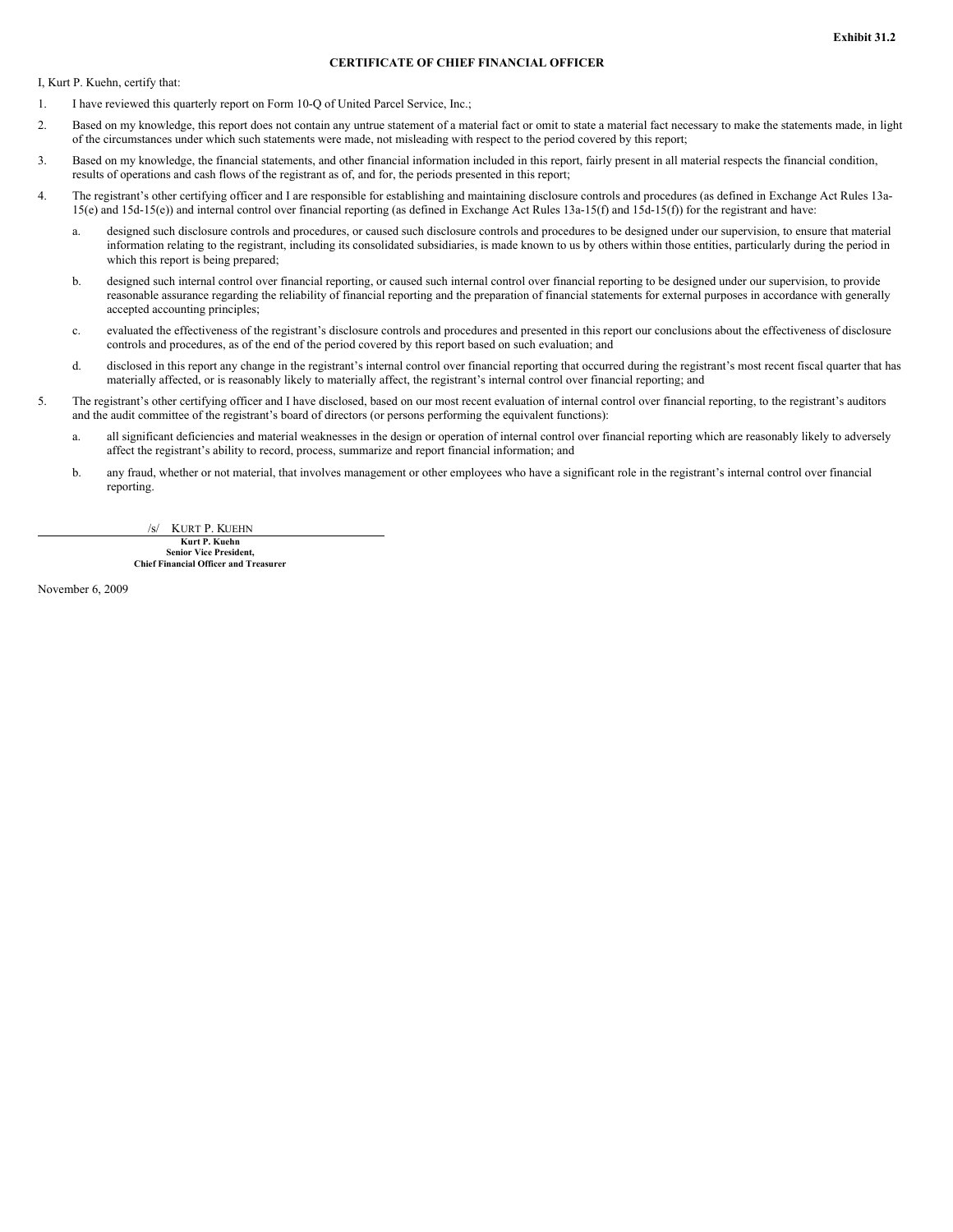**Exhibit 31.2**

**CERTIFICATE OF CHIEF FINANCIAL OFFICER**

I, Kurt P. Kuehn, certify that:

1. I have reviewed this quarterly report on Form 10-Q of United Parcel Service, Inc.;

2. Based on my knowledge, this report does not contain any untrue statement of a material fact or omit to state a material fact necessary to make the statements made, in light of the circumstances under which such statements were made, not misleading with respect to the period covered by this report;

3. Based on my knowledge, the financial statements, and other financial information included in this report, fairly present in all material respects the financial condition, results of operations and cash flows of the registrant as of, and for, the periods presented in this report;

4. The registrant's other certifying officer and I are responsible for establishing and maintaining disclosure controls and procedures (as defined in Exchange Act Rules 13a-15(e) and 15d-15(e)) and internal control over financial reporting (as defined in Exchange Act Rules 13a-15(f) and 15d-15(f)) for the registrant and have:

   a. designed such disclosure controls and procedures, or caused such disclosure controls and procedures to be designed under our supervision, to ensure that material information relating to the registrant, including its consolidated subsidiaries, is made known to us by others within those entities, particularly during the period in which this report is being prepared;

   b. designed such internal control over financial reporting, or caused such internal control over financial reporting to be designed under our supervision, to provide reasonable assurance regarding the reliability of financial reporting and the preparation of financial statements for external purposes in accordance with generally accepted accounting principles;

   c. evaluated the effectiveness of the registrant's disclosure controls and procedures and presented in this report our conclusions about the effectiveness of disclosure controls and procedures, as of the end of the period covered by this report based on such evaluation; and

   d. disclosed in this report any change in the registrant's internal control over financial reporting that occurred during the registrant's most recent fiscal quarter that has materially affected, or is reasonably likely to materially affect, the registrant's internal control over financial reporting; and

5. The registrant's other certifying officer and I have disclosed, based on our most recent evaluation of internal control over financial reporting, to the registrant's auditors and the audit committee of the registrant's board of directors (or persons performing the equivalent functions):

   a. all significant deficiencies and material weaknesses in the design or operation of internal control over financial reporting which are reasonably likely to adversely affect the registrant's ability to record, process, summarize and report financial information; and

   b. any fraud, whether or not material, that involves management or other employees who have a significant role in the registrant's internal control over financial reporting.

/s/ KURT P. KUEHN

**Kurt P. Kuehn**
**Senior Vice President,**
**Chief Financial Officer and Treasurer**

November 6, 2009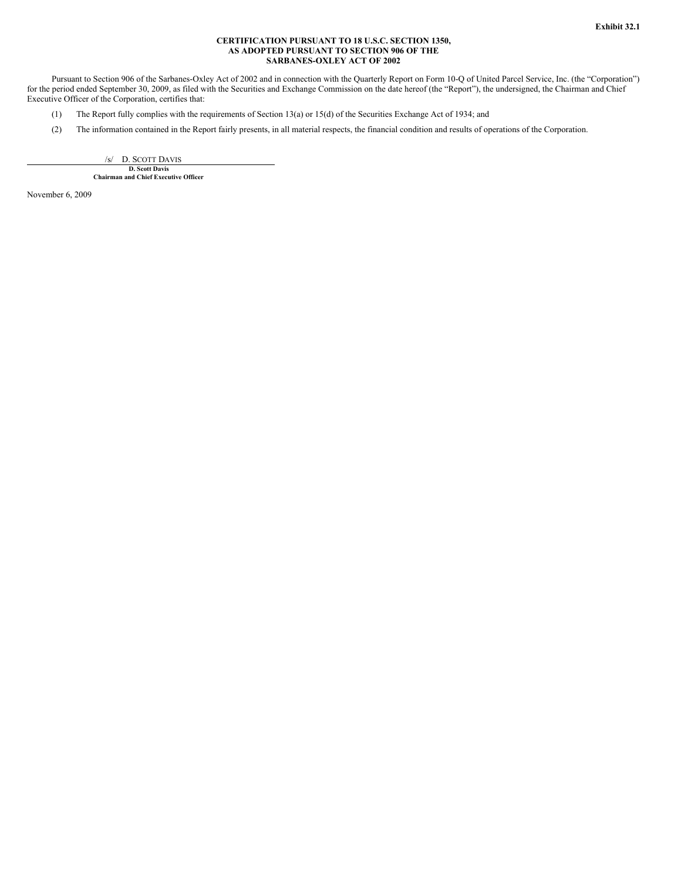**Exhibit 32.1**

**CERTIFICATION PURSUANT TO 18 U.S.C. SECTION 1350,
AS ADOPTED PURSUANT TO SECTION 906 OF THE
SARBANES-OXLEY ACT OF 2002**

Pursuant to Section 906 of the Sarbanes-Oxley Act of 2002 and in connection with the Quarterly Report on Form 10-Q of United Parcel Service, Inc. (the "Corporation") for the period ended September 30, 2009, as filed with the Securities and Exchange Commission on the date hereof (the "Report"), the undersigned, the Chairman and Chief Executive Officer of the Corporation, certifies that:

(1) The Report fully complies with the requirements of Section 13(a) or 15(d) of the Securities Exchange Act of 1934; and

(2) The information contained in the Report fairly presents, in all material respects, the financial condition and results of operations of the Corporation.

/s/ D. SCOTT DAVIS

**D. Scott Davis**
**Chairman and Chief Executive Officer**

November 6, 2009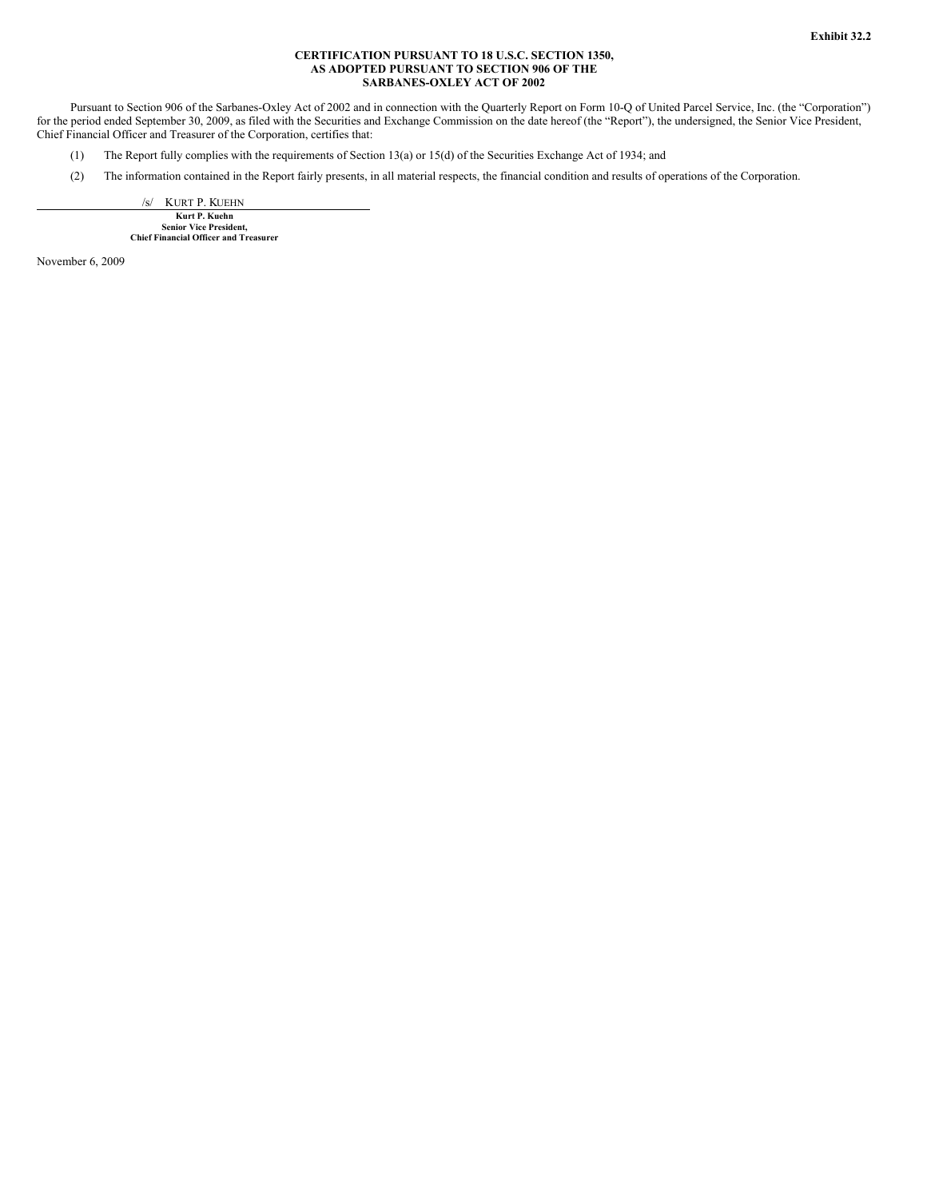**Exhibit 32.2**

**CERTIFICATION PURSUANT TO 18 U.S.C. SECTION 1350,
AS ADOPTED PURSUANT TO SECTION 906 OF THE
SARBANES-OXLEY ACT OF 2002**

Pursuant to Section 906 of the Sarbanes-Oxley Act of 2002 and in connection with the Quarterly Report on Form 10-Q of United Parcel Service, Inc. (the "Corporation") for the period ended September 30, 2009, as filed with the Securities and Exchange Commission on the date hereof (the "Report"), the undersigned, the Senior Vice President, Chief Financial Officer and Treasurer of the Corporation, certifies that:

(1) The Report fully complies with the requirements of Section 13(a) or 15(d) of the Securities Exchange Act of 1934; and

(2) The information contained in the Report fairly presents, in all material respects, the financial condition and results of operations of the Corporation.

/s/ KURT P. KUEHN

**Kurt P. Kuehn**
**Senior Vice President,**
**Chief Financial Officer and Treasurer**

November 6, 2009